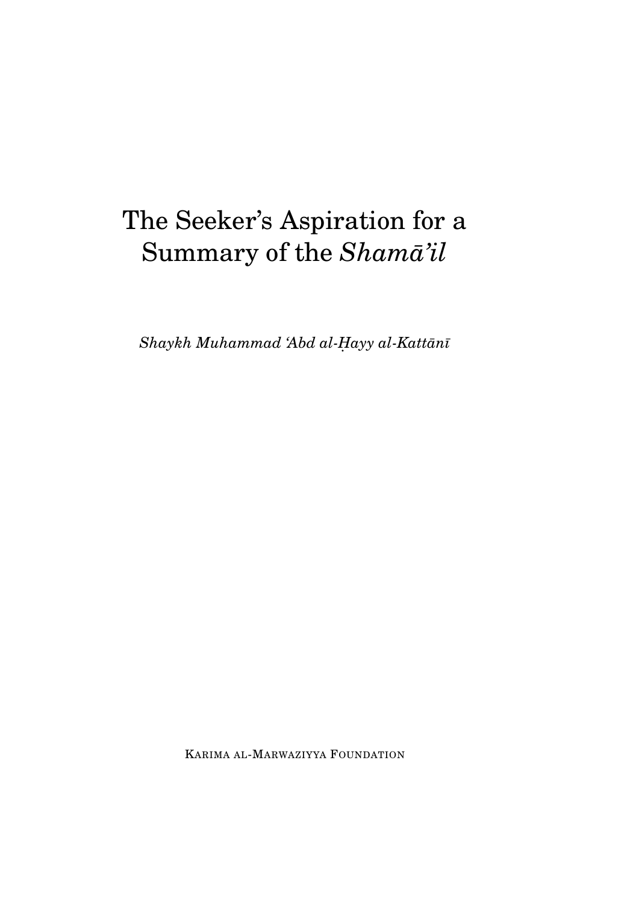# The Seeker's Aspiration for a Summary of the *Shamā'il*

*Shaykh Muhammad 'Abd al-Ḥayy al-Kattānī*

Karima al-Marwaziyya Foundation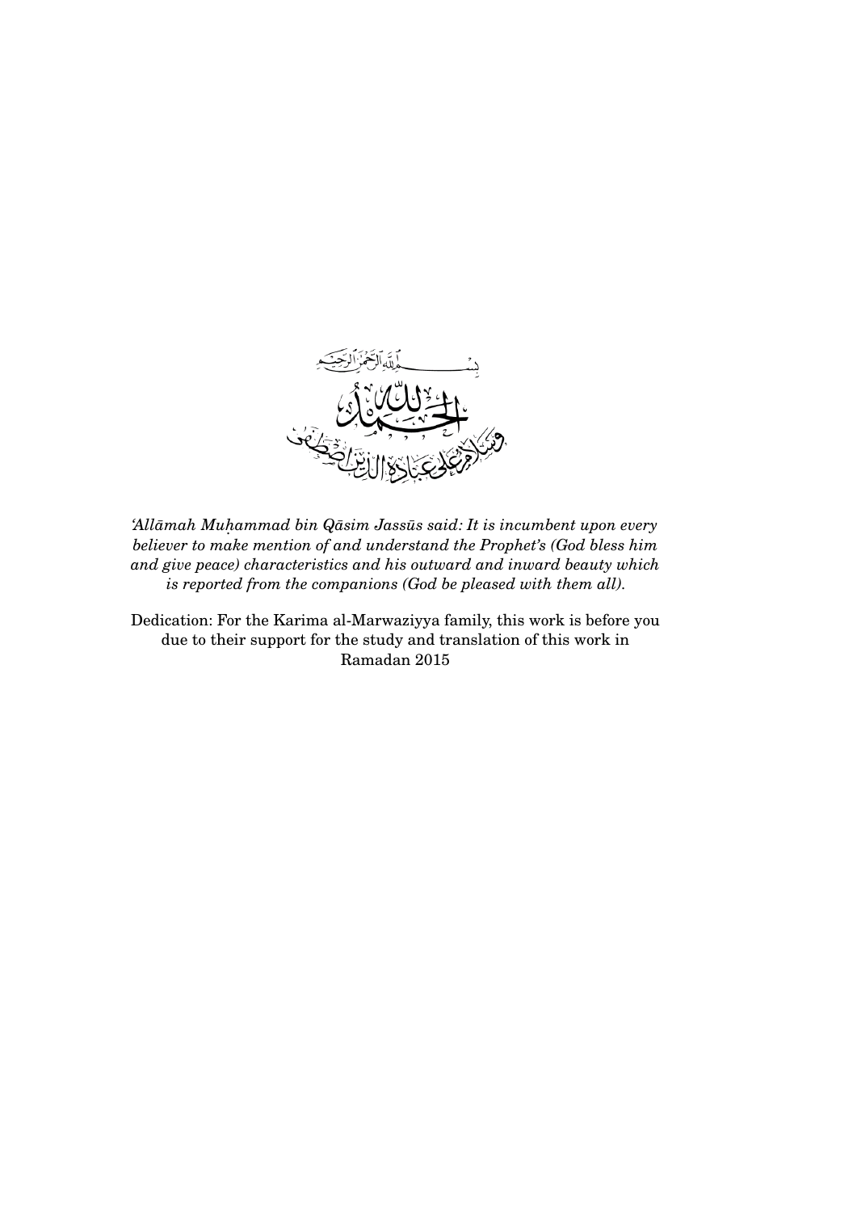بسم الله الرحمن الرحيم

الحمد لله

وسلام على عباده الذين اصطفى

*'Allāmah Muḥammad bin Qāsim Jassūs said: It is incumbent upon every believer to make mention of and understand the Prophet's (God bless him and give peace) characteristics and his outward and inward beauty which is reported from the companions (God be pleased with them all).*

Dedication: For the Karima al-Marwaziyya family, this work is before you due to their support for the study and translation of this work in Ramadan 2015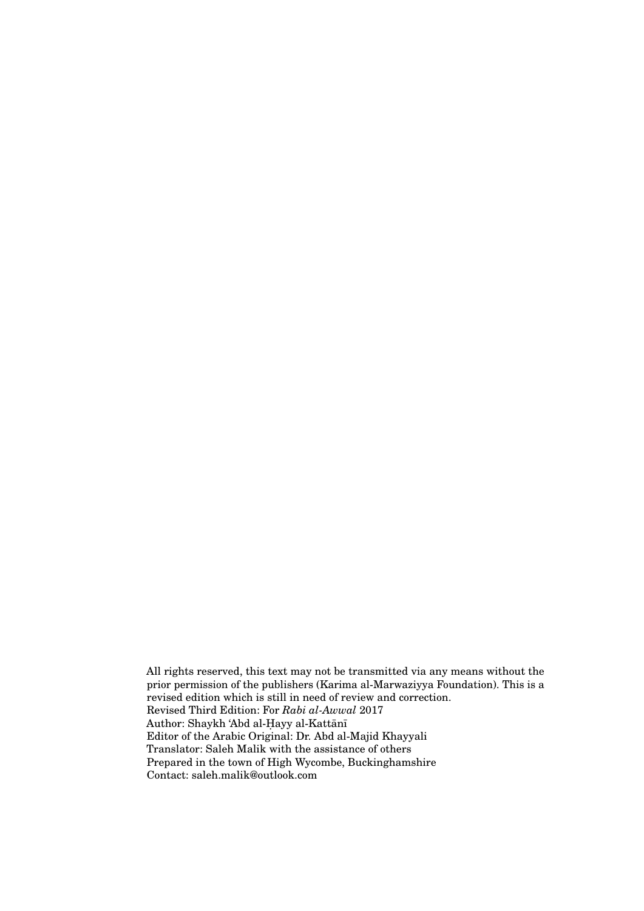All rights reserved, this text may not be transmitted via any means without the prior permission of the publishers (Karima al-Marwaziyya Foundation). This is a revised edition which is still in need of review and correction.
Revised Third Edition: For *Rabi al-Awwal* 2017
Author: Shaykh 'Abd al-Ḥayy al-Kattānī
Editor of the Arabic Original: Dr. Abd al-Majid Khayyali
Translator: Saleh Malik with the assistance of others
Prepared in the town of High Wycombe, Buckinghamshire
Contact: saleh.malik@outlook.com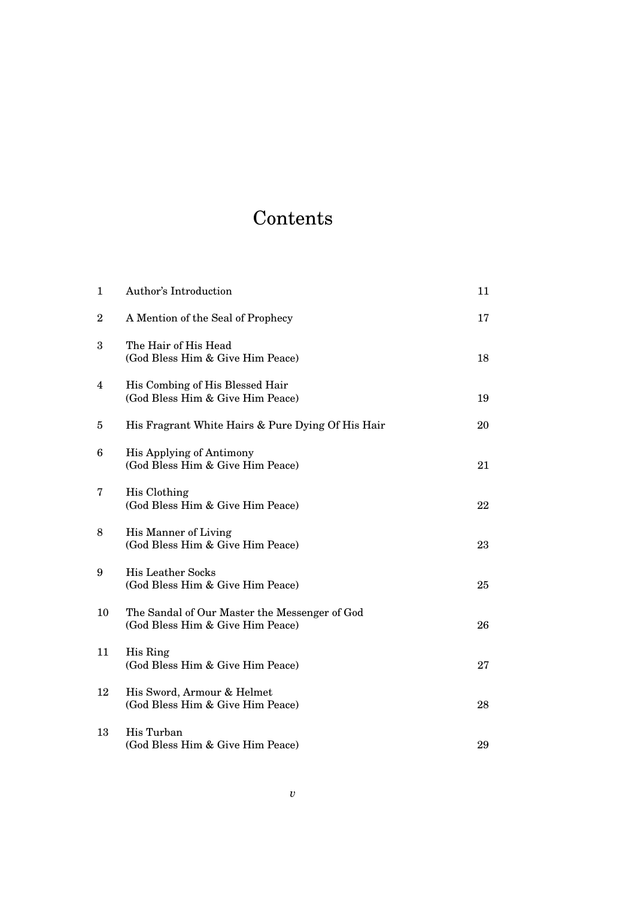# Contents

| | | |
|---|---|---|
| 1 | Author's Introduction | 11 |
| 2 | A Mention of the Seal of Prophecy | 17 |
| 3 | The Hair of His Head (God Bless Him & Give Him Peace) | 18 |
| 4 | His Combing of His Blessed Hair (God Bless Him & Give Him Peace) | 19 |
| 5 | His Fragrant White Hairs & Pure Dying Of His Hair | 20 |
| 6 | His Applying of Antimony (God Bless Him & Give Him Peace) | 21 |
| 7 | His Clothing (God Bless Him & Give Him Peace) | 22 |
| 8 | His Manner of Living (God Bless Him & Give Him Peace) | 23 |
| 9 | His Leather Socks (God Bless Him & Give Him Peace) | 25 |
| 10 | The Sandal of Our Master the Messenger of God (God Bless Him & Give Him Peace) | 26 |
| 11 | His Ring (God Bless Him & Give Him Peace) | 27 |
| 12 | His Sword, Armour & Helmet (God Bless Him & Give Him Peace) | 28 |
| 13 | His Turban (God Bless Him & Give Him Peace) | 29 |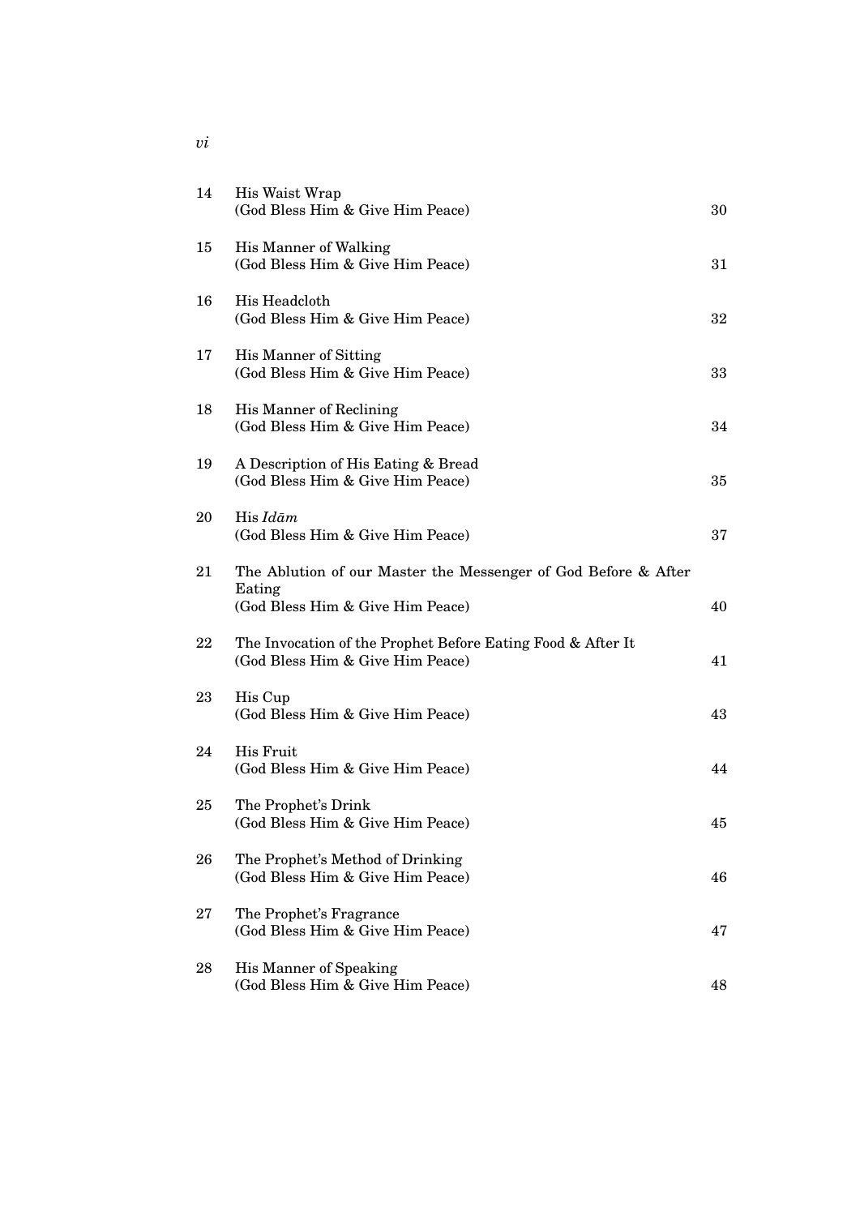| | | |
|---|---|---|
| 14 | His Waist Wrap<br>(God Bless Him & Give Him Peace) | 30 |
| 15 | His Manner of Walking<br>(God Bless Him & Give Him Peace) | 31 |
| 16 | His Headcloth<br>(God Bless Him & Give Him Peace) | 32 |
| 17 | His Manner of Sitting<br>(God Bless Him & Give Him Peace) | 33 |
| 18 | His Manner of Reclining<br>(God Bless Him & Give Him Peace) | 34 |
| 19 | A Description of His Eating & Bread<br>(God Bless Him & Give Him Peace) | 35 |
| 20 | His *Idām*<br>(God Bless Him & Give Him Peace) | 37 |
| 21 | The Ablution of our Master the Messenger of God Before & After Eating<br>(God Bless Him & Give Him Peace) | 40 |
| 22 | The Invocation of the Prophet Before Eating Food & After It<br>(God Bless Him & Give Him Peace) | 41 |
| 23 | His Cup<br>(God Bless Him & Give Him Peace) | 43 |
| 24 | His Fruit<br>(God Bless Him & Give Him Peace) | 44 |
| 25 | The Prophet's Drink<br>(God Bless Him & Give Him Peace) | 45 |
| 26 | The Prophet's Method of Drinking<br>(God Bless Him & Give Him Peace) | 46 |
| 27 | The Prophet's Fragrance<br>(God Bless Him & Give Him Peace) | 47 |
| 28 | His Manner of Speaking<br>(God Bless Him & Give Him Peace) | 48 |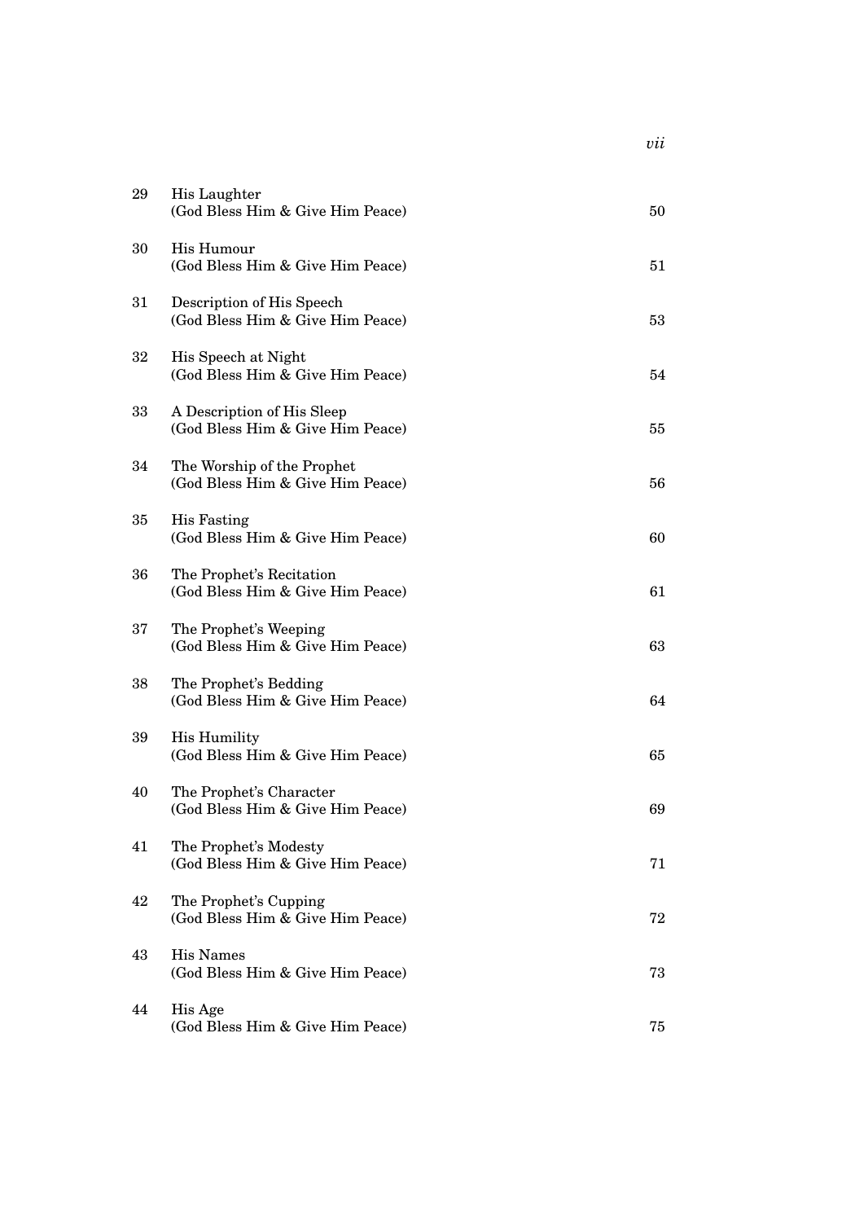| | | |
|---|---|---|
| 29 | His Laughter (God Bless Him & Give Him Peace) | 50 |
| 30 | His Humour (God Bless Him & Give Him Peace) | 51 |
| 31 | Description of His Speech (God Bless Him & Give Him Peace) | 53 |
| 32 | His Speech at Night (God Bless Him & Give Him Peace) | 54 |
| 33 | A Description of His Sleep (God Bless Him & Give Him Peace) | 55 |
| 34 | The Worship of the Prophet (God Bless Him & Give Him Peace) | 56 |
| 35 | His Fasting (God Bless Him & Give Him Peace) | 60 |
| 36 | The Prophet's Recitation (God Bless Him & Give Him Peace) | 61 |
| 37 | The Prophet's Weeping (God Bless Him & Give Him Peace) | 63 |
| 38 | The Prophet's Bedding (God Bless Him & Give Him Peace) | 64 |
| 39 | His Humility (God Bless Him & Give Him Peace) | 65 |
| 40 | The Prophet's Character (God Bless Him & Give Him Peace) | 69 |
| 41 | The Prophet's Modesty (God Bless Him & Give Him Peace) | 71 |
| 42 | The Prophet's Cupping (God Bless Him & Give Him Peace) | 72 |
| 43 | His Names (God Bless Him & Give Him Peace) | 73 |
| 44 | His Age (God Bless Him & Give Him Peace) | 75 |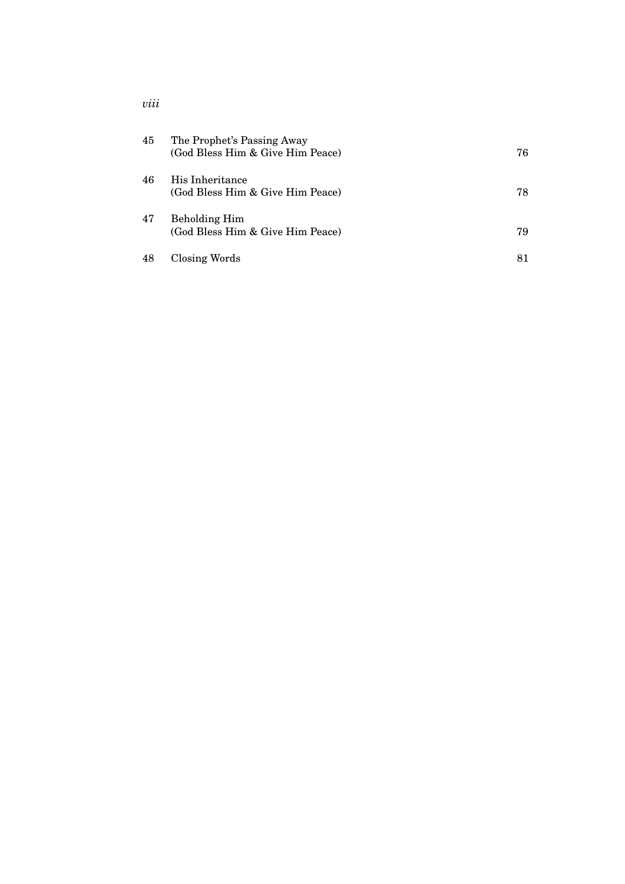| | | |
|---|---|---|
| 45 | The Prophet's Passing Away<br>(God Bless Him & Give Him Peace) | 76 |
| 46 | His Inheritance<br>(God Bless Him & Give Him Peace) | 78 |
| 47 | Beholding Him<br>(God Bless Him & Give Him Peace) | 79 |
| 48 | Closing Words | 81 |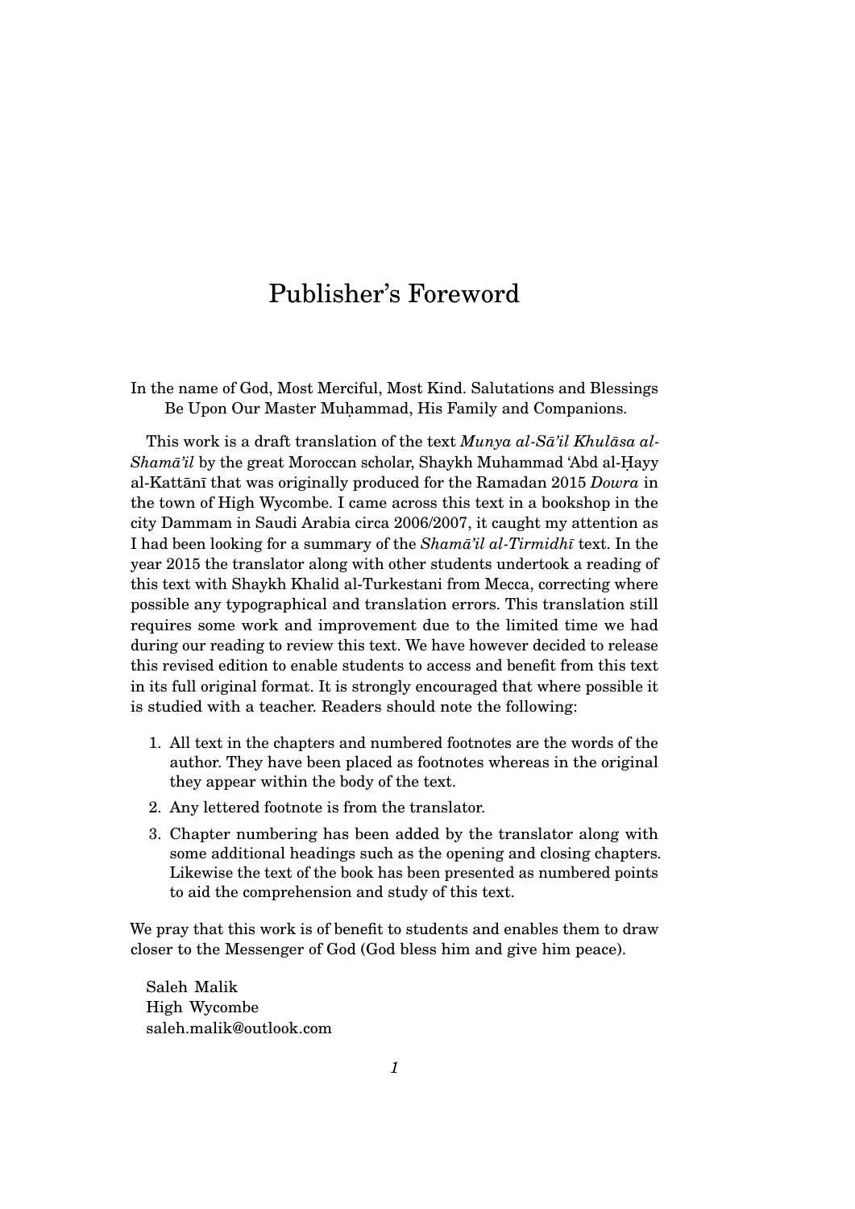# Publisher's Foreword

In the name of God, Most Merciful, Most Kind. Salutations and Blessings Be Upon Our Master Muḥammad, His Family and Companions.

This work is a draft translation of the text *Munya al-Sā'il Khulāsa al-Shamā'il* by the great Moroccan scholar, Shaykh Muhammad 'Abd al-Ḥayy al-Kattānī that was originally produced for the Ramadan 2015 *Dowra* in the town of High Wycombe. I came across this text in a bookshop in the city Dammam in Saudi Arabia circa 2006/2007, it caught my attention as I had been looking for a summary of the *Shamā'il al-Tirmidhī* text. In the year 2015 the translator along with other students undertook a reading of this text with Shaykh Khalid al-Turkestani from Mecca, correcting where possible any typographical and translation errors. This translation still requires some work and improvement due to the limited time we had during our reading to review this text. We have however decided to release this revised edition to enable students to access and benefit from this text in its full original format. It is strongly encouraged that where possible it is studied with a teacher. Readers should note the following:

1. All text in the chapters and numbered footnotes are the words of the author. They have been placed as footnotes whereas in the original they appear within the body of the text.
2. Any lettered footnote is from the translator.
3. Chapter numbering has been added by the translator along with some additional headings such as the opening and closing chapters. Likewise the text of the book has been presented as numbered points to aid the comprehension and study of this text.

We pray that this work is of benefit to students and enables them to draw closer to the Messenger of God (God bless him and give him peace).

Saleh Malik
High Wycombe
saleh.malik@outlook.com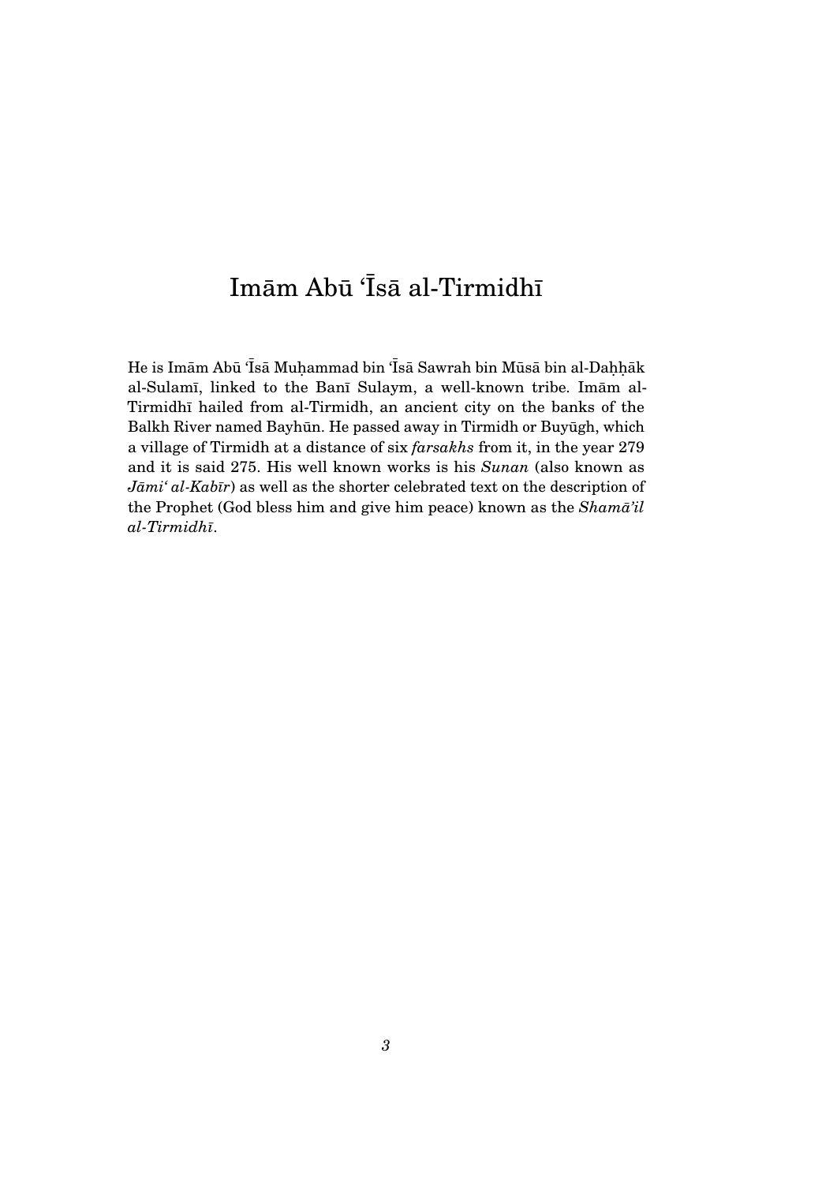# Imām Abū ʿĪsā al-Tirmidhī

He is Imām Abū ʿĪsā Muḥammad bin ʿĪsā Sawrah bin Mūsā bin al-Daḥḥāk al-Sulamī, linked to the Banī Sulaym, a well-known tribe. Imām al-Tirmidhī hailed from al-Tirmidh, an ancient city on the banks of the Balkh River named Bayhūn. He passed away in Tirmidh or Buyūgh, which a village of Tirmidh at a distance of six *farsakhs* from it, in the year 279 and it is said 275. His well known works is his *Sunan* (also known as *Jāmiʿ al-Kabīr*) as well as the shorter celebrated text on the description of the Prophet (God bless him and give him peace) known as the *Shamā'il al-Tirmidhī*.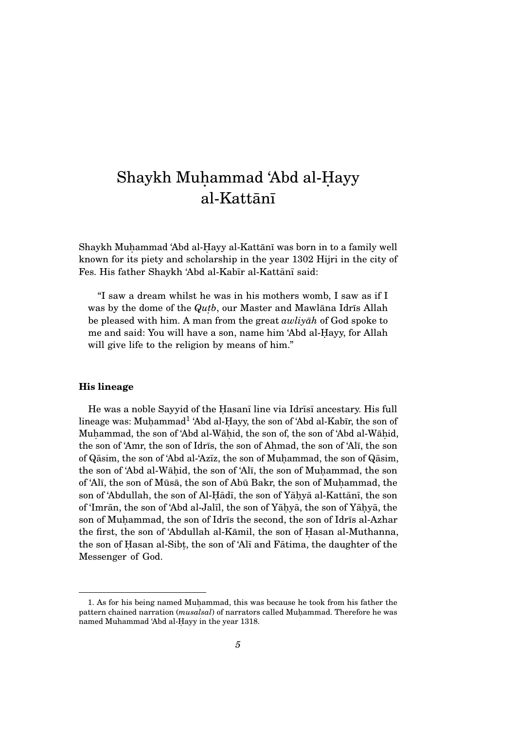# Shaykh Muḥammad 'Abd al-Ḥayy al-Kattānī

Shaykh Muḥammad 'Abd al-Ḥayy al-Kattānī was born in to a family well known for its piety and scholarship in the year 1302 Hijri in the city of Fes. His father Shaykh 'Abd al-Kabīr al-Kattānī said:

> "I saw a dream whilst he was in his mothers womb, I saw as if I was by the dome of the *Quṭb*, our Master and Mawlāna Idrīs Allah be pleased with him. A man from the great *awliyāh* of God spoke to me and said: You will have a son, name him 'Abd al-Ḥayy, for Allah will give life to the religion by means of him."

**His lineage**

He was a noble Sayyid of the Ḥasanī line via Idrīsī ancestary. His full lineage was: Muḥammad[1] 'Abd al-Ḥayy, the son of 'Abd al-Kabīr, the son of Muḥammad, the son of 'Abd al-Wāḥid, the son of, the son of 'Abd al-Wāḥid, the son of 'Amr, the son of Idrīs, the son of Aḥmad, the son of 'Alī, the son of Qāsim, the son of 'Abd al-'Azīz, the son of Muḥammad, the son of Qāsim, the son of 'Abd al-Wāḥid, the son of 'Alī, the son of Muḥammad, the son of 'Alī, the son of Mūsā, the son of Abū Bakr, the son of Muḥammad, the son of 'Abdullah, the son of Al-Ḥādī, the son of Yāḥyā al-Kattānī, the son of 'Imrān, the son of 'Abd al-Jalīl, the son of Yāḥyā, the son of Yāḥyā, the son of Muḥammad, the son of Idrīs the second, the son of Idrīs al-Azhar the first, the son of 'Abdullah al-Kāmil, the son of Ḥasan al-Muthanna, the son of Ḥasan al-Sibṭ, the son of 'Alī and Fātima, the daughter of the Messenger of God.

---

1. As for his being named Muḥammad, this was because he took from his father the pattern chained narration (*musalsal*) of narrators called Muḥammad. Therefore he was named Muhammad 'Abd al-Ḥayy in the year 1318.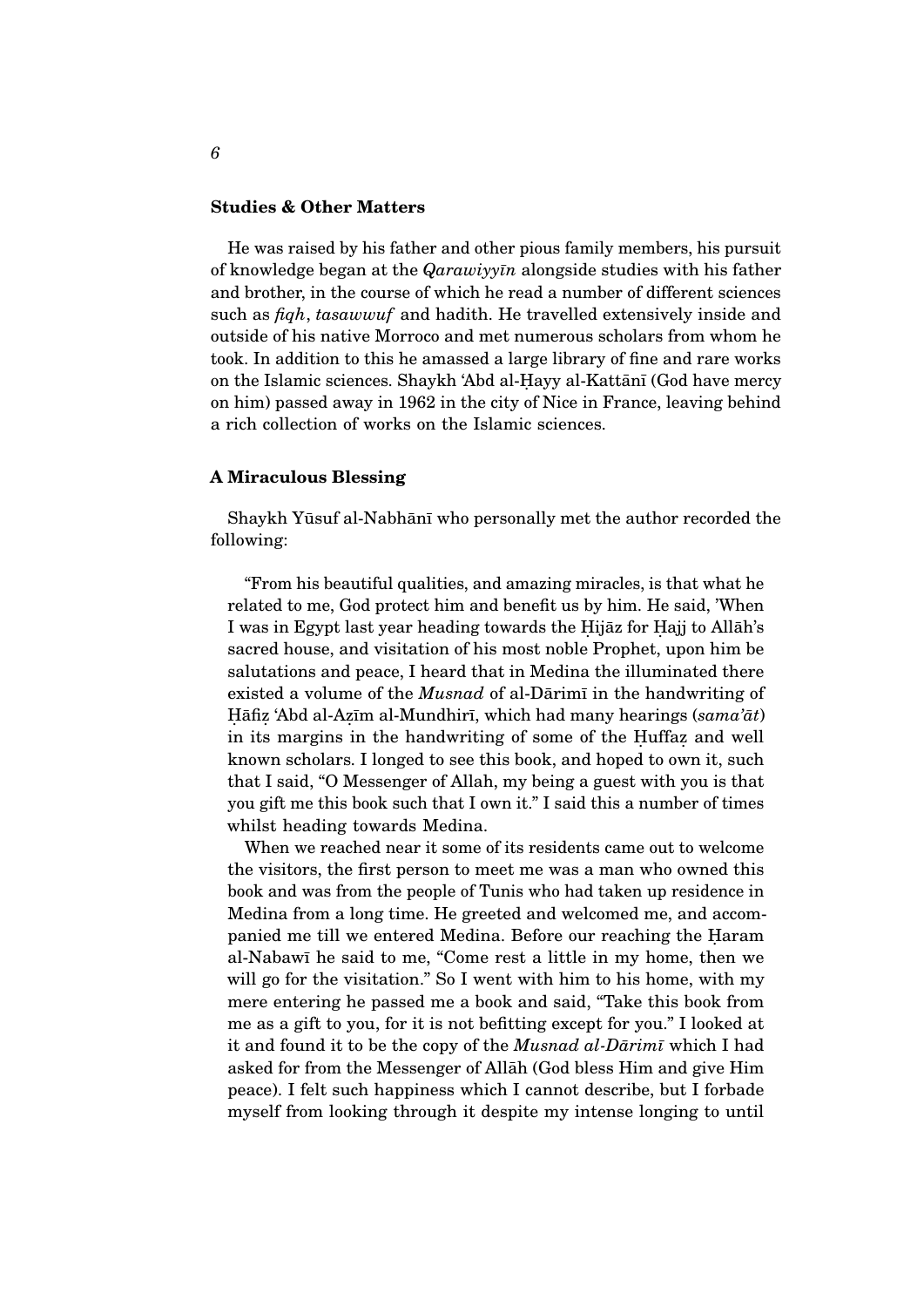### Studies & Other Matters

He was raised by his father and other pious family members, his pursuit of knowledge began at the *Qarawiyyīn* alongside studies with his father and brother, in the course of which he read a number of different sciences such as *fiqh*, *tasawwuf* and hadith. He travelled extensively inside and outside of his native Morroco and met numerous scholars from whom he took. In addition to this he amassed a large library of fine and rare works on the Islamic sciences. Shaykh ʿAbd al-Ḥayy al-Kattānī (God have mercy on him) passed away in 1962 in the city of Nice in France, leaving behind a rich collection of works on the Islamic sciences.

### A Miraculous Blessing

Shaykh Yūsuf al-Nabhānī who personally met the author recorded the following:

> "From his beautiful qualities, and amazing miracles, is that what he related to me, God protect him and benefit us by him. He said, 'When I was in Egypt last year heading towards the Ḥijāz for Ḥajj to Allāh's sacred house, and visitation of his most noble Prophet, upon him be salutations and peace, I heard that in Medina the illuminated there existed a volume of the *Musnad* of al-Dārimī in the handwriting of Ḥāfiẓ ʿAbd al-Aẓīm al-Mundhirī, which had many hearings (*samaʿāt*) in its margins in the handwriting of some of the Ḥuffaẓ and well known scholars. I longed to see this book, and hoped to own it, such that I said, "O Messenger of Allah, my being a guest with you is that you gift me this book such that I own it." I said this a number of times whilst heading towards Medina.
>
> When we reached near it some of its residents came out to welcome the visitors, the first person to meet me was a man who owned this book and was from the people of Tunis who had taken up residence in Medina from a long time. He greeted and welcomed me, and accompanied me till we entered Medina. Before our reaching the Ḥaram al-Nabawī he said to me, "Come rest a little in my home, then we will go for the visitation." So I went with him to his home, with my mere entering he passed me a book and said, "Take this book from me as a gift to you, for it is not befitting except for you." I looked at it and found it to be the copy of the *Musnad al-Dārimī* which I had asked for from the Messenger of Allāh (God bless Him and give Him peace). I felt such happiness which I cannot describe, but I forbade myself from looking through it despite my intense longing to until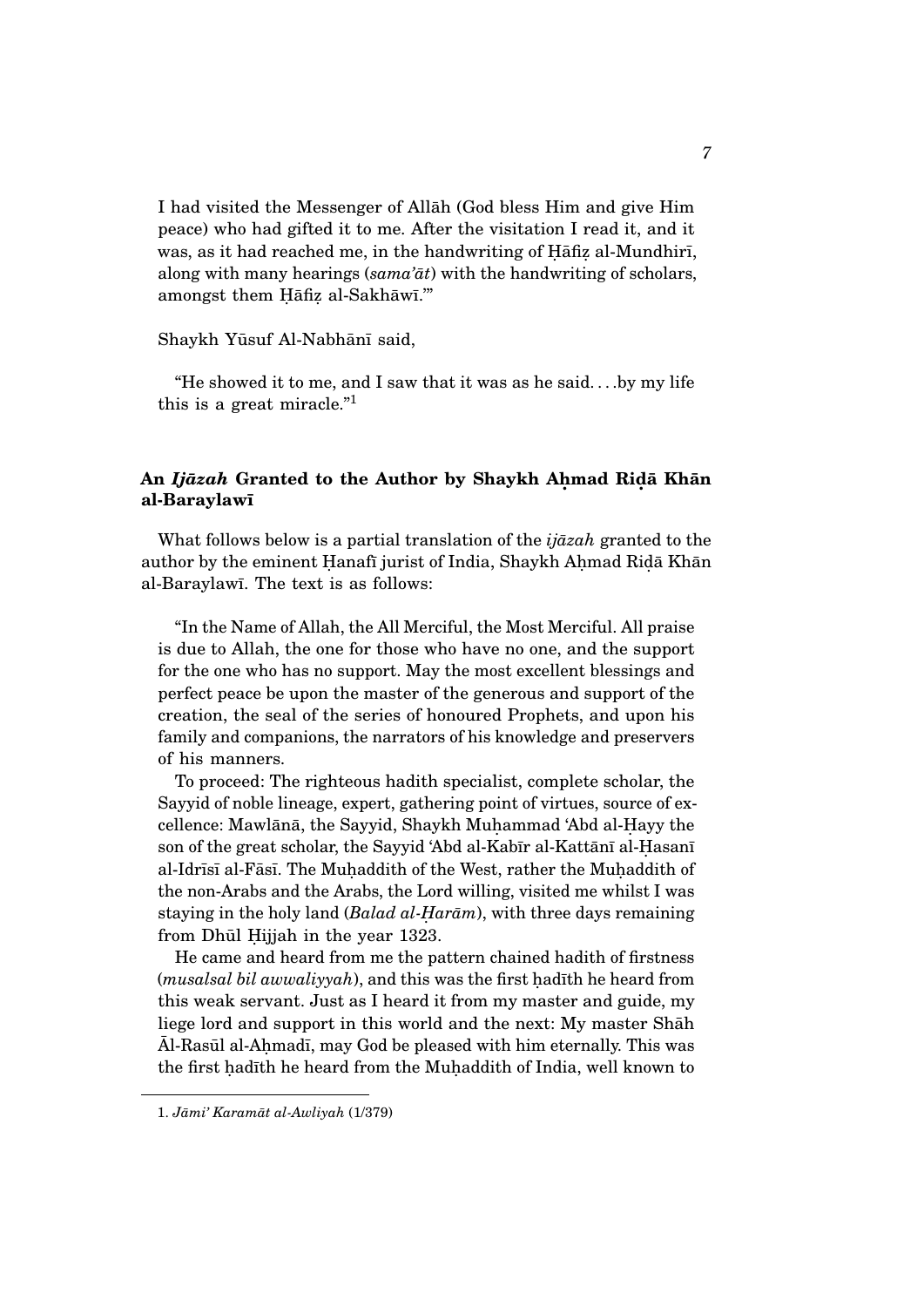I had visited the Messenger of Allāh (God bless Him and give Him peace) who had gifted it to me. After the visitation I read it, and it was, as it had reached me, in the handwriting of Ḥāfiẓ al-Mundhirī, along with many hearings (*sama'āt*) with the handwriting of scholars, amongst them Ḥāfiẓ al-Sakhāwī.'"

Shaykh Yūsuf Al-Nabhānī said,

"He showed it to me, and I saw that it was as he said. . . .by my life this is a great miracle."[1]

### An *Ijāzah* Granted to the Author by Shaykh Aḥmad Riḍā Khān al-Baraylawī

What follows below is a partial translation of the *ijāzah* granted to the author by the eminent Ḥanafī jurist of India, Shaykh Aḥmad Riḍā Khān al-Baraylawī. The text is as follows:

"In the Name of Allah, the All Merciful, the Most Merciful. All praise is due to Allah, the one for those who have no one, and the support for the one who has no support. May the most excellent blessings and perfect peace be upon the master of the generous and support of the creation, the seal of the series of honoured Prophets, and upon his family and companions, the narrators of his knowledge and preservers of his manners.

To proceed: The righteous hadith specialist, complete scholar, the Sayyid of noble lineage, expert, gathering point of virtues, source of excellence: Mawlānā, the Sayyid, Shaykh Muḥammad 'Abd al-Ḥayy the son of the great scholar, the Sayyid 'Abd al-Kabīr al-Kattānī al-Ḥasanī al-Idrīsī al-Fāsī. The Muḥaddith of the West, rather the Muḥaddith of the non-Arabs and the Arabs, the Lord willing, visited me whilst I was staying in the holy land (*Balad al-Ḥarām*), with three days remaining from Dhūl Ḥijjah in the year 1323.

He came and heard from me the pattern chained hadith of firstness (*musalsal bil awwaliyyah*), and this was the first ḥadīth he heard from this weak servant. Just as I heard it from my master and guide, my liege lord and support in this world and the next: My master Shāh Āl-Rasūl al-Aḥmadī, may God be pleased with him eternally. This was the first ḥadīth he heard from the Muḥaddith of India, well known to

---

1. *Jāmi' Karamāt al-Awliyah* (1/379)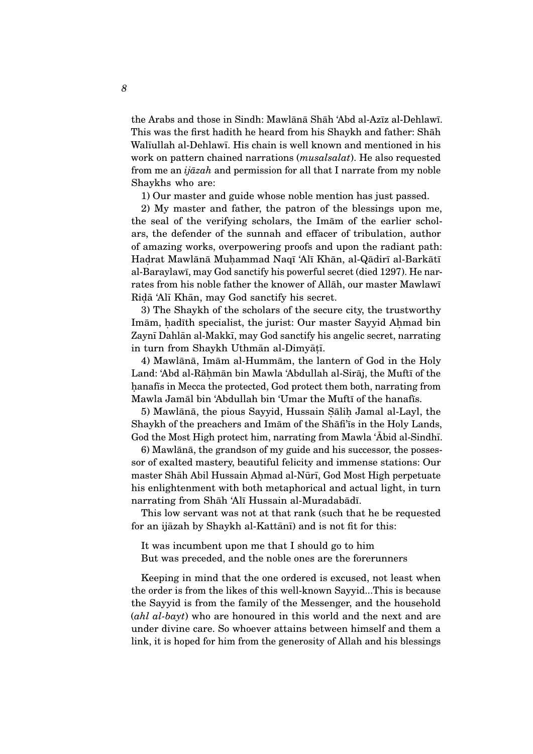the Arabs and those in Sindh: Mawlānā Shāh 'Abd al-Azīz al-Dehlawī. This was the first hadith he heard from his Shaykh and father: Shāh Walīullah al-Dehlawī. His chain is well known and mentioned in his work on pattern chained narrations (*musalsalat*). He also requested from me an *ijāzah* and permission for all that I narrate from my noble Shaykhs who are:

1) Our master and guide whose noble mention has just passed.

2) My master and father, the patron of the blessings upon me, the seal of the verifying scholars, the Imām of the earlier scholars, the defender of the sunnah and effacer of tribulation, author of amazing works, overpowering proofs and upon the radiant path: Haḍrat Mawlānā Muḥammad Naqī 'Alī Khān, al-Qādirī al-Barkātī al-Baraylawī, may God sanctify his powerful secret (died 1297). He narrates from his noble father the knower of Allāh, our master Mawlawī Riḍā 'Alī Khān, may God sanctify his secret.

3) The Shaykh of the scholars of the secure city, the trustworthy Imām, ḥadīth specialist, the jurist: Our master Sayyid Aḥmad bin Zaynī Dahlān al-Makkī, may God sanctify his angelic secret, narrating in turn from Shaykh Uthmān al-Dimyāṭī.

4) Mawlānā, Imām al-Hummām, the lantern of God in the Holy Land: 'Abd al-Rāḥmān bin Mawla 'Abdullah al-Sirāj, the Muftī of the ḥanafīs in Mecca the protected, God protect them both, narrating from Mawla Jamāl bin 'Abdullah bin 'Umar the Muftī of the hanafīs.

5) Mawlānā, the pious Sayyid, Hussain Ṣāliḥ Jamal al-Layl, the Shaykh of the preachers and Imām of the Shāfi'īs in the Holy Lands, God the Most High protect him, narrating from Mawla 'Ābid al-Sindhī.

6) Mawlānā, the grandson of my guide and his successor, the possessor of exalted mastery, beautiful felicity and immense stations: Our master Shāh Abil Hussain Aḥmad al-Nūrī, God Most High perpetuate his enlightenment with both metaphorical and actual light, in turn narrating from Shāh 'Alī Hussain al-Muradabādī.

This low servant was not at that rank (such that he be requested for an ijāzah by Shaykh al-Kattānī) and is not fit for this:

It was incumbent upon me that I should go to him
But was preceded, and the noble ones are the forerunners

Keeping in mind that the one ordered is excused, not least when the order is from the likes of this well-known Sayyid...This is because the Sayyid is from the family of the Messenger, and the household (*ahl al-bayt*) who are honoured in this world and the next and are under divine care. So whoever attains between himself and them a link, it is hoped for him from the generosity of Allah and his blessings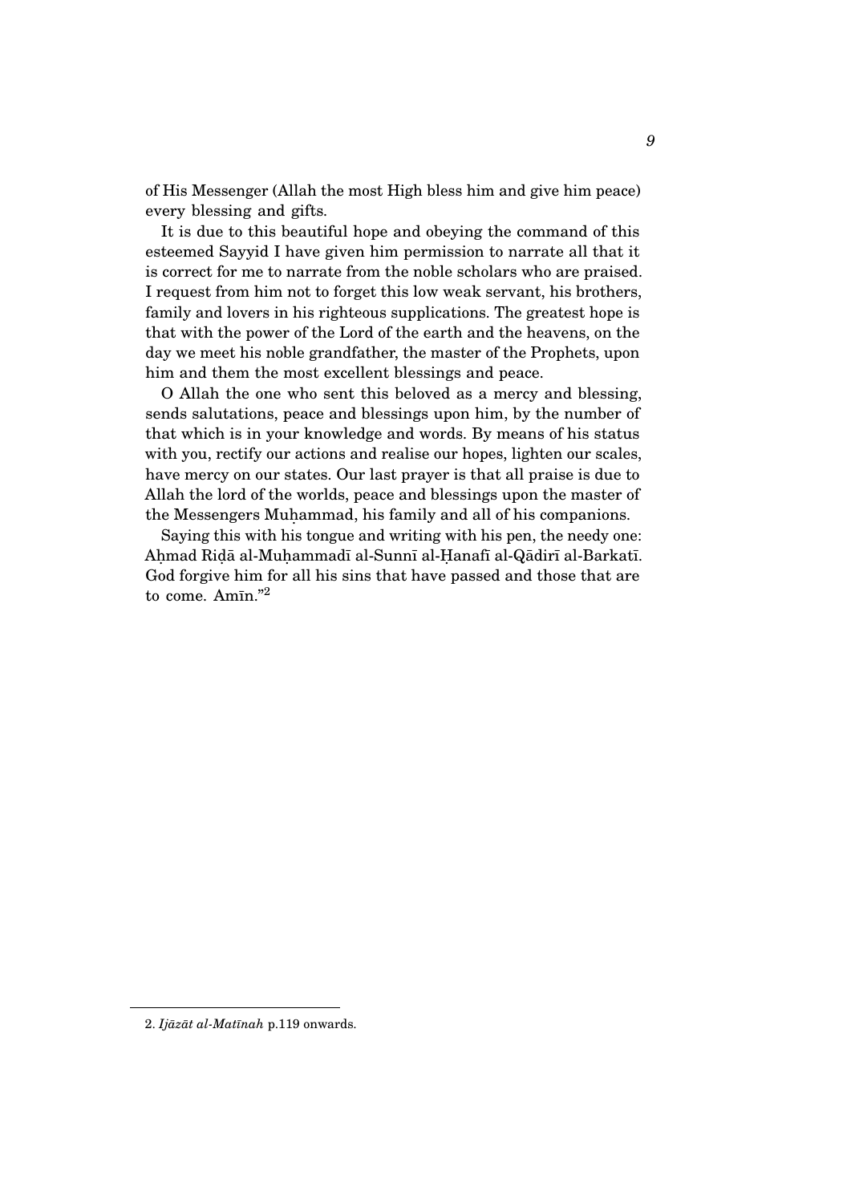of His Messenger (Allah the most High bless him and give him peace) every blessing and gifts.

It is due to this beautiful hope and obeying the command of this esteemed Sayyid I have given him permission to narrate all that it is correct for me to narrate from the noble scholars who are praised. I request from him not to forget this low weak servant, his brothers, family and lovers in his righteous supplications. The greatest hope is that with the power of the Lord of the earth and the heavens, on the day we meet his noble grandfather, the master of the Prophets, upon him and them the most excellent blessings and peace.

O Allah the one who sent this beloved as a mercy and blessing, sends salutations, peace and blessings upon him, by the number of that which is in your knowledge and words. By means of his status with you, rectify our actions and realise our hopes, lighten our scales, have mercy on our states. Our last prayer is that all praise is due to Allah the lord of the worlds, peace and blessings upon the master of the Messengers Muḥammad, his family and all of his companions.

Saying this with his tongue and writing with his pen, the needy one: Aḥmad Riḍā al-Muḥammadī al-Sunnī al-Ḥanafī al-Qādirī al-Barkatī. God forgive him for all his sins that have passed and those that are to come. Amīn."[2]

---

2. *Ijāzāt al-Matīnah* p.119 onwards.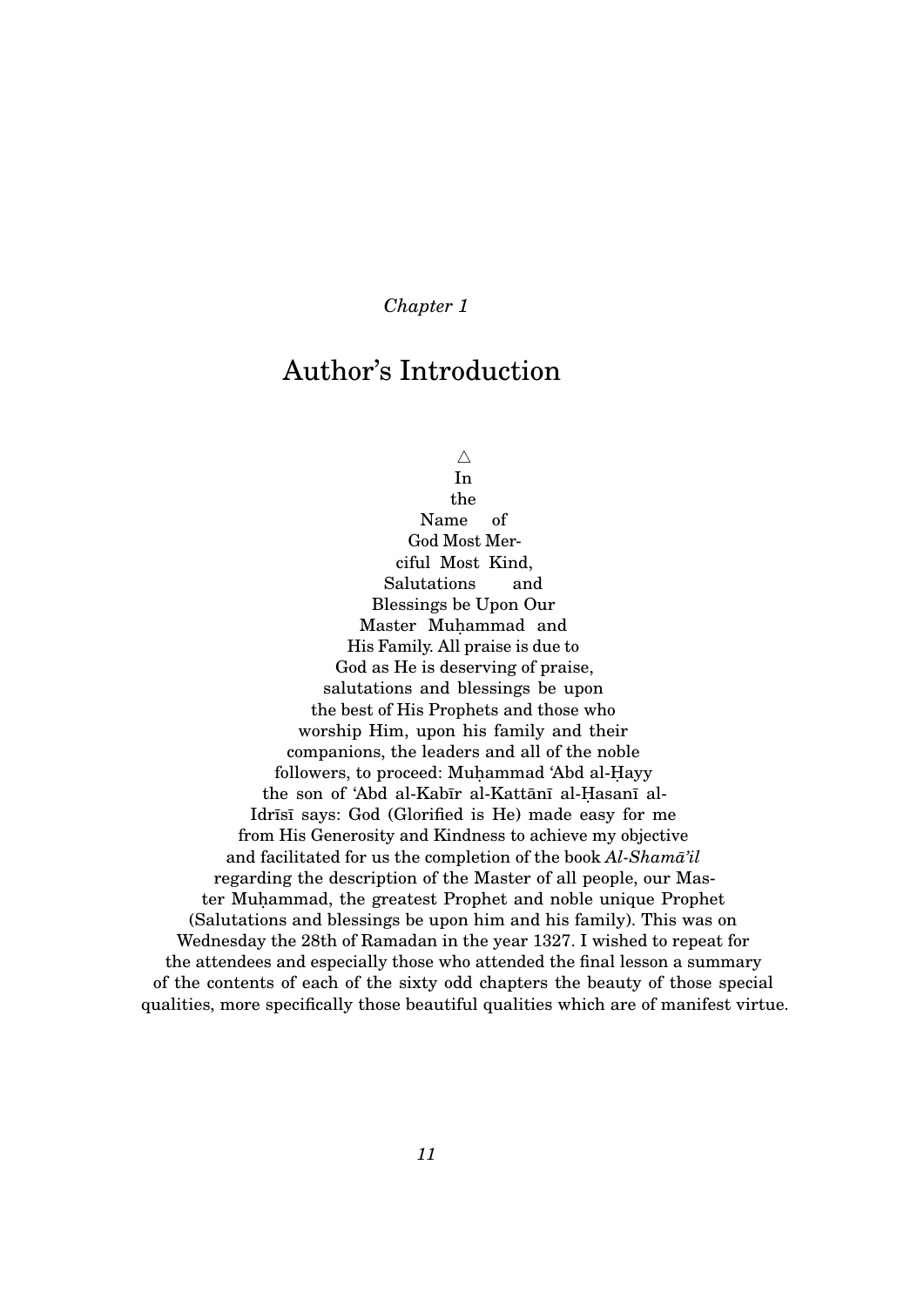*Chapter 1*

# Author's Introduction

△

In the Name of God Most Merciful Most Kind, Salutations and Blessings be Upon Our Master Muḥammad and His Family. All praise is due to God as He is deserving of praise, salutations and blessings be upon the best of His Prophets and those who worship Him, upon his family and their companions, the leaders and all of the noble followers, to proceed: Muḥammad 'Abd al-Ḥayy the son of 'Abd al-Kabīr al-Kattānī al-Ḥasanī al-Idrīsī says: God (Glorified is He) made easy for me from His Generosity and Kindness to achieve my objective and facilitated for us the completion of the book *Al-Shamā'il* regarding the description of the Master of all people, our Master Muḥammad, the greatest Prophet and noble unique Prophet (Salutations and blessings be upon him and his family). This was on Wednesday the 28th of Ramadan in the year 1327. I wished to repeat for the attendees and especially those who attended the final lesson a summary of the contents of each of the sixty odd chapters the beauty of those special qualities, more specifically those beautiful qualities which are of manifest virtue.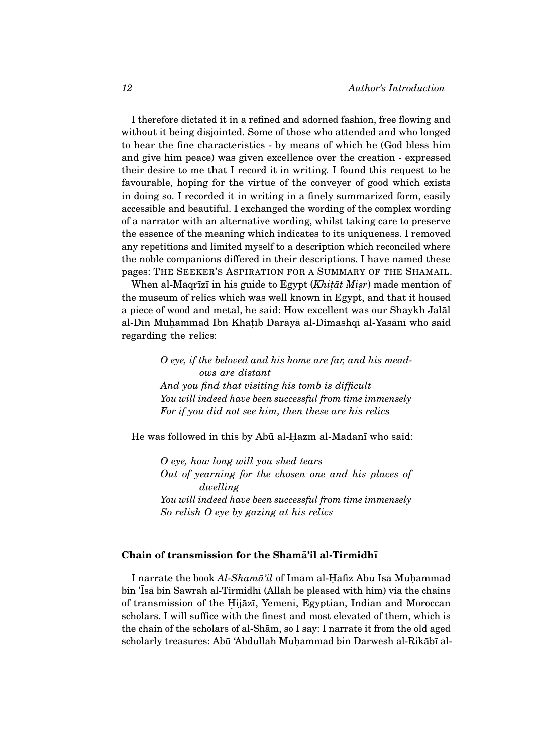I therefore dictated it in a refined and adorned fashion, free flowing and without it being disjointed. Some of those who attended and who longed to hear the fine characteristics - by means of which he (God bless him and give him peace) was given excellence over the creation - expressed their desire to me that I record it in writing. I found this request to be favourable, hoping for the virtue of the conveyer of good which exists in doing so. I recorded it in writing in a finely summarized form, easily accessible and beautiful. I exchanged the wording of the complex wording of a narrator with an alternative wording, whilst taking care to preserve the essence of the meaning which indicates to its uniqueness. I removed any repetitions and limited myself to a description which reconciled where the noble companions differed in their descriptions. I have named these pages: THE SEEKER'S ASPIRATION FOR A SUMMARY OF THE SHAMAIL.

When al-Maqrīzī in his guide to Egypt (*Khiṭāt Miṣr*) made mention of the museum of relics which was well known in Egypt, and that it housed a piece of wood and metal, he said: How excellent was our Shaykh Jalāl al-Dīn Muḥammad Ibn Khaṭīb Darāyā al-Dimashqī al-Yasānī who said regarding the relics:

> *O eye, if the beloved and his home are far, and his meadows are distant*
> *And you find that visiting his tomb is difficult*
> *You will indeed have been successful from time immensely*
> *For if you did not see him, then these are his relics*

He was followed in this by Abū al-Ḥazm al-Madanī who said:

> *O eye, how long will you shed tears*
> *Out of yearning for the chosen one and his places of dwelling*
> *You will indeed have been successful from time immensely*
> *So relish O eye by gazing at his relics*

### Chain of transmission for the Shamā'il al-Tirmidhī

I narrate the book *Al-Shamā'il* of Imām al-Ḥāfiz Abū Isā Muḥammad bin 'Īsā bin Sawrah al-Tirmidhī (Allāh be pleased with him) via the chains of transmission of the Ḥijāzī, Yemeni, Egyptian, Indian and Moroccan scholars. I will suffice with the finest and most elevated of them, which is the chain of the scholars of al-Shām, so I say: I narrate it from the old aged scholarly treasures: Abū 'Abdullah Muḥammad bin Darwesh al-Rikābī al-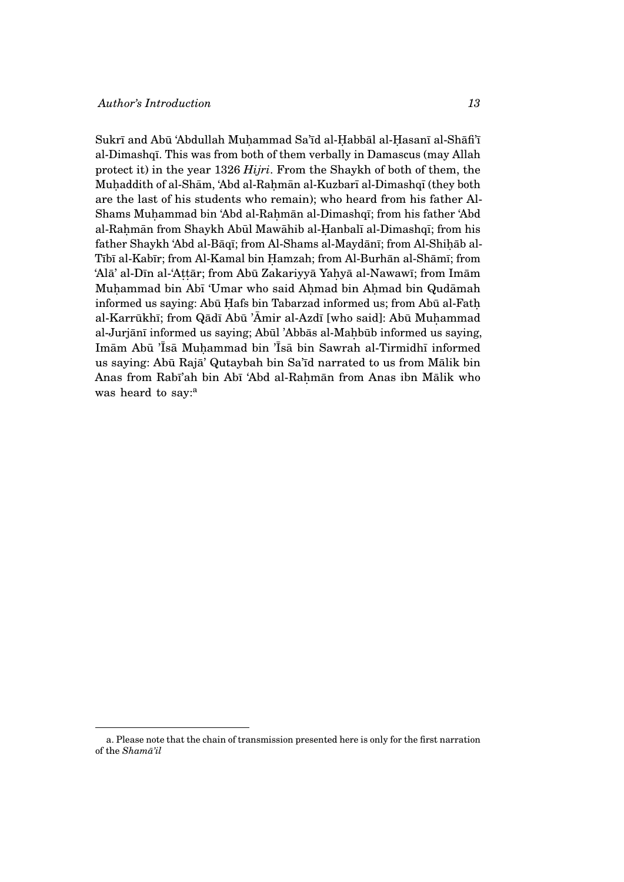Sukrī and Abū 'Abdullah Muḥammad Sa'īd al-Ḥabbāl al-Ḥasanī al-Shāfi'ī al-Dimashqī. This was from both of them verbally in Damascus (may Allah protect it) in the year 1326 *Hijri*. From the Shaykh of both of them, the Muḥaddith of al-Shām, 'Abd al-Raḥmān al-Kuzbarī al-Dimashqī (they both are the last of his students who remain); who heard from his father Al-Shams Muḥammad bin 'Abd al-Raḥmān al-Dimashqī; from his father 'Abd al-Raḥmān from Shaykh Abūl Mawāhib al-Ḥanbalī al-Dimashqī; from his father Shaykh 'Abd al-Bāqī; from Al-Shams al-Maydānī; from Al-Shiḥāb al-Tībī al-Kabīr; from Al-Kamal bin Ḥamzah; from Al-Burhān al-Shāmī; from 'Alā' al-Dīn al-'Aṭṭār; from Abū Zakariyyā Yaḥyā al-Nawawī; from Imām Muḥammad bin Abī 'Umar who said Aḥmad bin Aḥmad bin Qudāmah informed us saying: Abū Ḥafs bin Tabarzad informed us; from Abū al-Fatḥ al-Karrūkhī; from Qādī Abū 'Āmir al-Azdī [who said]: Abū Muḥammad al-Jurjānī informed us saying; Abūl 'Abbās al-Maḥbūb informed us saying, Imām Abū 'Īsā Muḥammad bin 'Īsā bin Sawrah al-Tirmidhī informed us saying: Abū Rajā' Qutaybah bin Sa'īd narrated to us from Mālik bin Anas from Rabī'ah bin Abī 'Abd al-Raḥmān from Anas ibn Mālik who was heard to say:[a]

---

a. Please note that the chain of transmission presented here is only for the first narration of the *Shamā'il*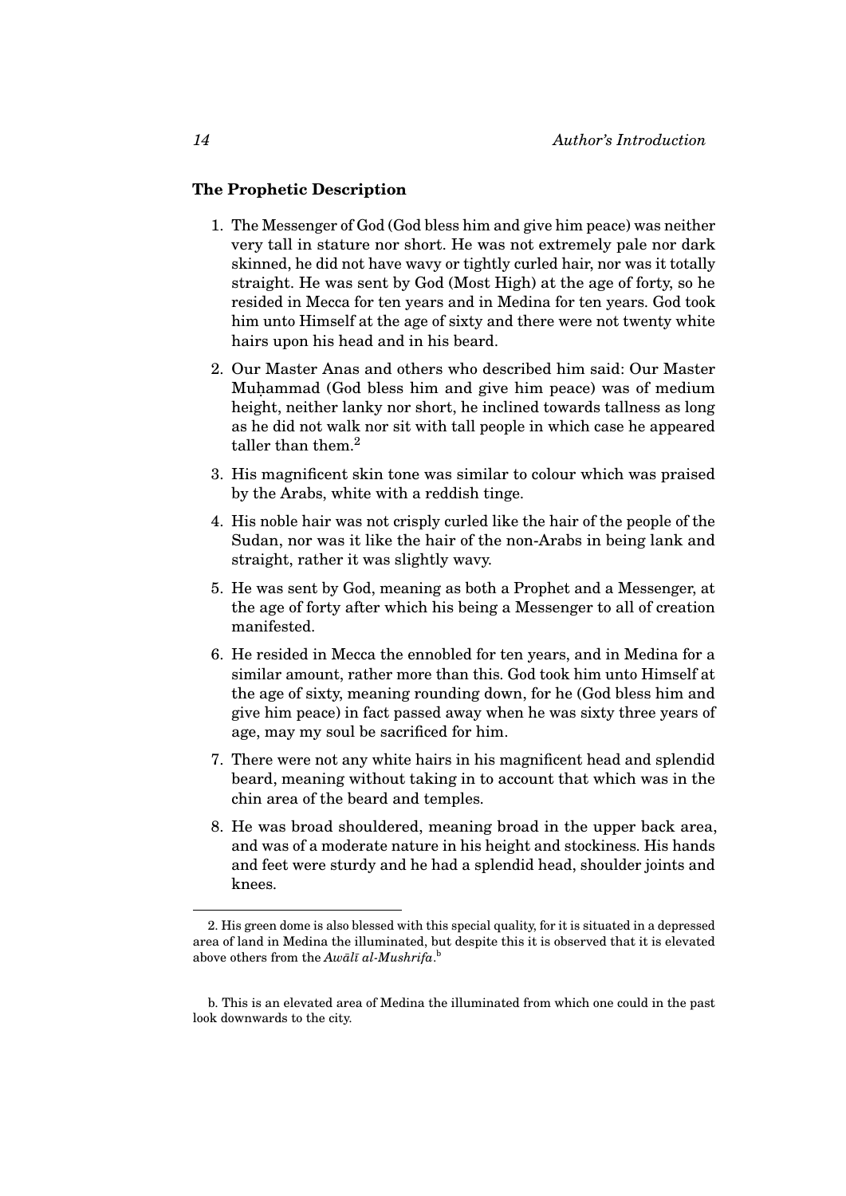### The Prophetic Description

1. The Messenger of God (God bless him and give him peace) was neither very tall in stature nor short. He was not extremely pale nor dark skinned, he did not have wavy or tightly curled hair, nor was it totally straight. He was sent by God (Most High) at the age of forty, so he resided in Mecca for ten years and in Medina for ten years. God took him unto Himself at the age of sixty and there were not twenty white hairs upon his head and in his beard.

2. Our Master Anas and others who described him said: Our Master Muḥammad (God bless him and give him peace) was of medium height, neither lanky nor short, he inclined towards tallness as long as he did not walk nor sit with tall people in which case he appeared taller than them.[2]

3. His magnificent skin tone was similar to colour which was praised by the Arabs, white with a reddish tinge.

4. His noble hair was not crisply curled like the hair of the people of the Sudan, nor was it like the hair of the non-Arabs in being lank and straight, rather it was slightly wavy.

5. He was sent by God, meaning as both a Prophet and a Messenger, at the age of forty after which his being a Messenger to all of creation manifested.

6. He resided in Mecca the ennobled for ten years, and in Medina for a similar amount, rather more than this. God took him unto Himself at the age of sixty, meaning rounding down, for he (God bless him and give him peace) in fact passed away when he was sixty three years of age, may my soul be sacrificed for him.

7. There were not any white hairs in his magnificent head and splendid beard, meaning without taking in to account that which was in the chin area of the beard and temples.

8. He was broad shouldered, meaning broad in the upper back area, and was of a moderate nature in his height and stockiness. His hands and feet were sturdy and he had a splendid head, shoulder joints and knees.

---

2. His green dome is also blessed with this special quality, for it is situated in a depressed area of land in Medina the illuminated, but despite this it is observed that it is elevated above others from the *Awālī al-Mushrifa*.[b]

b. This is an elevated area of Medina the illuminated from which one could in the past look downwards to the city.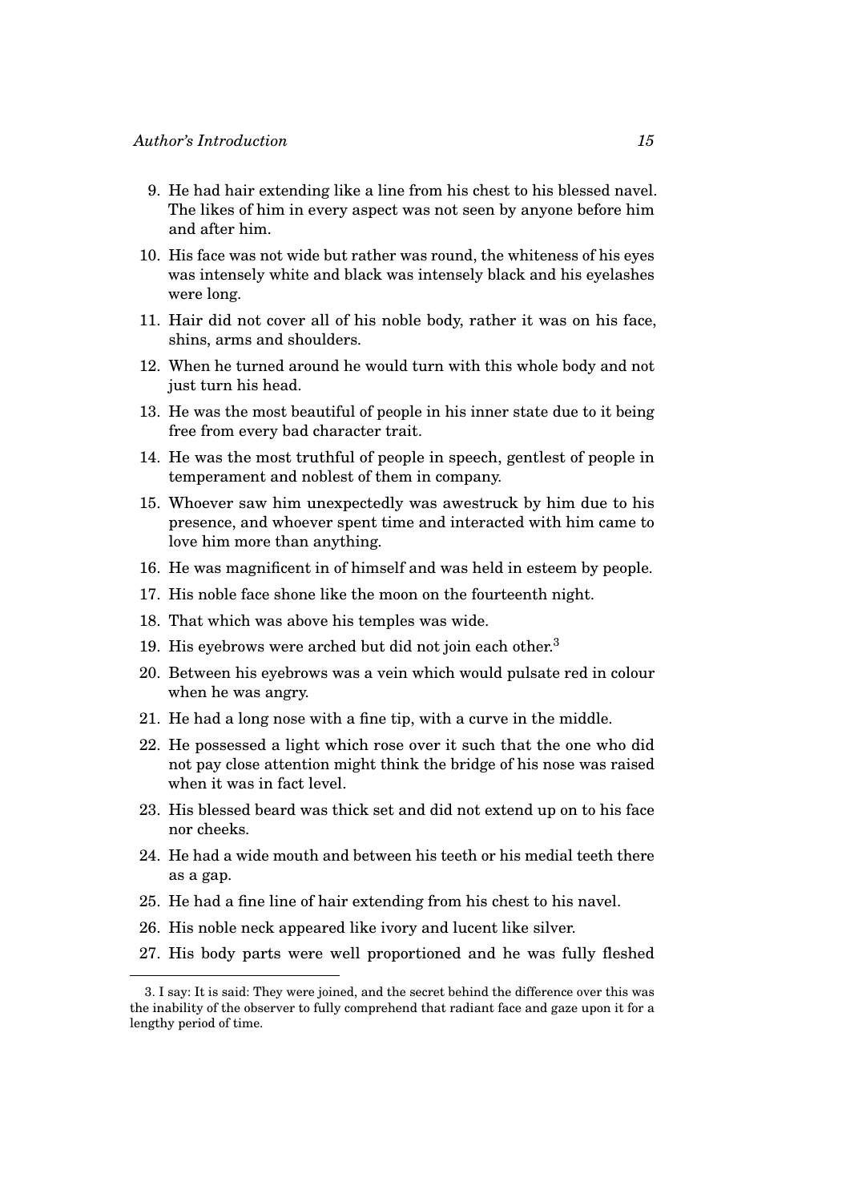9. He had hair extending like a line from his chest to his blessed navel. The likes of him in every aspect was not seen by anyone before him and after him.
10. His face was not wide but rather was round, the whiteness of his eyes was intensely white and black was intensely black and his eyelashes were long.
11. Hair did not cover all of his noble body, rather it was on his face, shins, arms and shoulders.
12. When he turned around he would turn with this whole body and not just turn his head.
13. He was the most beautiful of people in his inner state due to it being free from every bad character trait.
14. He was the most truthful of people in speech, gentlest of people in temperament and noblest of them in company.
15. Whoever saw him unexpectedly was awestruck by him due to his presence, and whoever spent time and interacted with him came to love him more than anything.
16. He was magnificent in of himself and was held in esteem by people.
17. His noble face shone like the moon on the fourteenth night.
18. That which was above his temples was wide.
19. His eyebrows were arched but did not join each other.[3]
20. Between his eyebrows was a vein which would pulsate red in colour when he was angry.
21. He had a long nose with a fine tip, with a curve in the middle.
22. He possessed a light which rose over it such that the one who did not pay close attention might think the bridge of his nose was raised when it was in fact level.
23. His blessed beard was thick set and did not extend up on to his face nor cheeks.
24. He had a wide mouth and between his teeth or his medial teeth there as a gap.
25. He had a fine line of hair extending from his chest to his navel.
26. His noble neck appeared like ivory and lucent like silver.
27. His body parts were well proportioned and he was fully fleshed

---

3. I say: It is said: They were joined, and the secret behind the difference over this was the inability of the observer to fully comprehend that radiant face and gaze upon it for a lengthy period of time.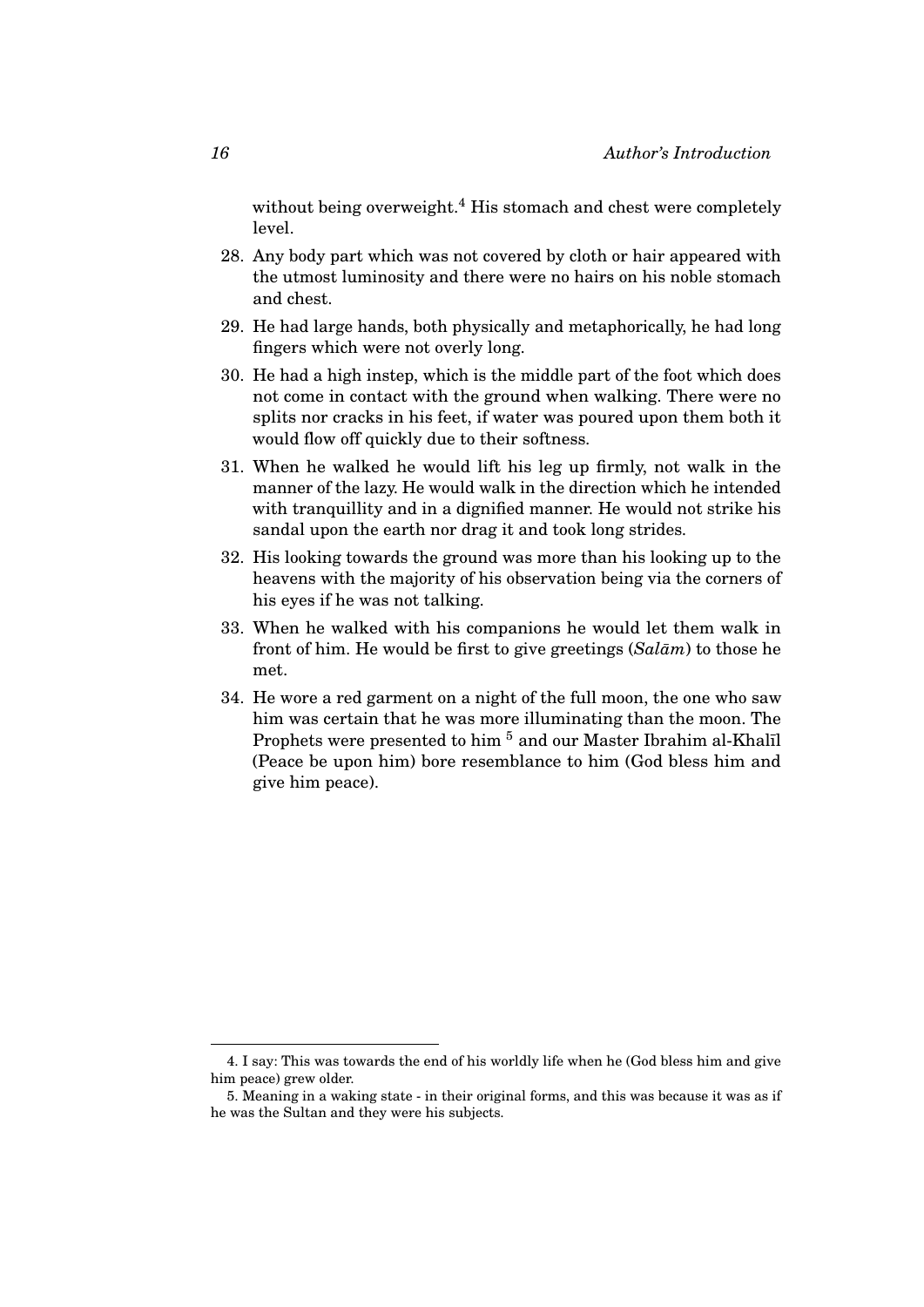without being overweight.[4] His stomach and chest were completely level.

28. Any body part which was not covered by cloth or hair appeared with the utmost luminosity and there were no hairs on his noble stomach and chest.
29. He had large hands, both physically and metaphorically, he had long fingers which were not overly long.
30. He had a high instep, which is the middle part of the foot which does not come in contact with the ground when walking. There were no splits nor cracks in his feet, if water was poured upon them both it would flow off quickly due to their softness.
31. When he walked he would lift his leg up firmly, not walk in the manner of the lazy. He would walk in the direction which he intended with tranquillity and in a dignified manner. He would not strike his sandal upon the earth nor drag it and took long strides.
32. His looking towards the ground was more than his looking up to the heavens with the majority of his observation being via the corners of his eyes if he was not talking.
33. When he walked with his companions he would let them walk in front of him. He would be first to give greetings (*Salām*) to those he met.
34. He wore a red garment on a night of the full moon, the one who saw him was certain that he was more illuminating than the moon. The Prophets were presented to him [5] and our Master Ibrahim al-Khalīl (Peace be upon him) bore resemblance to him (God bless him and give him peace).

---

4. I say: This was towards the end of his worldly life when he (God bless him and give him peace) grew older.

5. Meaning in a waking state - in their original forms, and this was because it was as if he was the Sultan and they were his subjects.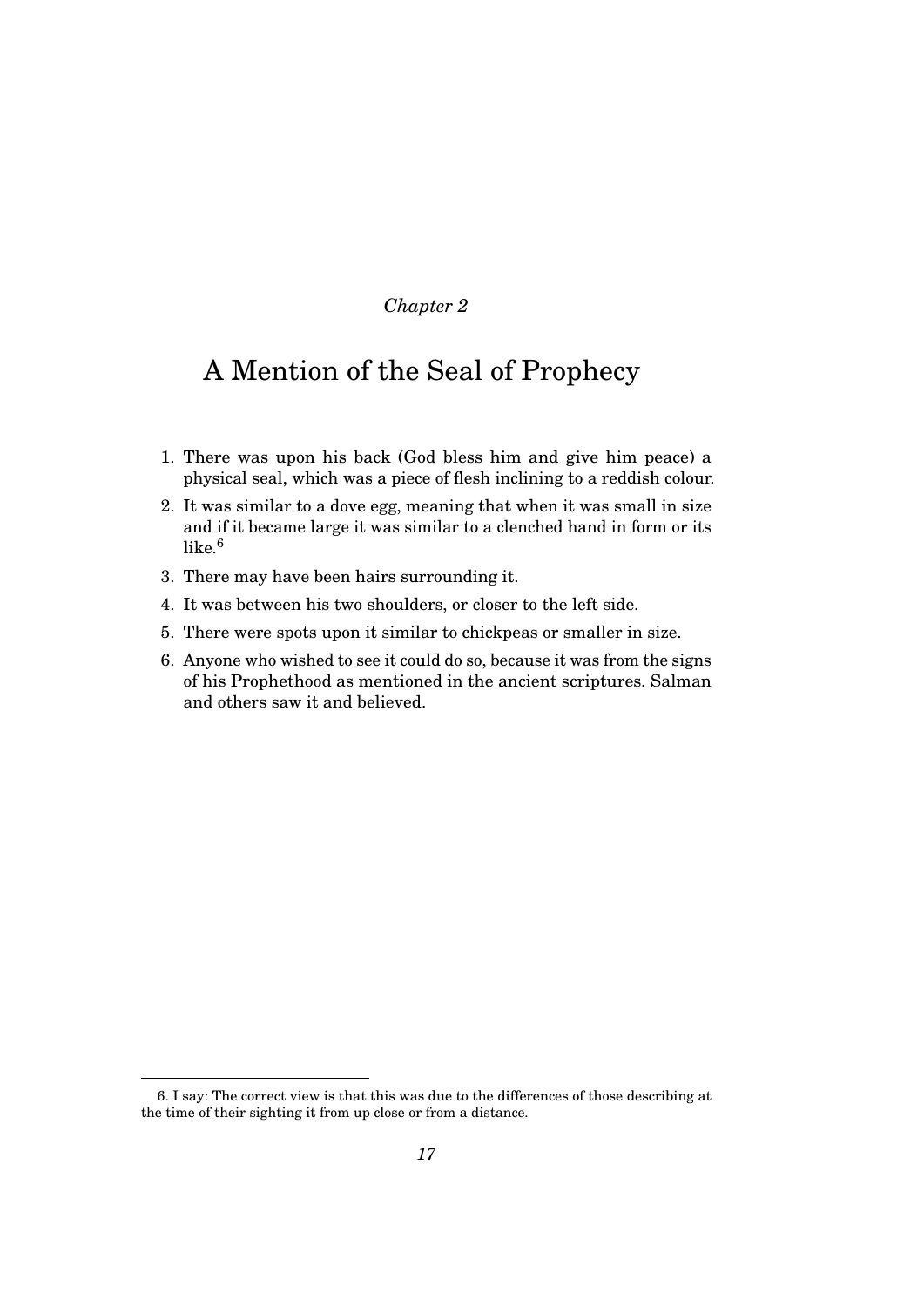*Chapter 2*

# A Mention of the Seal of Prophecy

1. There was upon his back (God bless him and give him peace) a physical seal, which was a piece of flesh inclining to a reddish colour.
2. It was similar to a dove egg, meaning that when it was small in size and if it became large it was similar to a clenched hand in form or its like.[6]
3. There may have been hairs surrounding it.
4. It was between his two shoulders, or closer to the left side.
5. There were spots upon it similar to chickpeas or smaller in size.
6. Anyone who wished to see it could do so, because it was from the signs of his Prophethood as mentioned in the ancient scriptures. Salman and others saw it and believed.

---

6. I say: The correct view is that this was due to the differences of those describing at the time of their sighting it from up close or from a distance.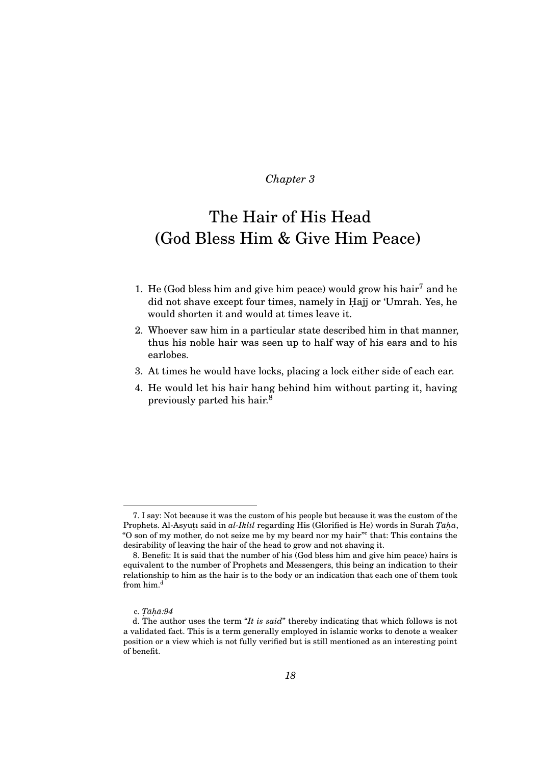*Chapter 3*

# The Hair of His Head (God Bless Him & Give Him Peace)

1. He (God bless him and give him peace) would grow his hair[7] and he did not shave except four times, namely in Ḥajj or 'Umrah. Yes, he would shorten it and would at times leave it.
2. Whoever saw him in a particular state described him in that manner, thus his noble hair was seen up to half way of his ears and to his earlobes.
3. At times he would have locks, placing a lock either side of each ear.
4. He would let his hair hang behind him without parting it, having previously parted his hair.[8]

---

7. I say: Not because it was the custom of his people but because it was the custom of the Prophets. Al-Asyūṭī said in *al-Iklīl* regarding His (Glorified is He) words in Surah *Ṭāḥā*, "O son of my mother, do not seize me by my beard nor my hair"[c] that: This contains the desirability of leaving the hair of the head to grow and not shaving it.

8. Benefit: It is said that the number of his (God bless him and give him peace) hairs is equivalent to the number of Prophets and Messengers, this being an indication to their relationship to him as the hair is to the body or an indication that each one of them took from him.[d]

c. *Ṭāḥā:94*

d. The author uses the term "*It is said*" thereby indicating that which follows is not a validated fact. This is a term generally employed in islamic works to denote a weaker position or a view which is not fully verified but is still mentioned as an interesting point of benefit.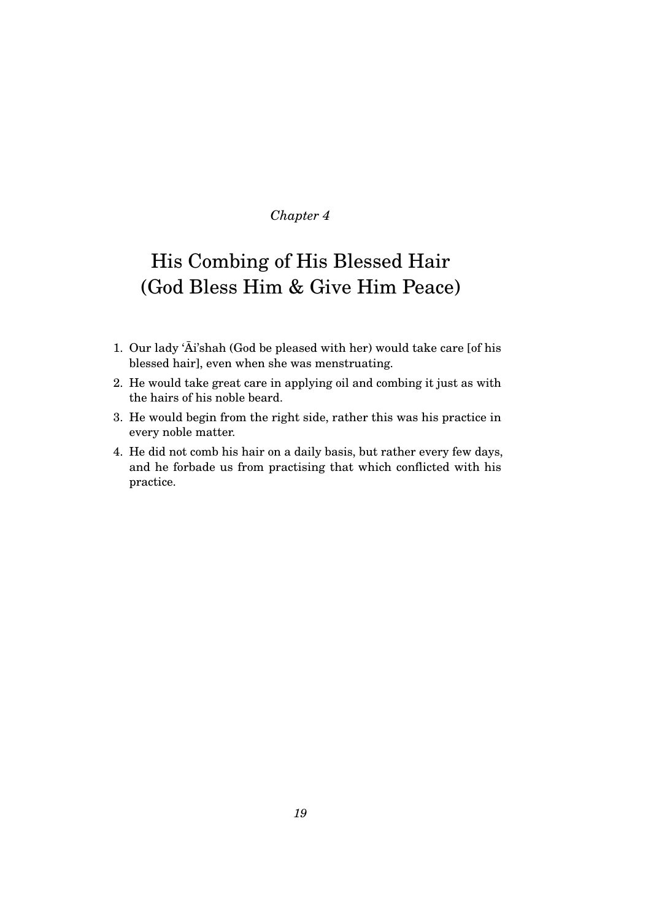*Chapter 4*

# His Combing of His Blessed Hair (God Bless Him & Give Him Peace)

1. Our lady ʿĀi'shah (God be pleased with her) would take care [of his blessed hair], even when she was menstruating.
2. He would take great care in applying oil and combing it just as with the hairs of his noble beard.
3. He would begin from the right side, rather this was his practice in every noble matter.
4. He did not comb his hair on a daily basis, but rather every few days, and he forbade us from practising that which conflicted with his practice.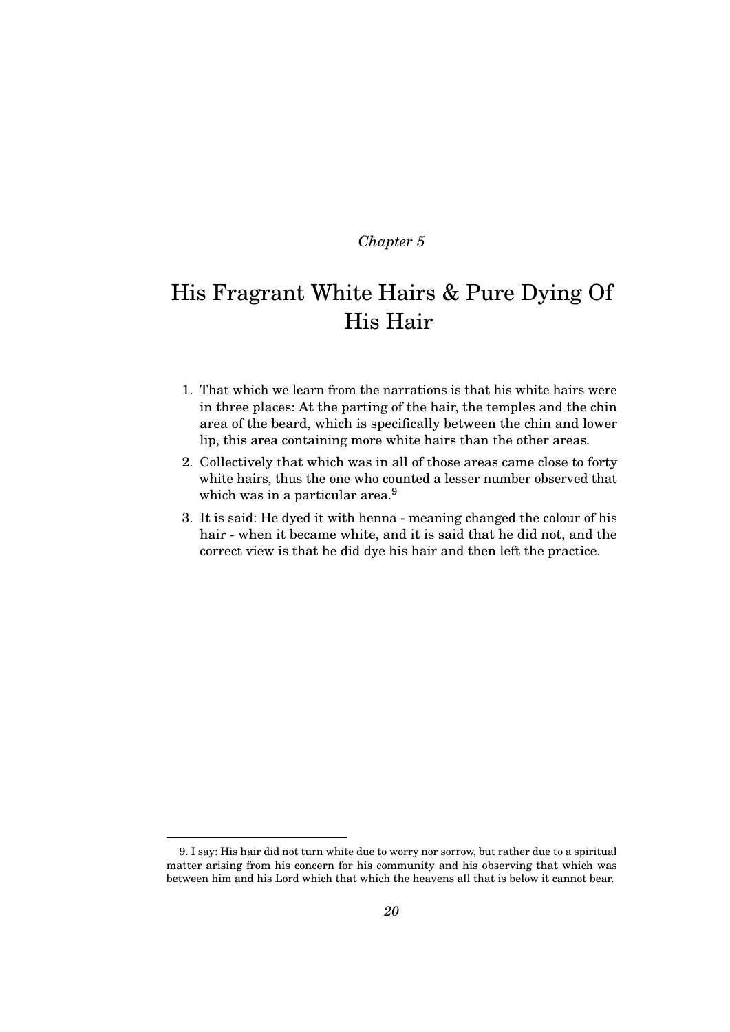*Chapter 5*

# His Fragrant White Hairs & Pure Dying Of His Hair

1. That which we learn from the narrations is that his white hairs were in three places: At the parting of the hair, the temples and the chin area of the beard, which is specifically between the chin and lower lip, this area containing more white hairs than the other areas.
2. Collectively that which was in all of those areas came close to forty white hairs, thus the one who counted a lesser number observed that which was in a particular area.[9]
3. It is said: He dyed it with henna - meaning changed the colour of his hair - when it became white, and it is said that he did not, and the correct view is that he did dye his hair and then left the practice.

---

9. I say: His hair did not turn white due to worry nor sorrow, but rather due to a spiritual matter arising from his concern for his community and his observing that which was between him and his Lord which that which the heavens all that is below it cannot bear.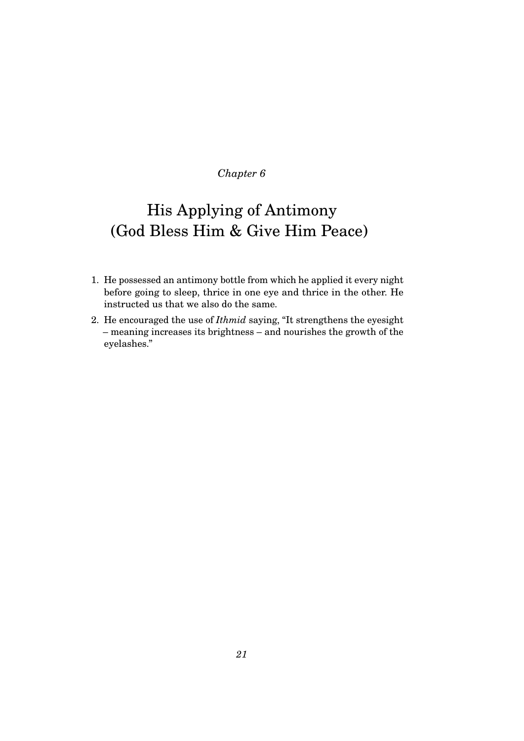*Chapter 6*

# His Applying of Antimony (God Bless Him & Give Him Peace)

1. He possessed an antimony bottle from which he applied it every night before going to sleep, thrice in one eye and thrice in the other. He instructed us that we also do the same.
2. He encouraged the use of *Ithmid* saying, "It strengthens the eyesight – meaning increases its brightness – and nourishes the growth of the eyelashes."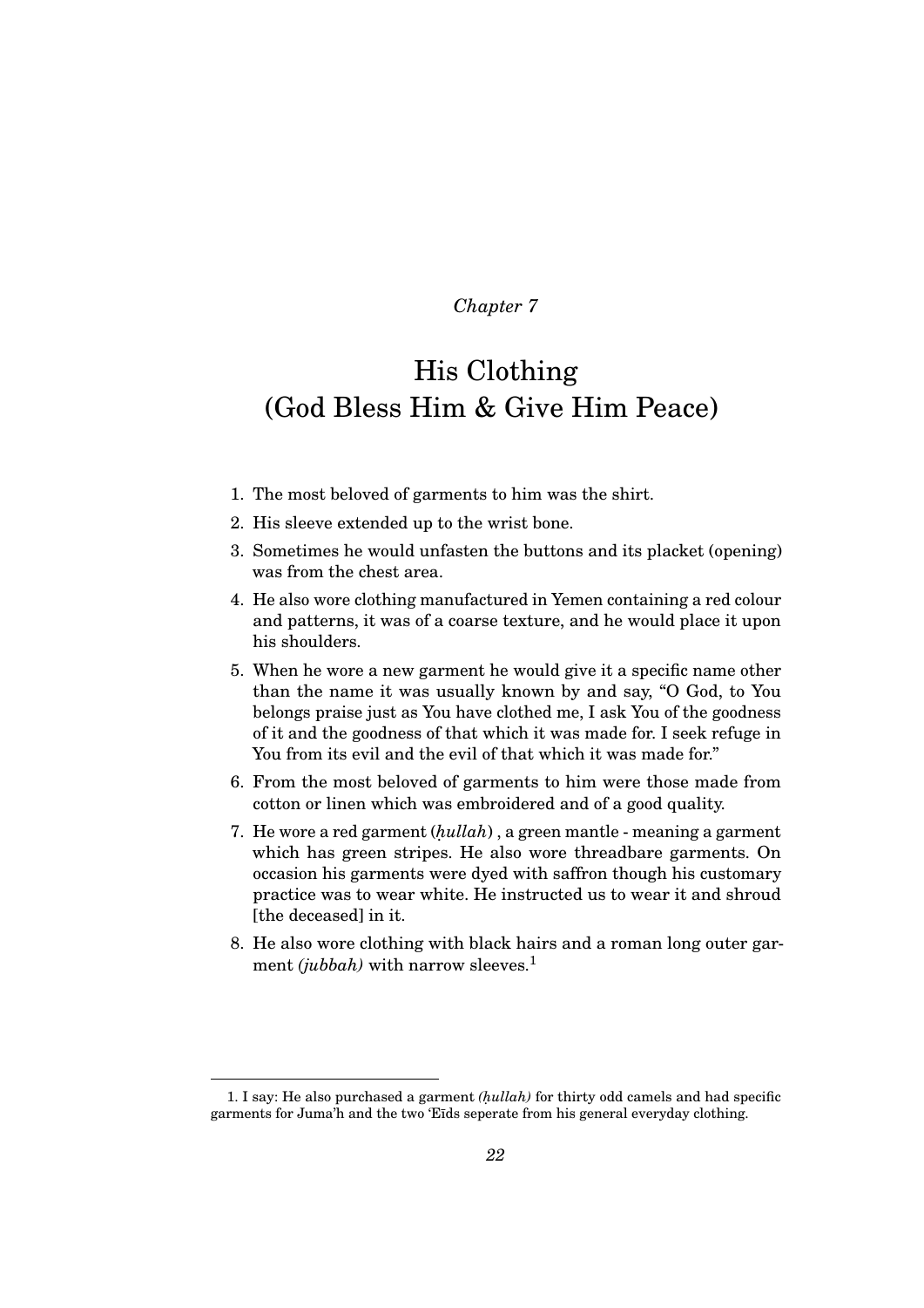*Chapter 7*

# His Clothing (God Bless Him & Give Him Peace)

1. The most beloved of garments to him was the shirt.
2. His sleeve extended up to the wrist bone.
3. Sometimes he would unfasten the buttons and its placket (opening) was from the chest area.
4. He also wore clothing manufactured in Yemen containing a red colour and patterns, it was of a coarse texture, and he would place it upon his shoulders.
5. When he wore a new garment he would give it a specific name other than the name it was usually known by and say, "O God, to You belongs praise just as You have clothed me, I ask You of the goodness of it and the goodness of that which it was made for. I seek refuge in You from its evil and the evil of that which it was made for."
6. From the most beloved of garments to him were those made from cotton or linen which was embroidered and of a good quality.
7. He wore a red garment (*ḥullah*) , a green mantle - meaning a garment which has green stripes. He also wore threadbare garments. On occasion his garments were dyed with saffron though his customary practice was to wear white. He instructed us to wear it and shroud [the deceased] in it.
8. He also wore clothing with black hairs and a roman long outer garment *(jubbah)* with narrow sleeves.[1]

1. I say: He also purchased a garment *(ḥullah)* for thirty odd camels and had specific garments for Juma'h and the two 'Eīds seperate from his general everyday clothing.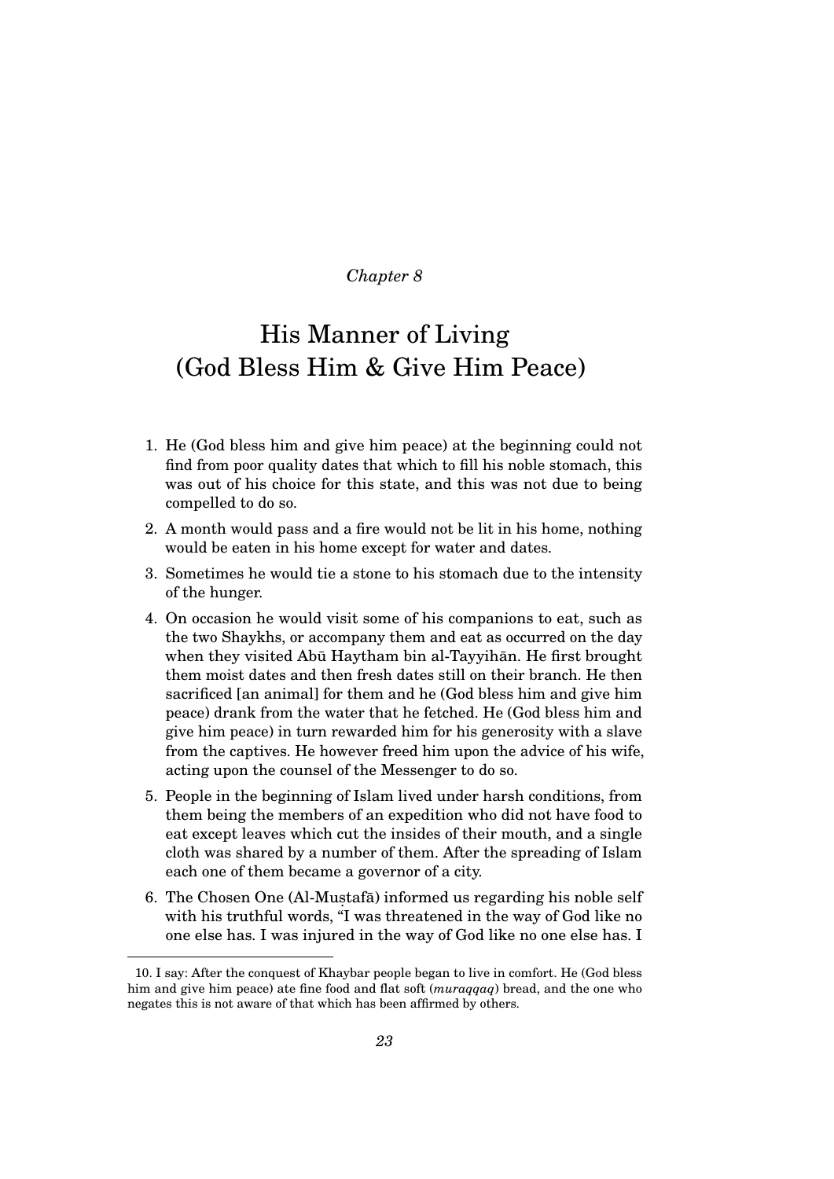*Chapter 8*

# His Manner of Living (God Bless Him & Give Him Peace)

1. He (God bless him and give him peace) at the beginning could not find from poor quality dates that which to fill his noble stomach, this was out of his choice for this state, and this was not due to being compelled to do so.
2. A month would pass and a fire would not be lit in his home, nothing would be eaten in his home except for water and dates.
3. Sometimes he would tie a stone to his stomach due to the intensity of the hunger.
4. On occasion he would visit some of his companions to eat, such as the two Shaykhs, or accompany them and eat as occurred on the day when they visited Abū Haytham bin al-Tayyihān. He first brought them moist dates and then fresh dates still on their branch. He then sacrificed [an animal] for them and he (God bless him and give him peace) drank from the water that he fetched. He (God bless him and give him peace) in turn rewarded him for his generosity with a slave from the captives. He however freed him upon the advice of his wife, acting upon the counsel of the Messenger to do so.
5. People in the beginning of Islam lived under harsh conditions, from them being the members of an expedition who did not have food to eat except leaves which cut the insides of their mouth, and a single cloth was shared by a number of them. After the spreading of Islam each one of them became a governor of a city.
6. The Chosen One (Al-Muṣṭafā) informed us regarding his noble self with his truthful words, "I was threatened in the way of God like no one else has. I was injured in the way of God like no one else has. I

---

10. I say: After the conquest of Khaybar people began to live in comfort. He (God bless him and give him peace) ate fine food and flat soft (*muraqqaq*) bread, and the one who negates this is not aware of that which has been affirmed by others.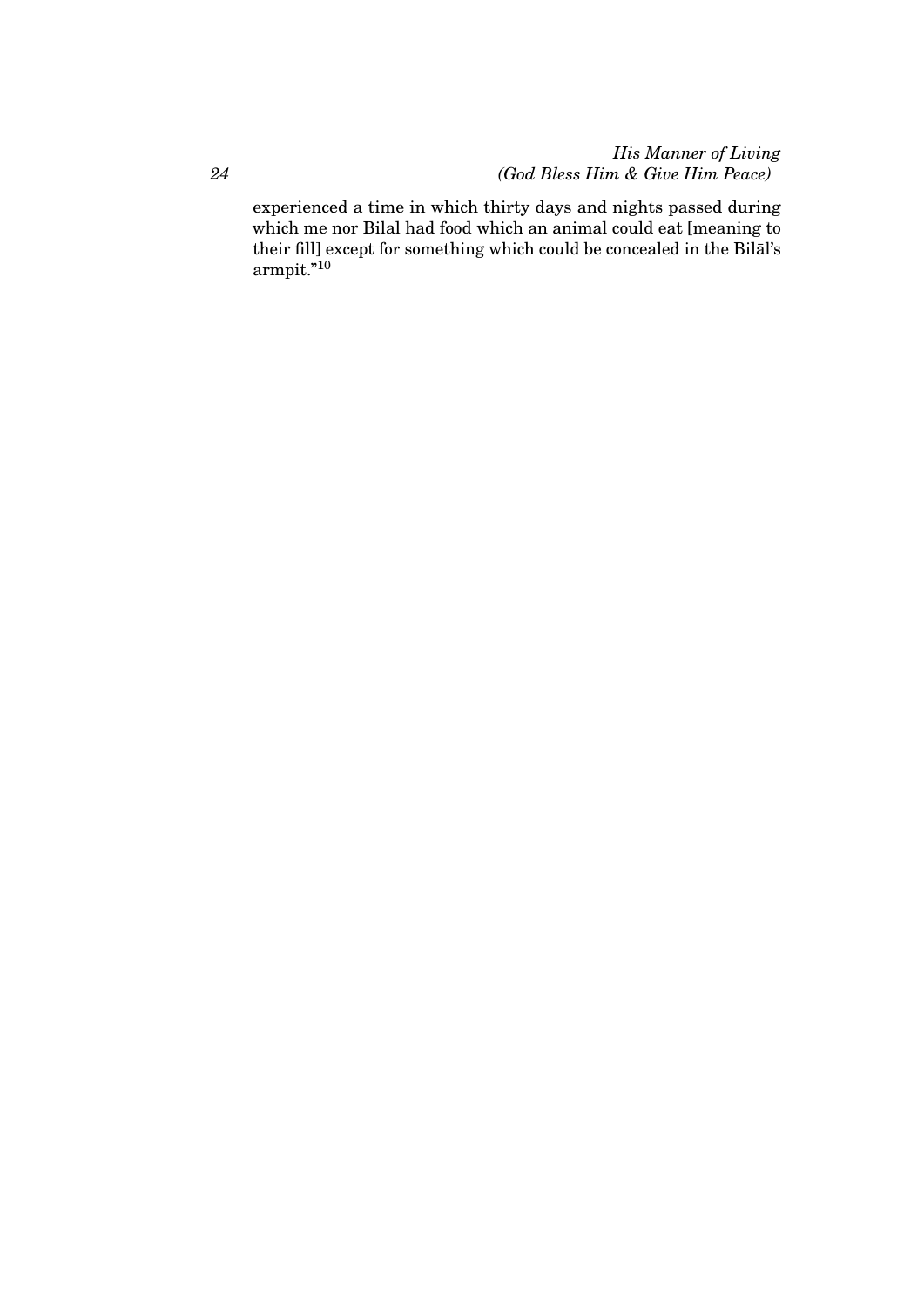experienced a time in which thirty days and nights passed during which me nor Bilal had food which an animal could eat [meaning to their fill] except for something which could be concealed in the Bilāl's armpit."[10]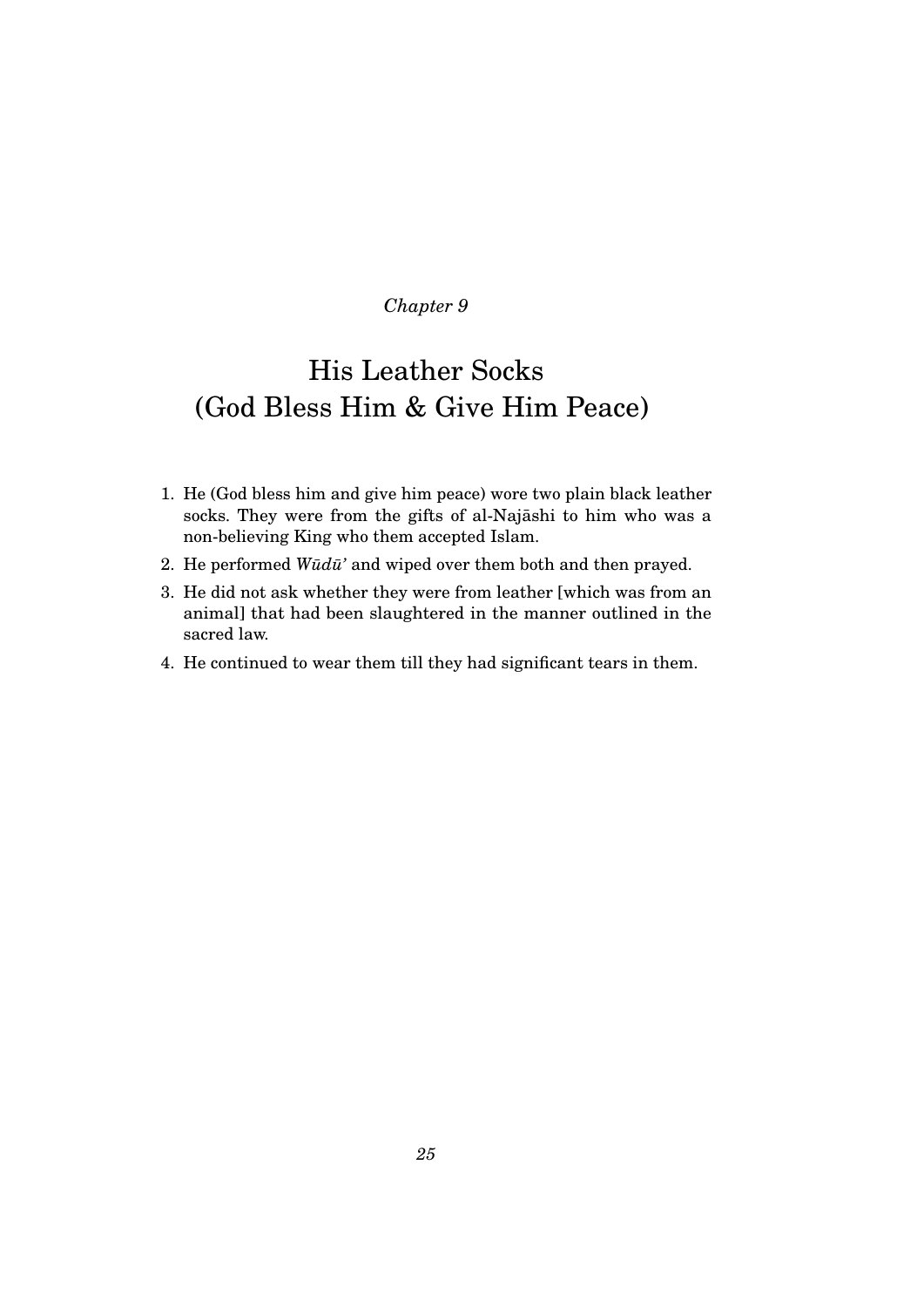*Chapter 9*

# His Leather Socks (God Bless Him & Give Him Peace)

1. He (God bless him and give him peace) wore two plain black leather socks. They were from the gifts of al-Najāshi to him who was a non-believing King who them accepted Islam.
2. He performed *Wūdū'* and wiped over them both and then prayed.
3. He did not ask whether they were from leather [which was from an animal] that had been slaughtered in the manner outlined in the sacred law.
4. He continued to wear them till they had significant tears in them.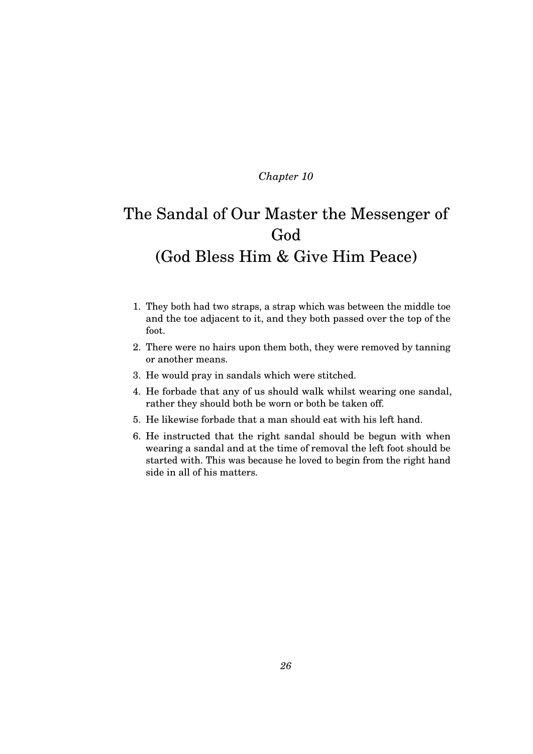*Chapter 10*

# The Sandal of Our Master the Messenger of God (God Bless Him & Give Him Peace)

1. They both had two straps, a strap which was between the middle toe and the toe adjacent to it, and they both passed over the top of the foot.
2. There were no hairs upon them both, they were removed by tanning or another means.
3. He would pray in sandals which were stitched.
4. He forbade that any of us should walk whilst wearing one sandal, rather they should both be worn or both be taken off.
5. He likewise forbade that a man should eat with his left hand.
6. He instructed that the right sandal should be begun with when wearing a sandal and at the time of removal the left foot should be started with. This was because he loved to begin from the right hand side in all of his matters.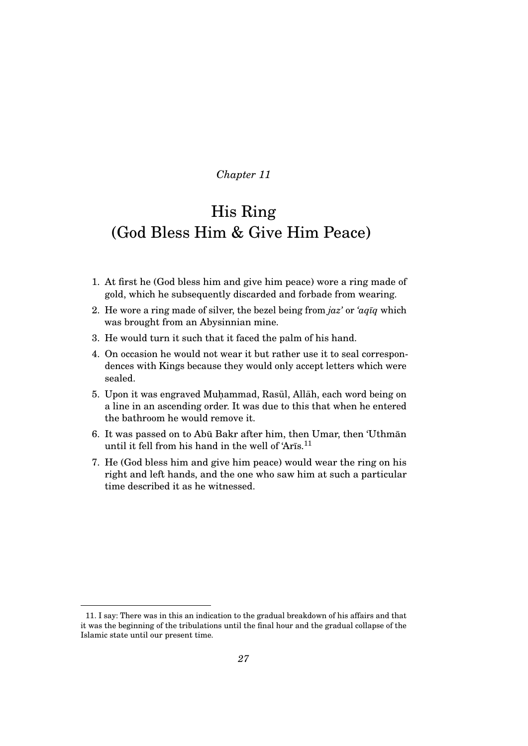*Chapter 11*

# His Ring
# (God Bless Him & Give Him Peace)

1. At first he (God bless him and give him peace) wore a ring made of gold, which he subsequently discarded and forbade from wearing.
2. He wore a ring made of silver, the bezel being from *jaz'* or *'aqīq* which was brought from an Abysinnian mine.
3. He would turn it such that it faced the palm of his hand.
4. On occasion he would not wear it but rather use it to seal correspondences with Kings because they would only accept letters which were sealed.
5. Upon it was engraved Muḥammad, Rasūl, Allāh, each word being on a line in an ascending order. It was due to this that when he entered the bathroom he would remove it.
6. It was passed on to Abū Bakr after him, then Umar, then 'Uthmān until it fell from his hand in the well of 'Arīs.[11]
7. He (God bless him and give him peace) would wear the ring on his right and left hands, and the one who saw him at such a particular time described it as he witnessed.

---

11. I say: There was in this an indication to the gradual breakdown of his affairs and that it was the beginning of the tribulations until the final hour and the gradual collapse of the Islamic state until our present time.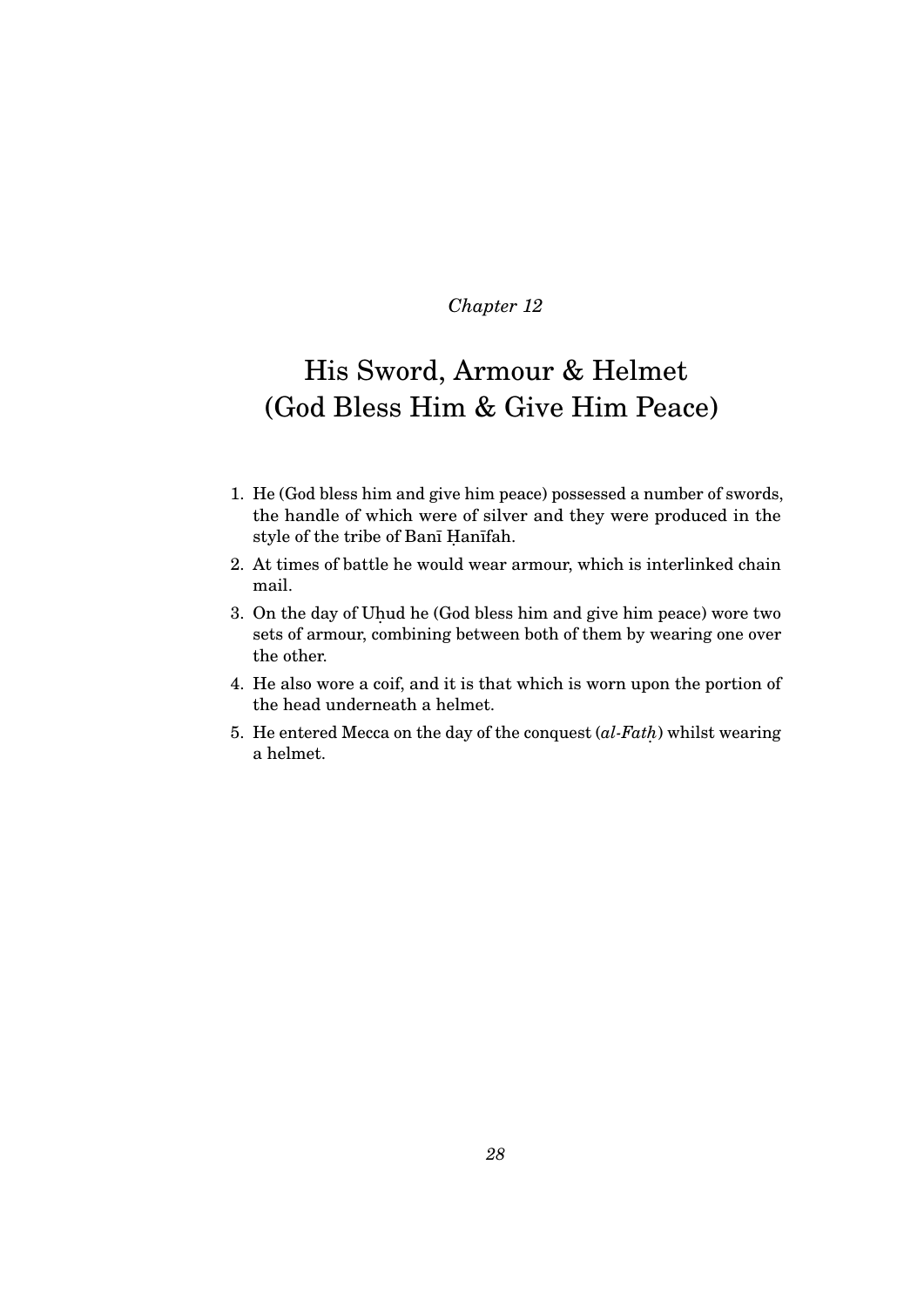*Chapter 12*

# His Sword, Armour & Helmet (God Bless Him & Give Him Peace)

1. He (God bless him and give him peace) possessed a number of swords, the handle of which were of silver and they were produced in the style of the tribe of Banī Ḥanīfah.
2. At times of battle he would wear armour, which is interlinked chain mail.
3. On the day of Uḥud he (God bless him and give him peace) wore two sets of armour, combining between both of them by wearing one over the other.
4. He also wore a coif, and it is that which is worn upon the portion of the head underneath a helmet.
5. He entered Mecca on the day of the conquest (*al-Fatḥ*) whilst wearing a helmet.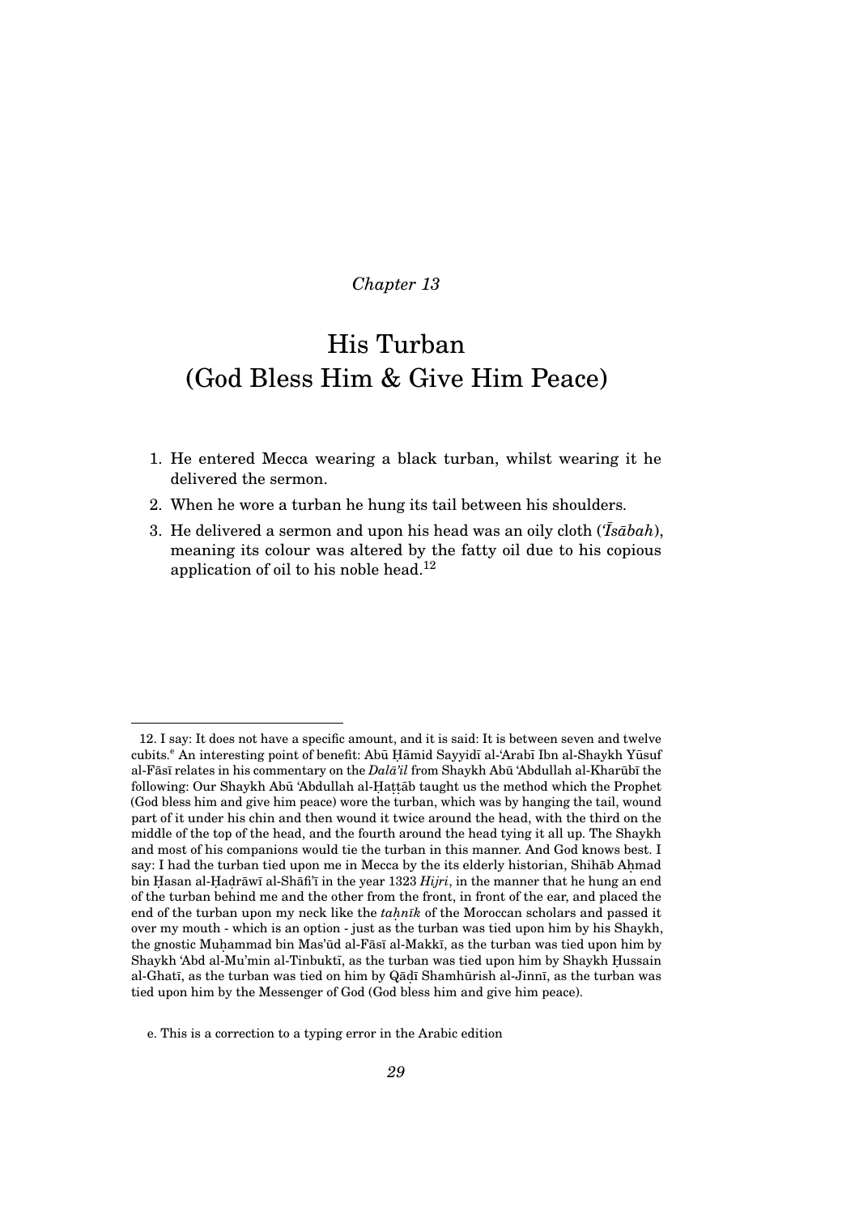*Chapter 13*

# His Turban (God Bless Him & Give Him Peace)

1. He entered Mecca wearing a black turban, whilst wearing it he delivered the sermon.
2. When he wore a turban he hung its tail between his shoulders.
3. He delivered a sermon and upon his head was an oily cloth (*ʿĪsābah*), meaning its colour was altered by the fatty oil due to his copious application of oil to his noble head.[12]

---

12. I say: It does not have a specific amount, and it is said: It is between seven and twelve cubits.[e] An interesting point of benefit: Abū Ḥāmid Sayyidī al-ʿArabī Ibn al-Shaykh Yūsuf al-Fāsī relates in his commentary on the *Dalāʾil* from Shaykh Abū ʿAbdullah al-Kharūbī the following: Our Shaykh Abū ʿAbdullah al-Ḥaṭṭāb taught us the method which the Prophet (God bless him and give him peace) wore the turban, which was by hanging the tail, wound part of it under his chin and then wound it twice around the head, with the third on the middle of the top of the head, and the fourth around the head tying it all up. The Shaykh and most of his companions would tie the turban in this manner. And God knows best. I say: I had the turban tied upon me in Mecca by the its elderly historian, Shihāb Aḥmad bin Ḥasan al-Ḥaḍrāwī al-Shāfiʿī in the year 1323 *Hijri*, in the manner that he hung an end of the turban behind me and the other from the front, in front of the ear, and placed the end of the turban upon my neck like the *taḥnīk* of the Moroccan scholars and passed it over my mouth - which is an option - just as the turban was tied upon him by his Shaykh, the gnostic Muḥammad bin Masʿūd al-Fāsī al-Makkī, as the turban was tied upon him by Shaykh ʿAbd al-Muʾmin al-Tinbuktī, as the turban was tied upon him by Shaykh Ḥussain al-Ghatī, as the turban was tied on him by Qāḍī Shamhūrish al-Jinnī, as the turban was tied upon him by the Messenger of God (God bless him and give him peace).

e. This is a correction to a typing error in the Arabic edition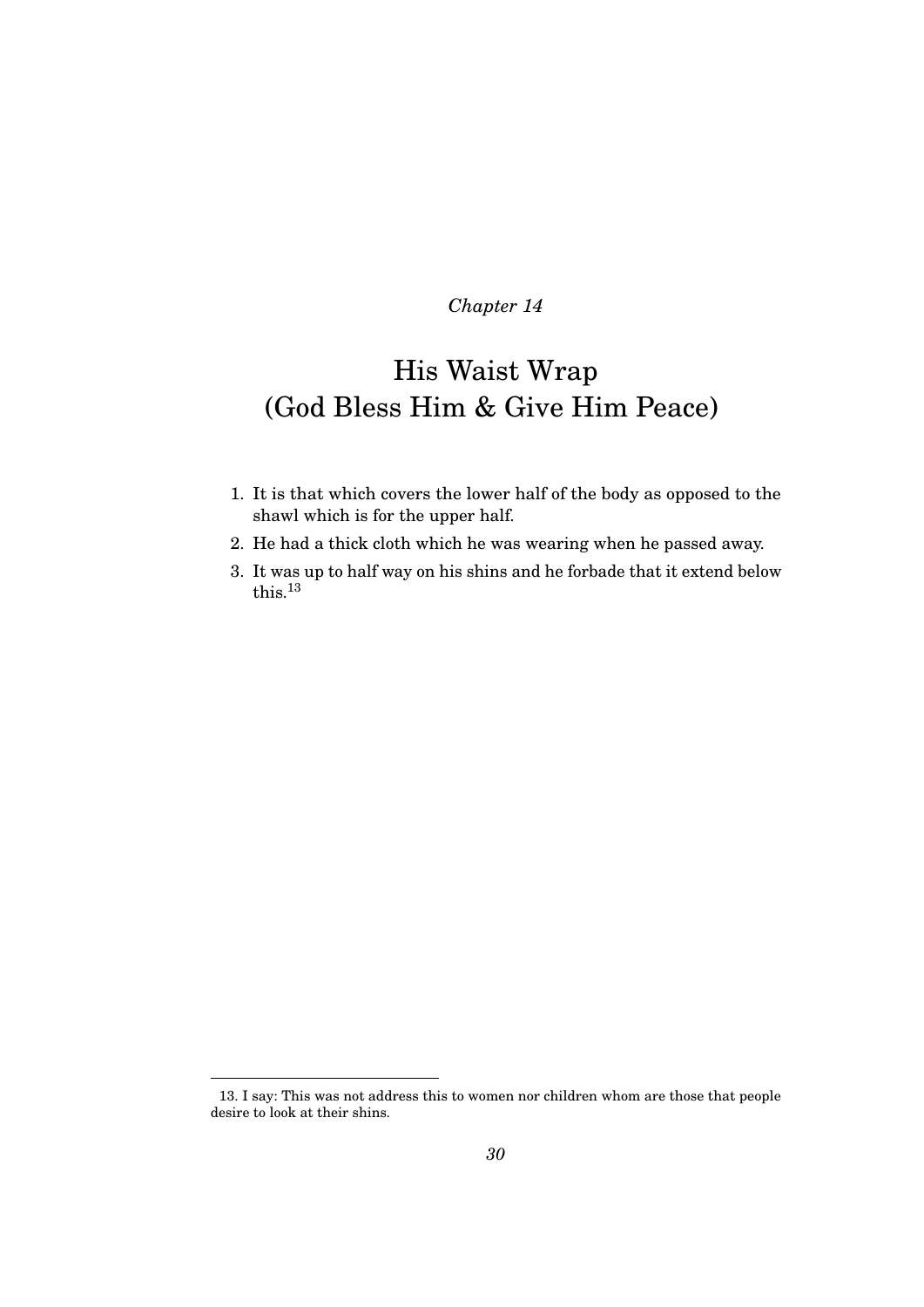*Chapter 14*

# His Waist Wrap
# (God Bless Him & Give Him Peace)

1. It is that which covers the lower half of the body as opposed to the shawl which is for the upper half.
2. He had a thick cloth which he was wearing when he passed away.
3. It was up to half way on his shins and he forbade that it extend below this.[13]

---

13. I say: This was not address this to women nor children whom are those that people desire to look at their shins.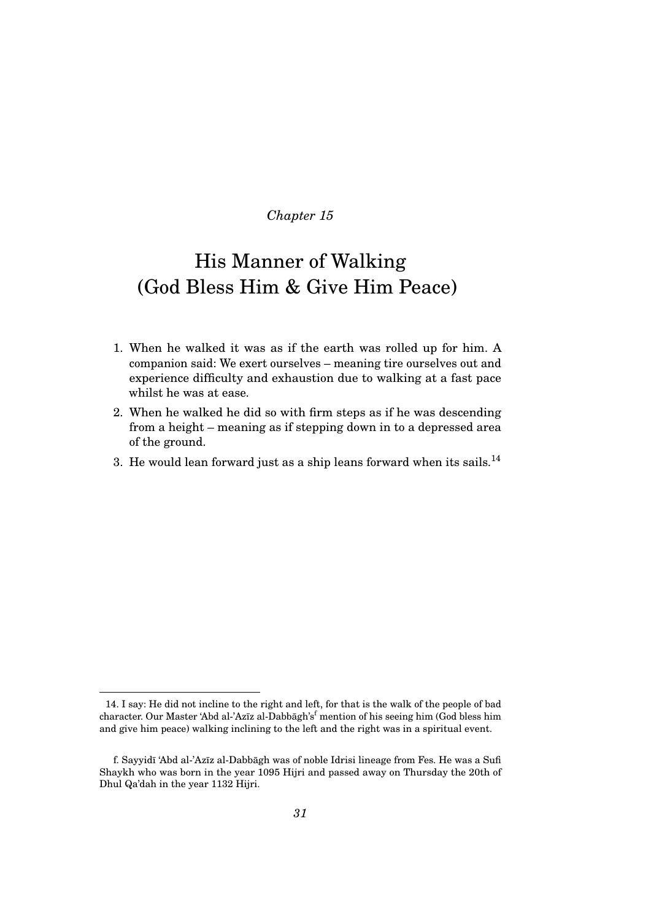*Chapter 15*

# His Manner of Walking (God Bless Him & Give Him Peace)

1. When he walked it was as if the earth was rolled up for him. A companion said: We exert ourselves – meaning tire ourselves out and experience difficulty and exhaustion due to walking at a fast pace whilst he was at ease.
2. When he walked he did so with firm steps as if he was descending from a height – meaning as if stepping down in to a depressed area of the ground.
3. He would lean forward just as a ship leans forward when its sails.[14]

---

14. I say: He did not incline to the right and left, for that is the walk of the people of bad character. Our Master 'Abd al-'Azīz al-Dabbāgh's[f] mention of his seeing him (God bless him and give him peace) walking inclining to the left and the right was in a spiritual event.

f. Sayyidī 'Abd al-'Azīz al-Dabbāgh was of noble Idrisi lineage from Fes. He was a Sufi Shaykh who was born in the year 1095 Hijri and passed away on Thursday the 20th of Dhul Qa'dah in the year 1132 Hijri.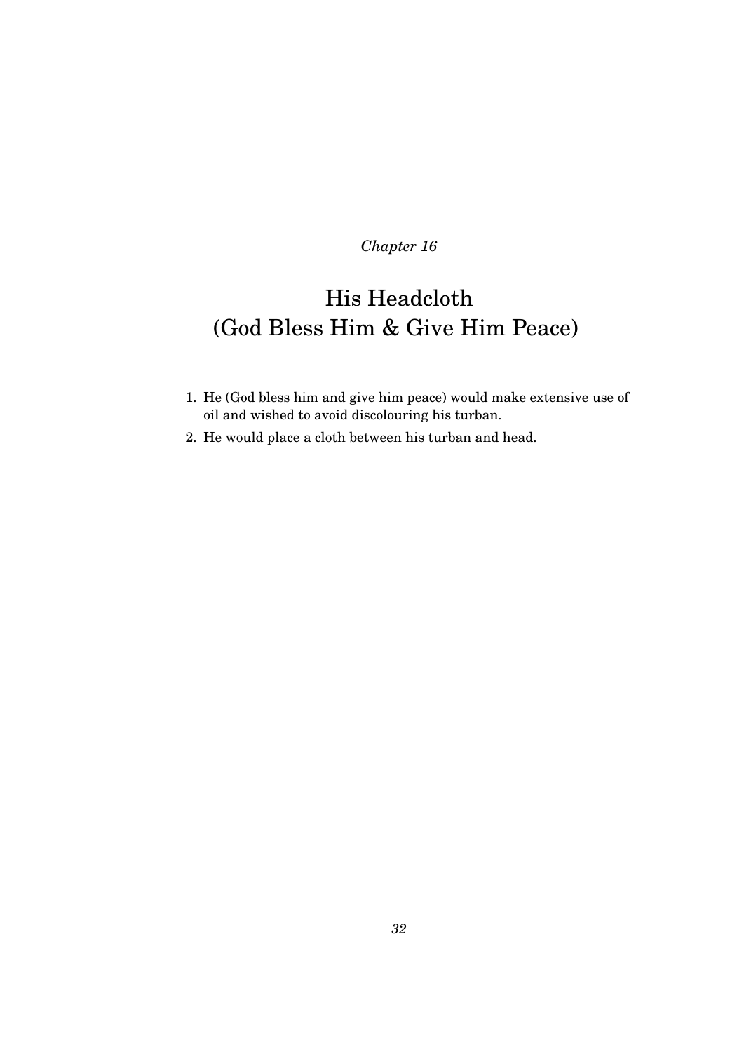*Chapter 16*

# His Headcloth
# (God Bless Him & Give Him Peace)

1. He (God bless him and give him peace) would make extensive use of oil and wished to avoid discolouring his turban.
2. He would place a cloth between his turban and head.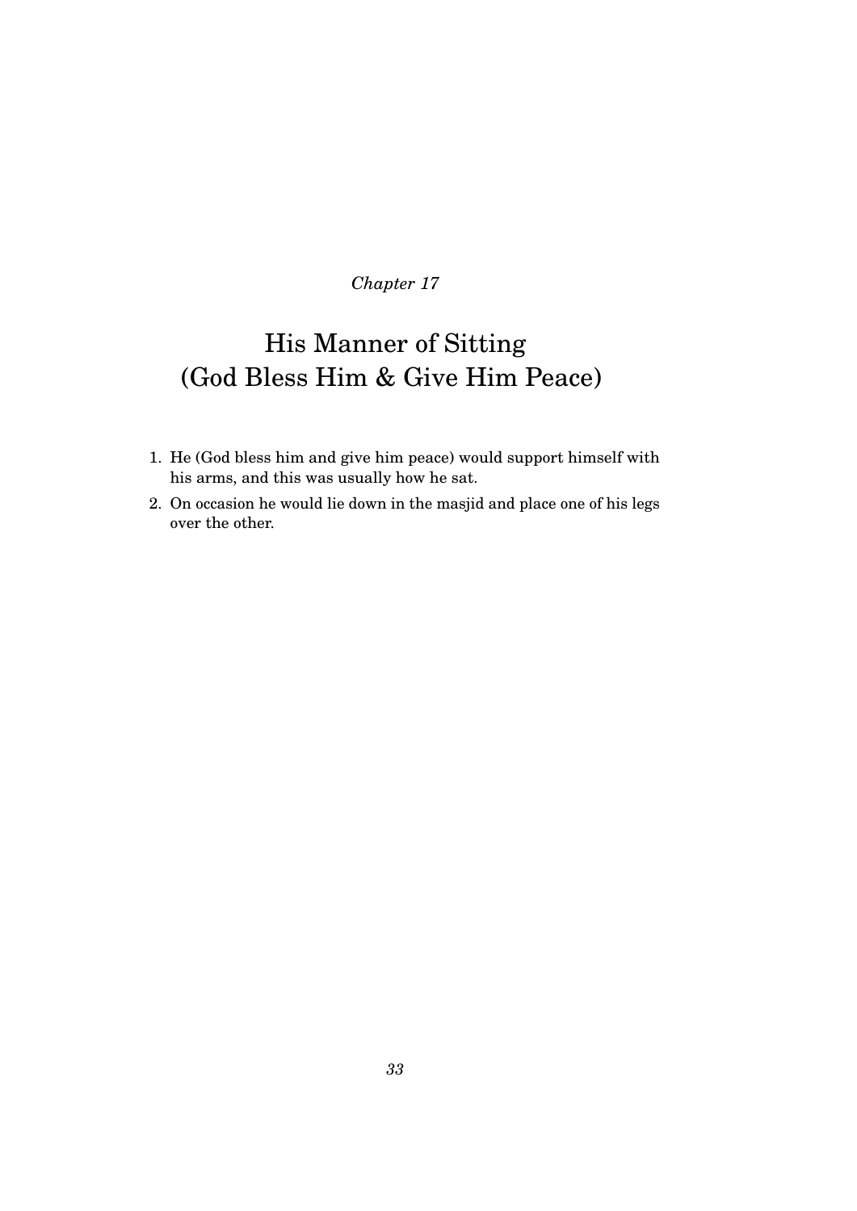*Chapter 17*

# His Manner of Sitting (God Bless Him & Give Him Peace)

1. He (God bless him and give him peace) would support himself with his arms, and this was usually how he sat.
2. On occasion he would lie down in the masjid and place one of his legs over the other.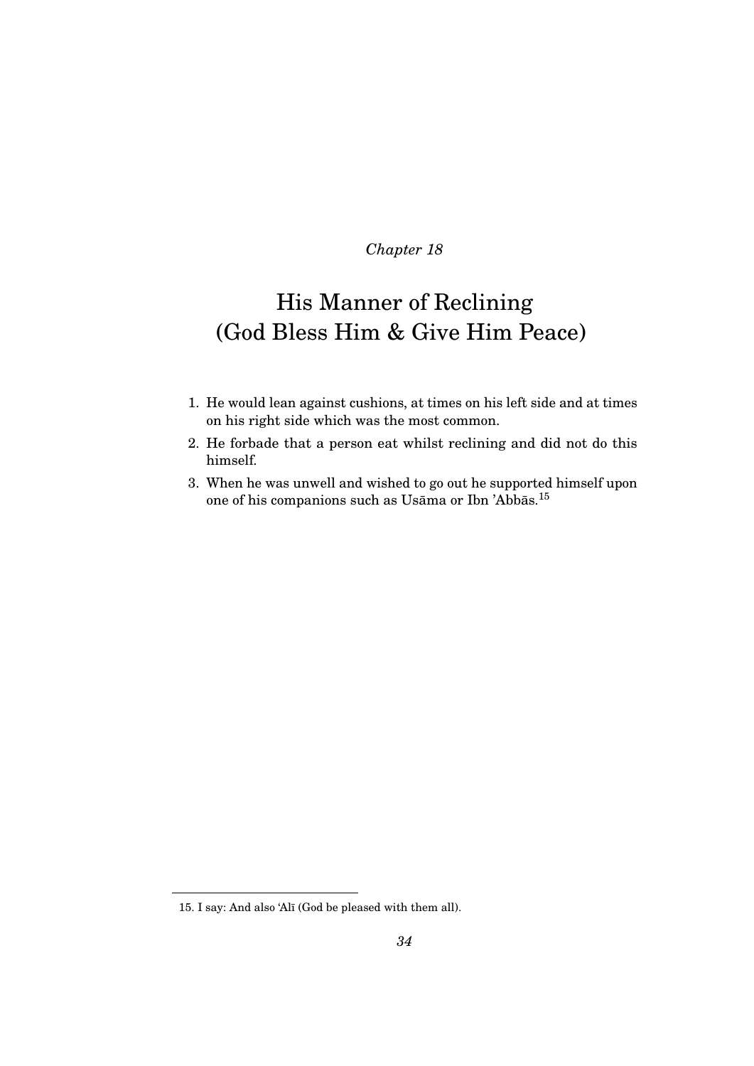*Chapter 18*

# His Manner of Reclining (God Bless Him & Give Him Peace)

1. He would lean against cushions, at times on his left side and at times on his right side which was the most common.
2. He forbade that a person eat whilst reclining and did not do this himself.
3. When he was unwell and wished to go out he supported himself upon one of his companions such as Usāma or Ibn 'Abbās.[15]

---

15. I say: And also 'Alī (God be pleased with them all).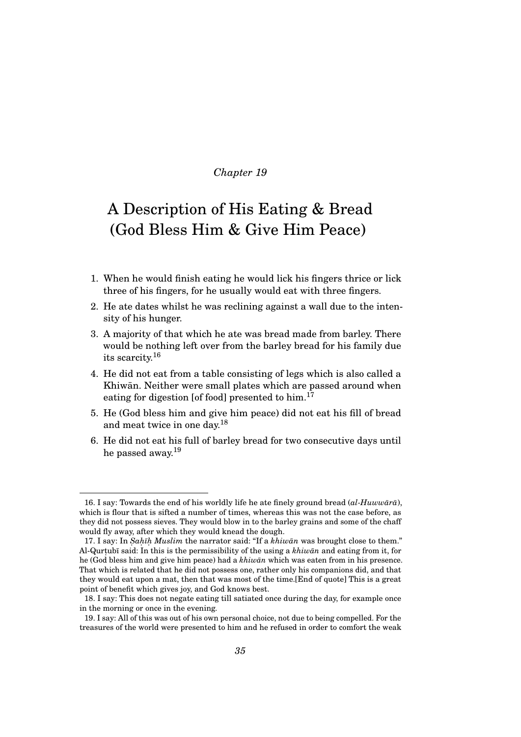*Chapter 19*

# A Description of His Eating & Bread (God Bless Him & Give Him Peace)

1. When he would finish eating he would lick his fingers thrice or lick three of his fingers, for he usually would eat with three fingers.
2. He ate dates whilst he was reclining against a wall due to the intensity of his hunger.
3. A majority of that which he ate was bread made from barley. There would be nothing left over from the barley bread for his family due its scarcity.[16]
4. He did not eat from a table consisting of legs which is also called a Khiwān. Neither were small plates which are passed around when eating for digestion [of food] presented to him.[17]
5. He (God bless him and give him peace) did not eat his fill of bread and meat twice in one day.[18]
6. He did not eat his full of barley bread for two consecutive days until he passed away.[19]

---

16. I say: Towards the end of his worldly life he ate finely ground bread (*al-Huwwārā*), which is flour that is sifted a number of times, whereas this was not the case before, as they did not possess sieves. They would blow in to the barley grains and some of the chaff would fly away, after which they would knead the dough.

17. I say: In *Ṣaḥīḥ Muslim* the narrator said: "If a *khiwān* was brought close to them." Al-Qurṭubī said: In this is the permissibility of the using a *khiwān* and eating from it, for he (God bless him and give him peace) had a *khiwān* which was eaten from in his presence. That which is related that he did not possess one, rather only his companions did, and that they would eat upon a mat, then that was most of the time.[End of quote] This is a great point of benefit which gives joy, and God knows best.

18. I say: This does not negate eating till satiated once during the day, for example once in the morning or once in the evening.

19. I say: All of this was out of his own personal choice, not due to being compelled. For the treasures of the world were presented to him and he refused in order to comfort the weak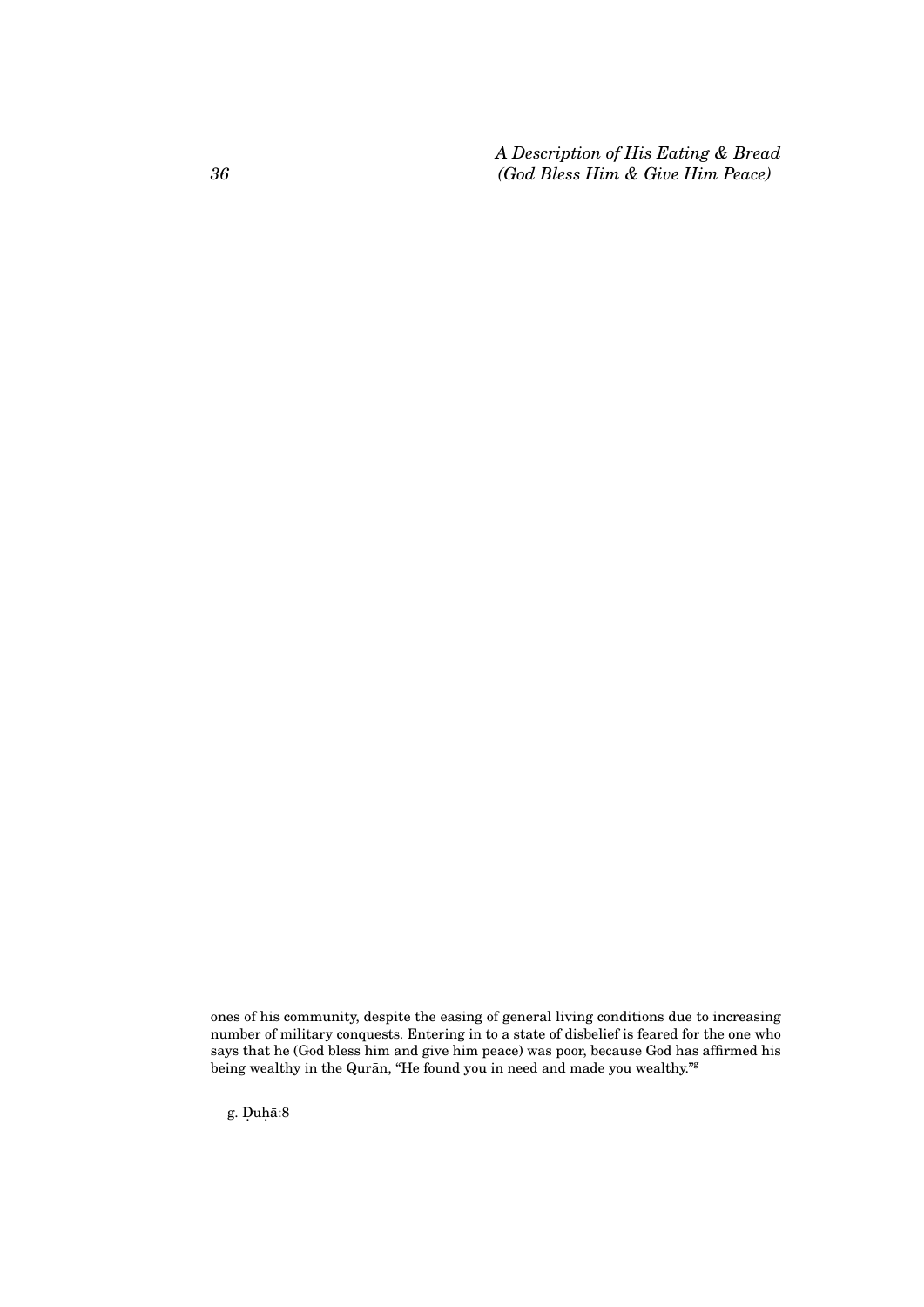ones of his community, despite the easing of general living conditions due to increasing number of military conquests. Entering in to a state of disbelief is feared for the one who says that he (God bless him and give him peace) was poor, because God has affirmed his being wealthy in the Qurān, "He found you in need and made you wealthy."[g]

g. Ḍuḥā:8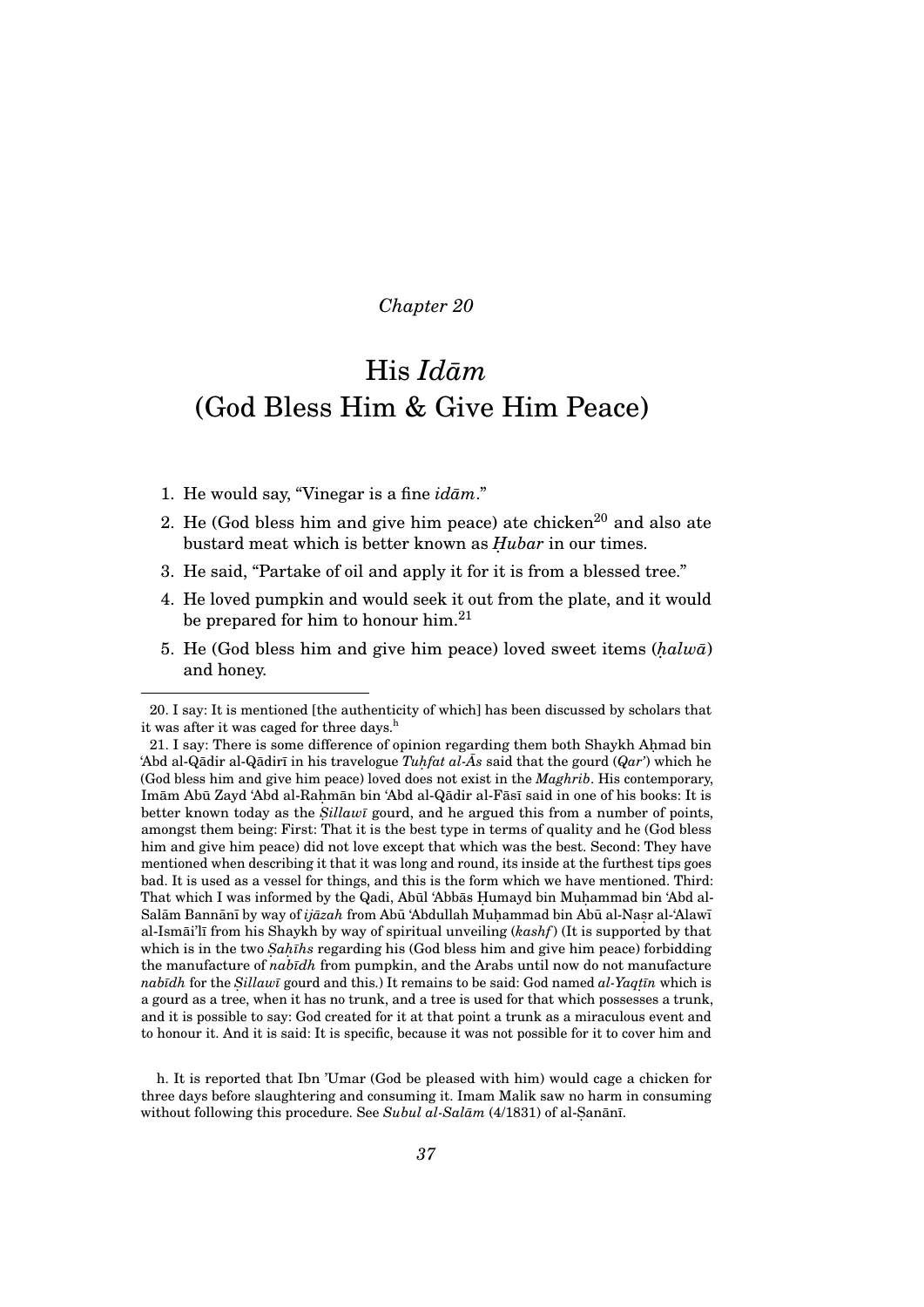*Chapter 20*

# His *Idām* (God Bless Him & Give Him Peace)

1. He would say, "Vinegar is a fine *idām*."
2. He (God bless him and give him peace) ate chicken[20] and also ate bustard meat which is better known as *Ḥubar* in our times.
3. He said, "Partake of oil and apply it for it is from a blessed tree."
4. He loved pumpkin and would seek it out from the plate, and it would be prepared for him to honour him.[21]
5. He (God bless him and give him peace) loved sweet items (*ḥalwā*) and honey.

---

20. I say: It is mentioned [the authenticity of which] has been discussed by scholars that it was after it was caged for three days.[h]

21. I say: There is some difference of opinion regarding them both Shaykh Aḥmad bin 'Abd al-Qādir al-Qādirī in his travelogue *Tuḥfat al-Ās* said that the gourd (*Qar'*) which he (God bless him and give him peace) loved does not exist in the *Maghrib*. His contemporary, Imām Abū Zayd 'Abd al-Raḥmān bin 'Abd al-Qādir al-Fāsī said in one of his books: It is better known today as the *Ṣillawī* gourd, and he argued this from a number of points, amongst them being: First: That it is the best type in terms of quality and he (God bless him and give him peace) did not love except that which was the best. Second: They have mentioned when describing it that it was long and round, its inside at the furthest tips goes bad. It is used as a vessel for things, and this is the form which we have mentioned. Third: That which I was informed by the Qadi, Abūl 'Abbās Ḥumayd bin Muḥammad bin 'Abd al-Salām Bannānī by way of *ijāzah* from Abū 'Abdullah Muḥammad bin Abū al-Naṣr al-'Alawī al-Ismā'īlī from his Shaykh by way of spiritual unveiling (*kashf*) (It is supported by that which is in the two *Ṣaḥīhs* regarding his (God bless him and give him peace) forbidding the manufacture of *nabīdh* from pumpkin, and the Arabs until now do not manufacture *nabīdh* for the *Ṣillawī* gourd and this.) It remains to be said: God named *al-Yaqṭīn* which is a gourd as a tree, when it has no trunk, and a tree is used for that which possesses a trunk, and it is possible to say: God created for it at that point a trunk as a miraculous event and to honour it. And it is said: It is specific, because it was not possible for it to cover him and

---

h. It is reported that Ibn 'Umar (God be pleased with him) would cage a chicken for three days before slaughtering and consuming it. Imam Malik saw no harm in consuming without following this procedure. See *Subul al-Salām* (4/1831) of al-Ṣanānī.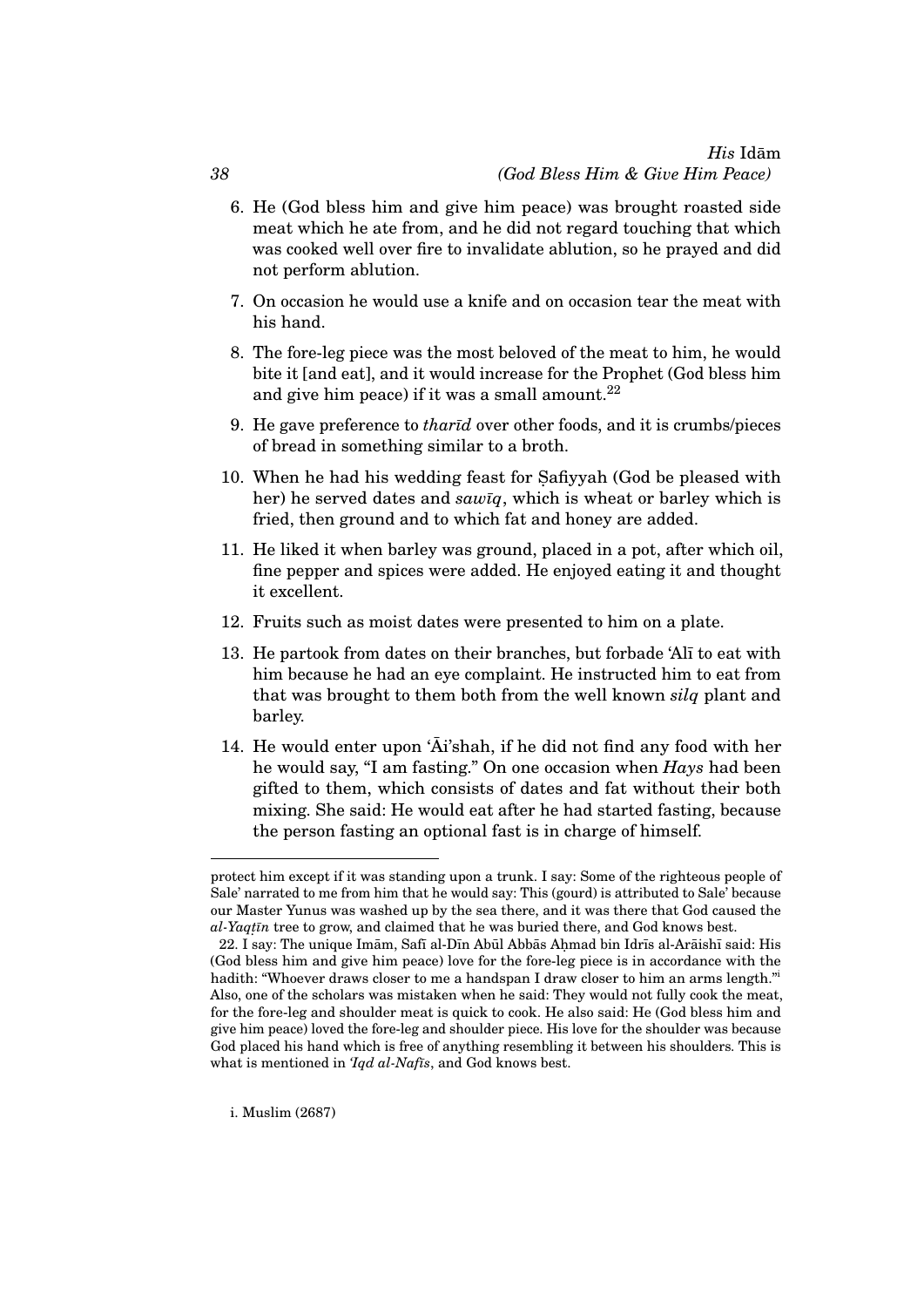6. He (God bless him and give him peace) was brought roasted side meat which he ate from, and he did not regard touching that which was cooked well over fire to invalidate ablution, so he prayed and did not perform ablution.

7. On occasion he would use a knife and on occasion tear the meat with his hand.

8. The fore-leg piece was the most beloved of the meat to him, he would bite it [and eat], and it would increase for the Prophet (God bless him and give him peace) if it was a small amount.[22]

9. He gave preference to *tharīd* over other foods, and it is crumbs/pieces of bread in something similar to a broth.

10. When he had his wedding feast for Ṣafiyyah (God be pleased with her) he served dates and *sawīq*, which is wheat or barley which is fried, then ground and to which fat and honey are added.

11. He liked it when barley was ground, placed in a pot, after which oil, fine pepper and spices were added. He enjoyed eating it and thought it excellent.

12. Fruits such as moist dates were presented to him on a plate.

13. He partook from dates on their branches, but forbade 'Alī to eat with him because he had an eye complaint. He instructed him to eat from that was brought to them both from the well known *silq* plant and barley.

14. He would enter upon 'Āi'shah, if he did not find any food with her he would say, "I am fasting." On one occasion when *Hays* had been gifted to them, which consists of dates and fat without their both mixing. She said: He would eat after he had started fasting, because the person fasting an optional fast is in charge of himself.

---

protect him except if it was standing upon a trunk. I say: Some of the righteous people of Sale' narrated to me from him that he would say: This (gourd) is attributed to Sale' because our Master Yunus was washed up by the sea there, and it was there that God caused the *al-Yaqṭīn* tree to grow, and claimed that he was buried there, and God knows best.

22. I say: The unique Imām, Safī al-Dīn Abūl Abbās Aḥmad bin Idrīs al-Arāishī said: His (God bless him and give him peace) love for the fore-leg piece is in accordance with the hadith: "Whoever draws closer to me a handspan I draw closer to him an arms length."[i] Also, one of the scholars was mistaken when he said: They would not fully cook the meat, for the fore-leg and shoulder meat is quick to cook. He also said: He (God bless him and give him peace) loved the fore-leg and shoulder piece. His love for the shoulder was because God placed his hand which is free of anything resembling it between his shoulders. This is what is mentioned in *'Iqd al-Nafīs*, and God knows best.

i. Muslim (2687)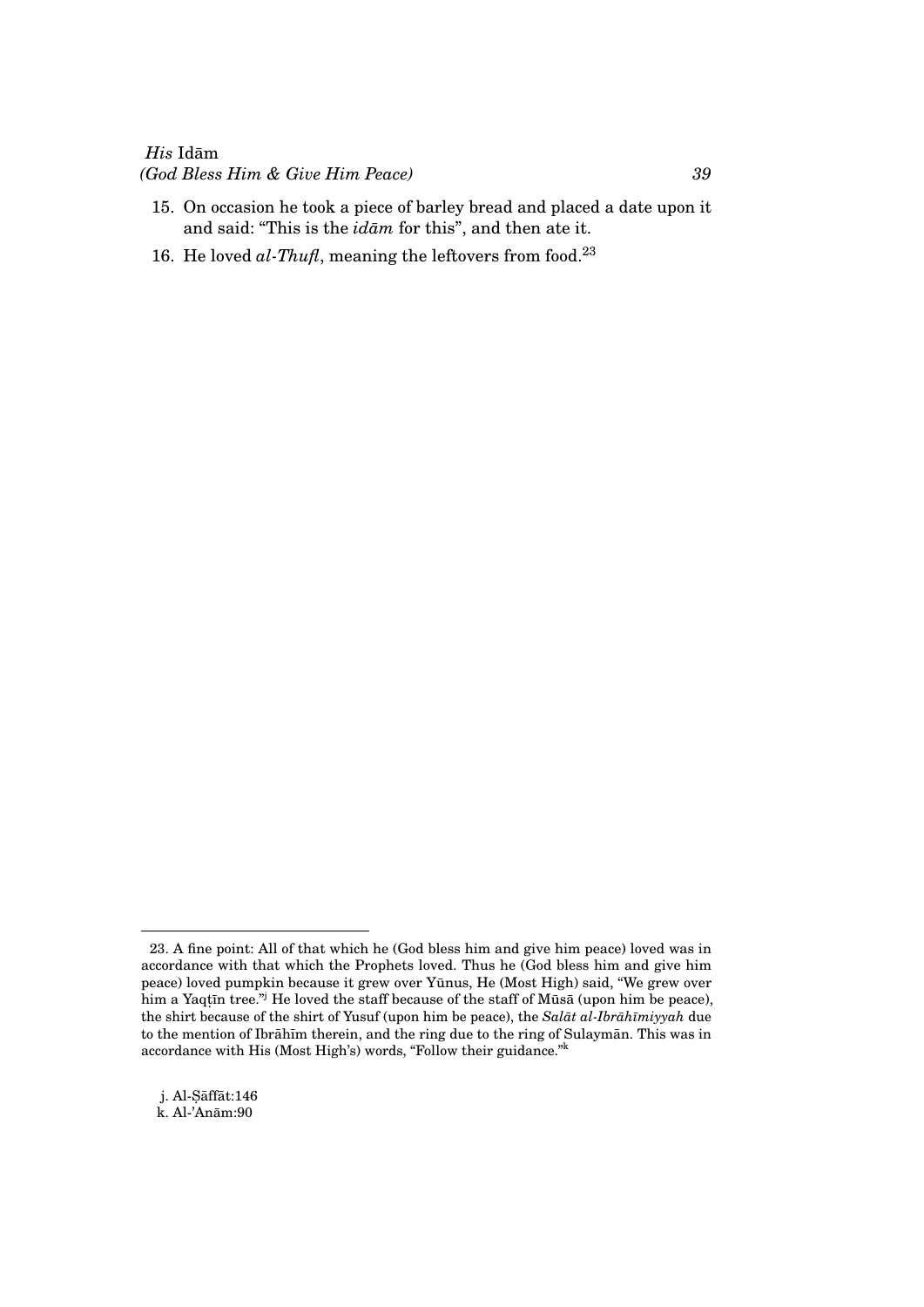15. On occasion he took a piece of barley bread and placed a date upon it and said: "This is the *idām* for this", and then ate it.
16. He loved *al-Thufl*, meaning the leftovers from food.[23]

---

23. A fine point: All of that which he (God bless him and give him peace) loved was in accordance with that which the Prophets loved. Thus he (God bless him and give him peace) loved pumpkin because it grew over Yūnus, He (Most High) said, "We grew over him a Yaqṭīn tree."[j] He loved the staff because of the staff of Mūsā (upon him be peace), the shirt because of the shirt of Yusuf (upon him be peace), the *Salāt al-Ibrāhīmiyyah* due to the mention of Ibrāhīm therein, and the ring due to the ring of Sulaymān. This was in accordance with His (Most High's) words, "Follow their guidance."[k]

j. Al-Ṣāffāt:146
k. Al-'Anām:90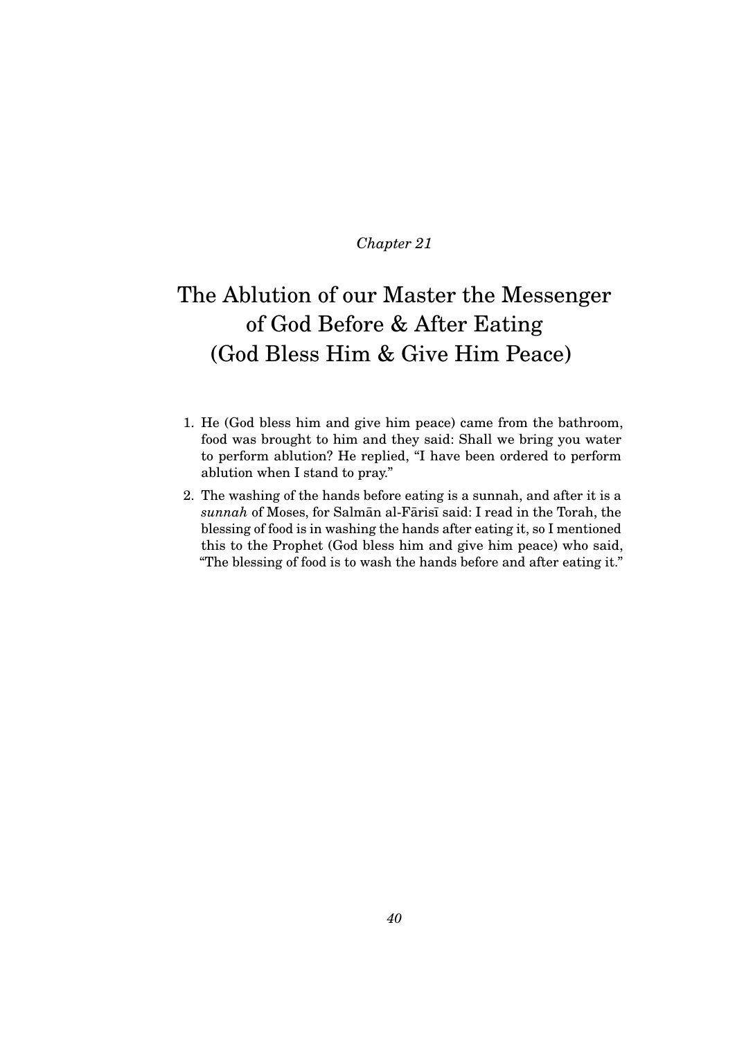*Chapter 21*

# The Ablution of our Master the Messenger of God Before & After Eating (God Bless Him & Give Him Peace)

1. He (God bless him and give him peace) came from the bathroom, food was brought to him and they said: Shall we bring you water to perform ablution? He replied, "I have been ordered to perform ablution when I stand to pray."
2. The washing of the hands before eating is a sunnah, and after it is a *sunnah* of Moses, for Salmān al-Fārisī said: I read in the Torah, the blessing of food is in washing the hands after eating it, so I mentioned this to the Prophet (God bless him and give him peace) who said, "The blessing of food is to wash the hands before and after eating it."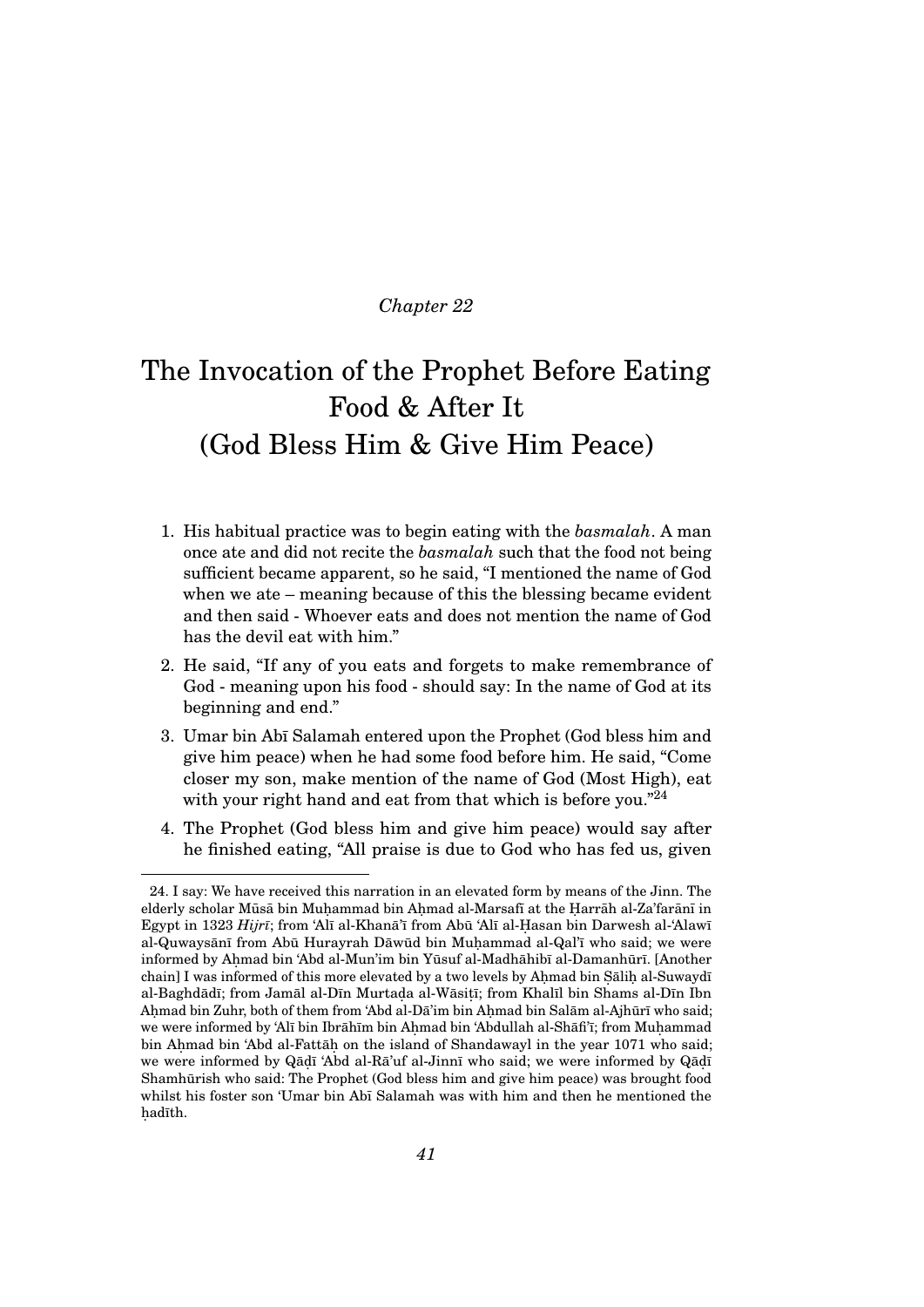*Chapter 22*

# The Invocation of the Prophet Before Eating Food & After It (God Bless Him & Give Him Peace)

1. His habitual practice was to begin eating with the *basmalah*. A man once ate and did not recite the *basmalah* such that the food not being sufficient became apparent, so he said, "I mentioned the name of God when we ate – meaning because of this the blessing became evident and then said - Whoever eats and does not mention the name of God has the devil eat with him."
2. He said, "If any of you eats and forgets to make remembrance of God - meaning upon his food - should say: In the name of God at its beginning and end."
3. Umar bin Abī Salamah entered upon the Prophet (God bless him and give him peace) when he had some food before him. He said, "Come closer my son, make mention of the name of God (Most High), eat with your right hand and eat from that which is before you."[24]
4. The Prophet (God bless him and give him peace) would say after he finished eating, "All praise is due to God who has fed us, given

---

24. I say: We have received this narration in an elevated form by means of the Jinn. The elderly scholar Mūsā bin Muḥammad bin Aḥmad al-Marsafī at the Ḥarrāh al-Za'farānī in Egypt in 1323 *Hijrī*; from 'Alī al-Khanā'ī from Abū 'Alī al-Ḥasan bin Darwesh al-'Alawī al-Quwaysānī from Abū Hurayrah Dāwūd bin Muḥammad al-Qal'ī who said; we were informed by Aḥmad bin 'Abd al-Mun'im bin Yūsuf al-Madhāhibī al-Damanhūrī. [Another chain] I was informed of this more elevated by a two levels by Aḥmad bin Ṣāliḥ al-Suwaydī al-Baghdādī; from Jamāl al-Dīn Murtaḍa al-Wāsiṭī; from Khalīl bin Shams al-Dīn Ibn Aḥmad bin Zuhr, both of them from 'Abd al-Dā'im bin Aḥmad bin Salām al-Ajhūrī who said; we were informed by 'Alī bin Ibrāhīm bin Aḥmad bin 'Abdullah al-Shāfi'ī; from Muḥammad bin Aḥmad bin 'Abd al-Fattāḥ on the island of Shandawayl in the year 1071 who said; we were informed by Qāḍī 'Abd al-Rā'uf al-Jinnī who said; we were informed by Qāḍī Shamhūrish who said: The Prophet (God bless him and give him peace) was brought food whilst his foster son 'Umar bin Abī Salamah was with him and then he mentioned the ḥadīth.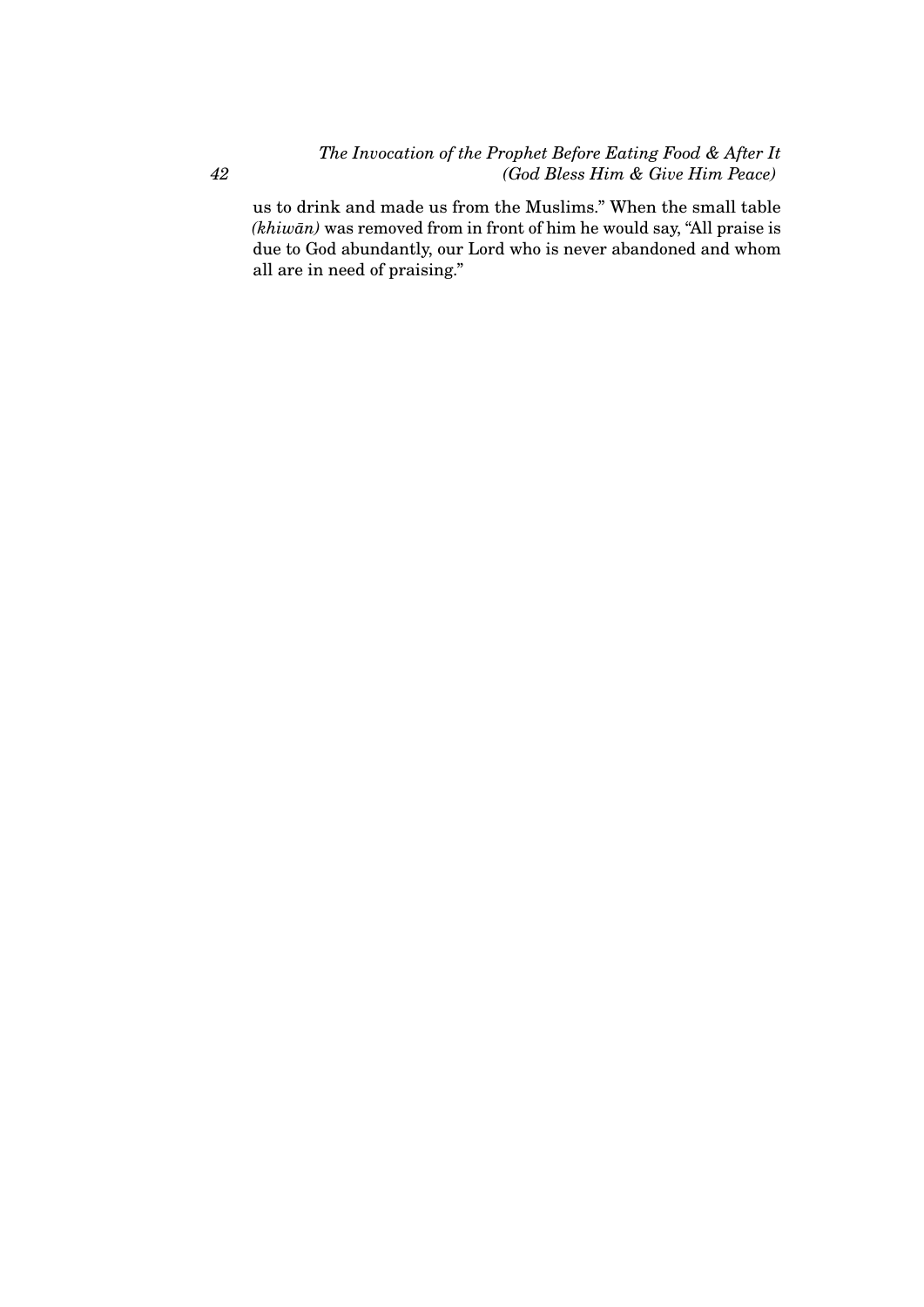us to drink and made us from the Muslims." When the small table *(khiwān)* was removed from in front of him he would say, "All praise is due to God abundantly, our Lord who is never abandoned and whom all are in need of praising."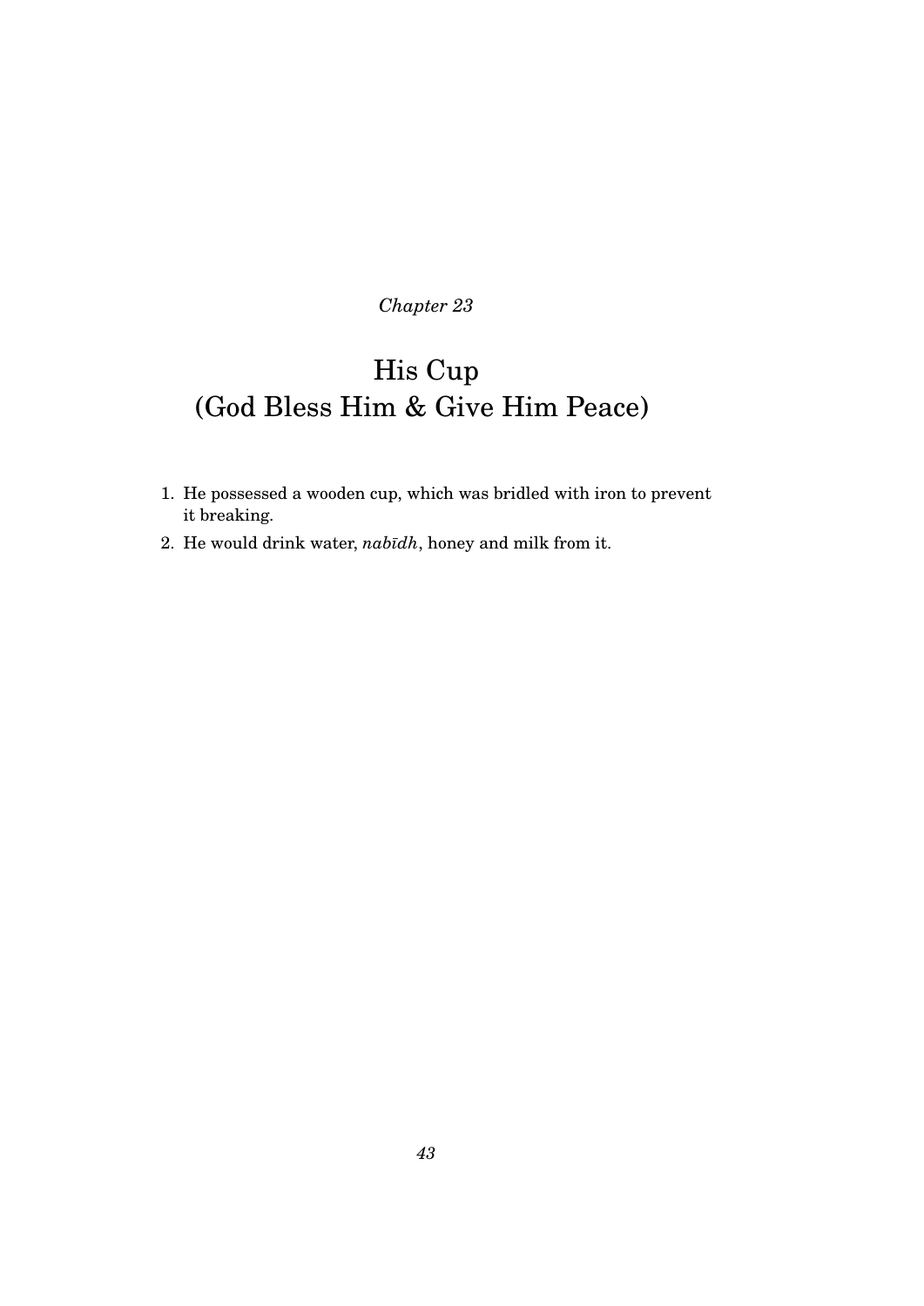*Chapter 23*

# His Cup
# (God Bless Him & Give Him Peace)

1. He possessed a wooden cup, which was bridled with iron to prevent it breaking.
2. He would drink water, *nabīdh*, honey and milk from it.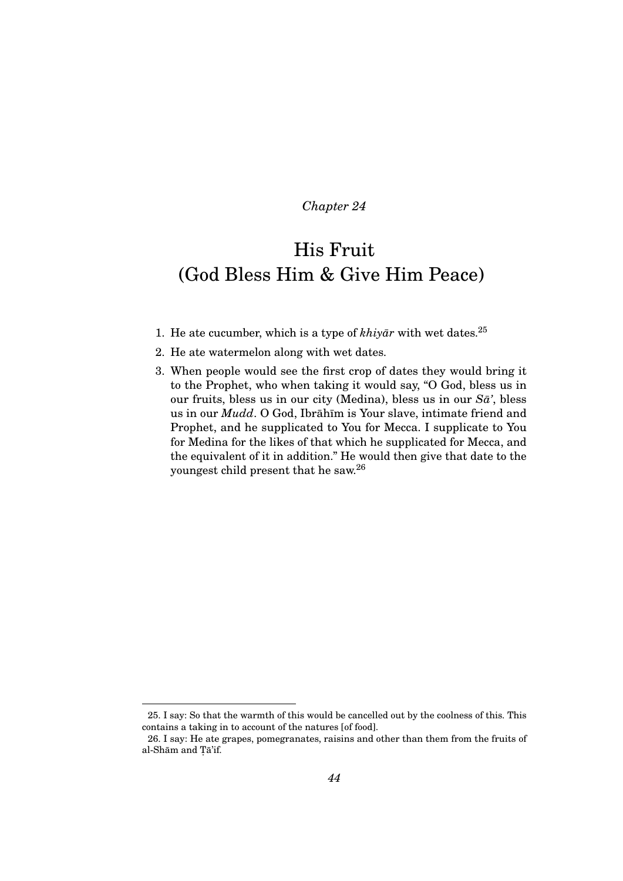*Chapter 24*

# His Fruit
# (God Bless Him & Give Him Peace)

1. He ate cucumber, which is a type of *khiyār* with wet dates.[25]
2. He ate watermelon along with wet dates.
3. When people would see the first crop of dates they would bring it to the Prophet, who when taking it would say, "O God, bless us in our fruits, bless us in our city (Medina), bless us in our *Sā'*, bless us in our *Mudd*. O God, Ibrāhīm is Your slave, intimate friend and Prophet, and he supplicated to You for Mecca. I supplicate to You for Medina for the likes of that which he supplicated for Mecca, and the equivalent of it in addition." He would then give that date to the youngest child present that he saw.[26]

---

25. I say: So that the warmth of this would be cancelled out by the coolness of this. This contains a taking in to account of the natures [of food].

26. I say: He ate grapes, pomegranates, raisins and other than them from the fruits of al-Shām and Ṭā'if.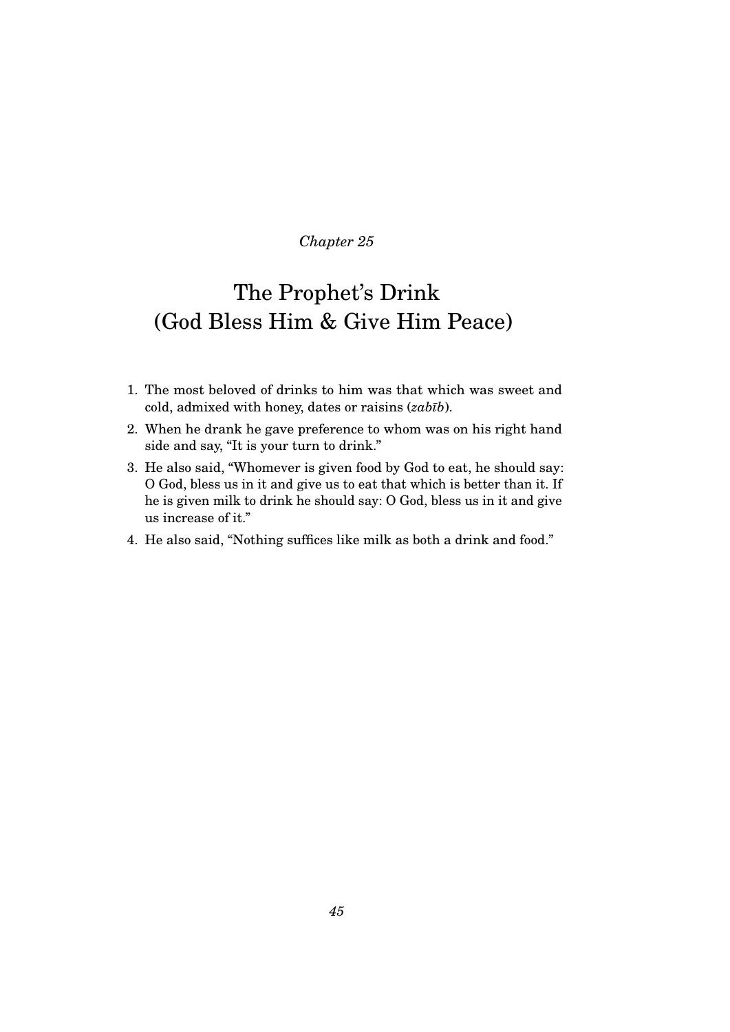*Chapter 25*

# The Prophet's Drink (God Bless Him & Give Him Peace)

1. The most beloved of drinks to him was that which was sweet and cold, admixed with honey, dates or raisins (*zabīb*).
2. When he drank he gave preference to whom was on his right hand side and say, "It is your turn to drink."
3. He also said, "Whomever is given food by God to eat, he should say: O God, bless us in it and give us to eat that which is better than it. If he is given milk to drink he should say: O God, bless us in it and give us increase of it."
4. He also said, "Nothing suffices like milk as both a drink and food."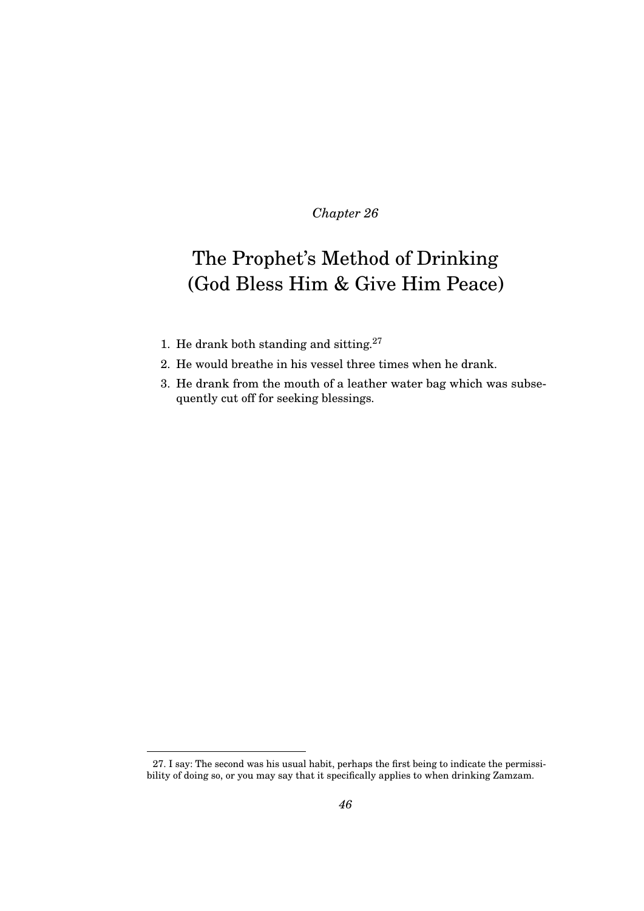*Chapter 26*

# The Prophet's Method of Drinking (God Bless Him & Give Him Peace)

1. He drank both standing and sitting.[27]
2. He would breathe in his vessel three times when he drank.
3. He drank from the mouth of a leather water bag which was subsequently cut off for seeking blessings.

---

27. I say: The second was his usual habit, perhaps the first being to indicate the permissibility of doing so, or you may say that it specifically applies to when drinking Zamzam.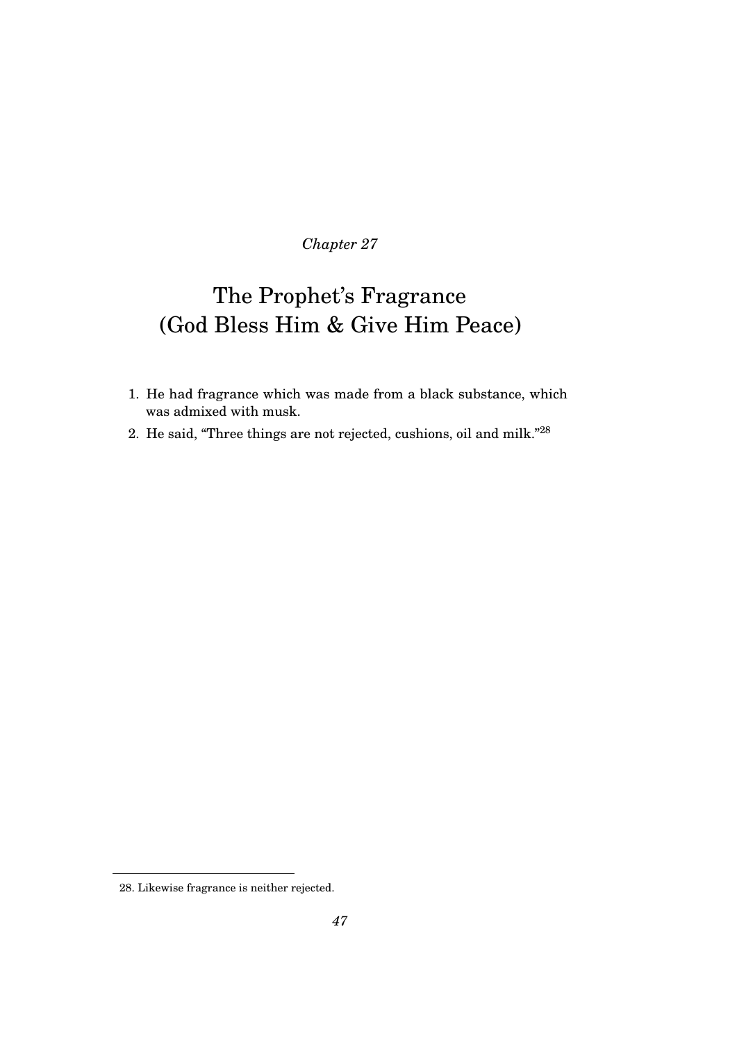*Chapter 27*

# The Prophet's Fragrance (God Bless Him & Give Him Peace)

1. He had fragrance which was made from a black substance, which was admixed with musk.
2. He said, "Three things are not rejected, cushions, oil and milk."[28]

---

28. Likewise fragrance is neither rejected.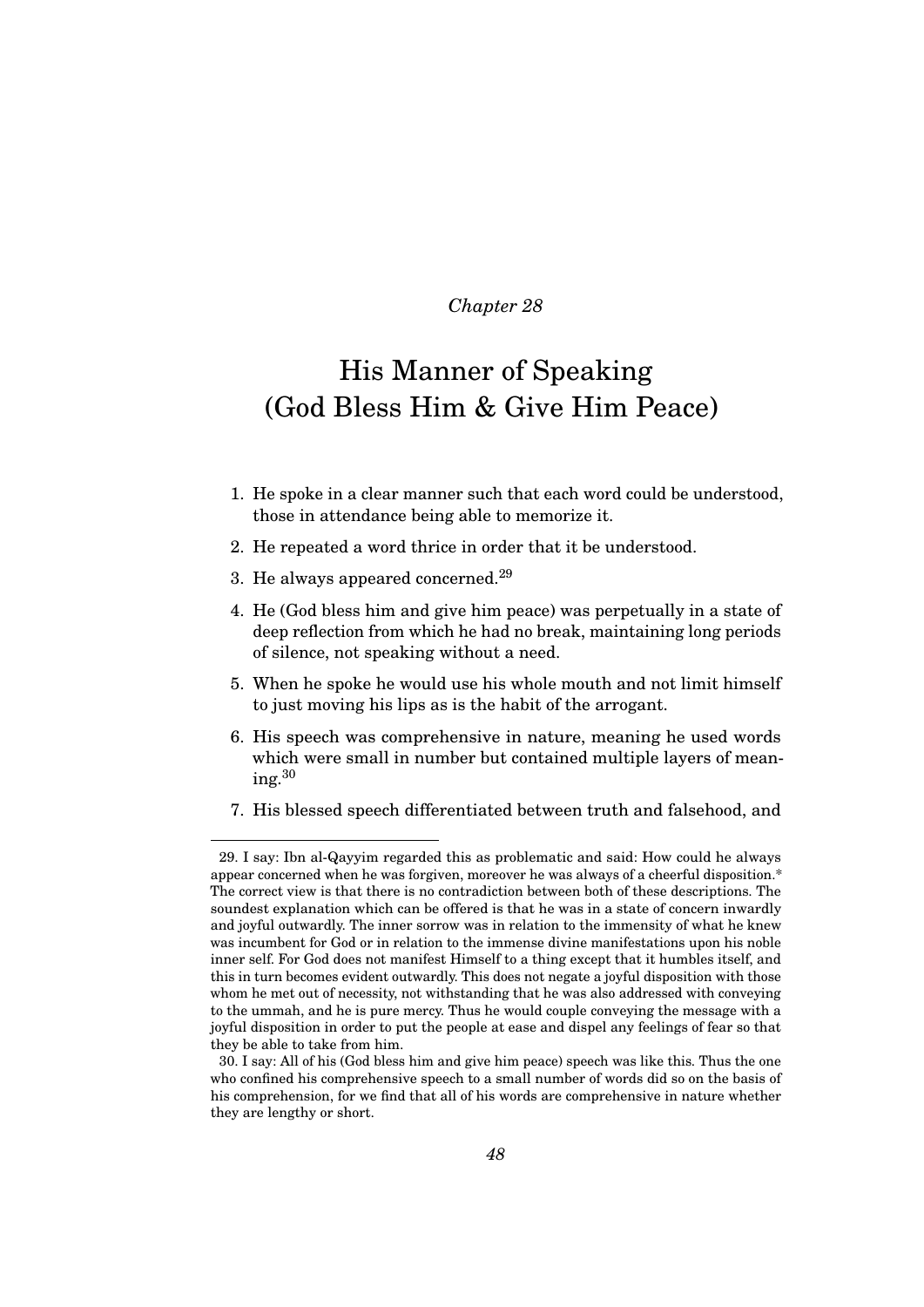*Chapter 28*

# His Manner of Speaking (God Bless Him & Give Him Peace)

1. He spoke in a clear manner such that each word could be understood, those in attendance being able to memorize it.
2. He repeated a word thrice in order that it be understood.
3. He always appeared concerned.[29]
4. He (God bless him and give him peace) was perpetually in a state of deep reflection from which he had no break, maintaining long periods of silence, not speaking without a need.
5. When he spoke he would use his whole mouth and not limit himself to just moving his lips as is the habit of the arrogant.
6. His speech was comprehensive in nature, meaning he used words which were small in number but contained multiple layers of meaning.[30]
7. His blessed speech differentiated between truth and falsehood, and

---

29. I say: Ibn al-Qayyim regarded this as problematic and said: How could he always appear concerned when he was forgiven, moreover he was always of a cheerful disposition.* The correct view is that there is no contradiction between both of these descriptions. The soundest explanation which can be offered is that he was in a state of concern inwardly and joyful outwardly. The inner sorrow was in relation to the immensity of what he knew was incumbent for God or in relation to the immense divine manifestations upon his noble inner self. For God does not manifest Himself to a thing except that it humbles itself, and this in turn becomes evident outwardly. This does not negate a joyful disposition with those whom he met out of necessity, not withstanding that he was also addressed with conveying to the ummah, and he is pure mercy. Thus he would couple conveying the message with a joyful disposition in order to put the people at ease and dispel any feelings of fear so that they be able to take from him.

30. I say: All of his (God bless him and give him peace) speech was like this. Thus the one who confined his comprehensive speech to a small number of words did so on the basis of his comprehension, for we find that all of his words are comprehensive in nature whether they are lengthy or short.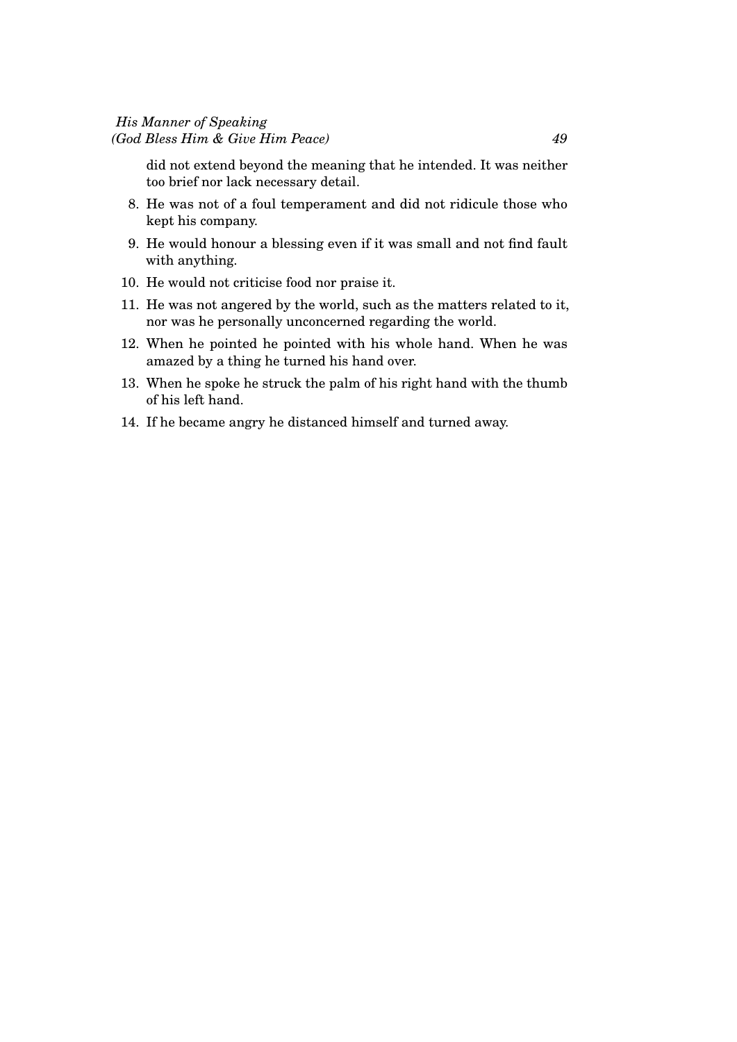did not extend beyond the meaning that he intended. It was neither too brief nor lack necessary detail.

8. He was not of a foul temperament and did not ridicule those who kept his company.
9. He would honour a blessing even if it was small and not find fault with anything.
10. He would not criticise food nor praise it.
11. He was not angered by the world, such as the matters related to it, nor was he personally unconcerned regarding the world.
12. When he pointed he pointed with his whole hand. When he was amazed by a thing he turned his hand over.
13. When he spoke he struck the palm of his right hand with the thumb of his left hand.
14. If he became angry he distanced himself and turned away.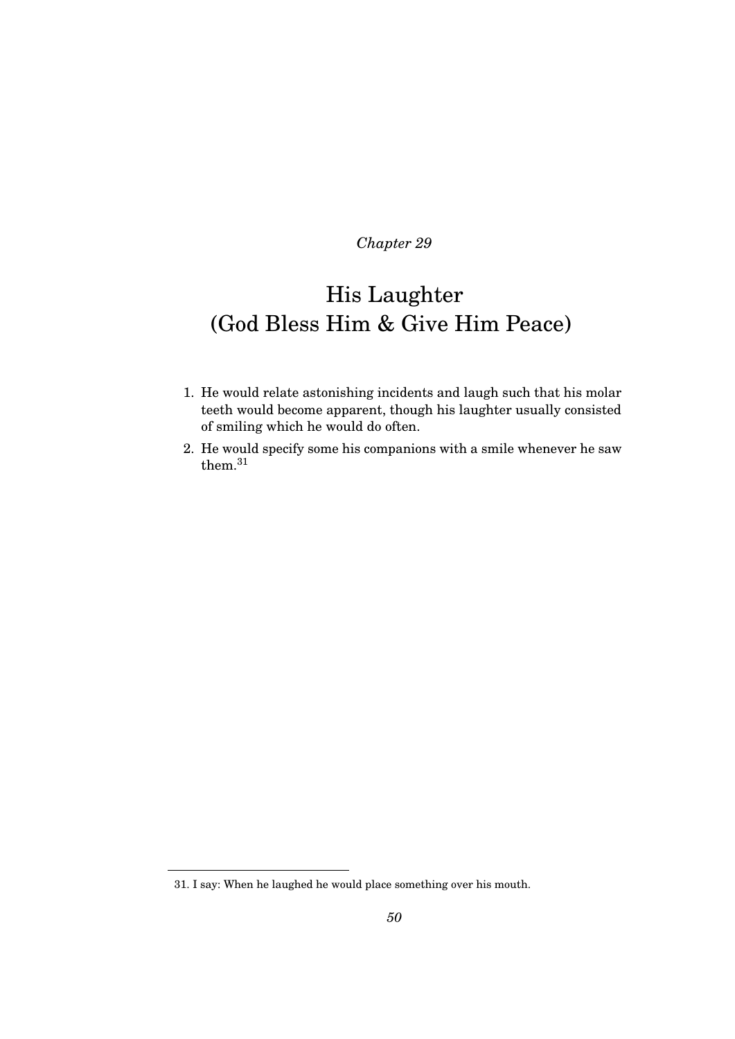*Chapter 29*

# His Laughter (God Bless Him & Give Him Peace)

1. He would relate astonishing incidents and laugh such that his molar teeth would become apparent, though his laughter usually consisted of smiling which he would do often.
2. He would specify some his companions with a smile whenever he saw them.[31]

---

31. I say: When he laughed he would place something over his mouth.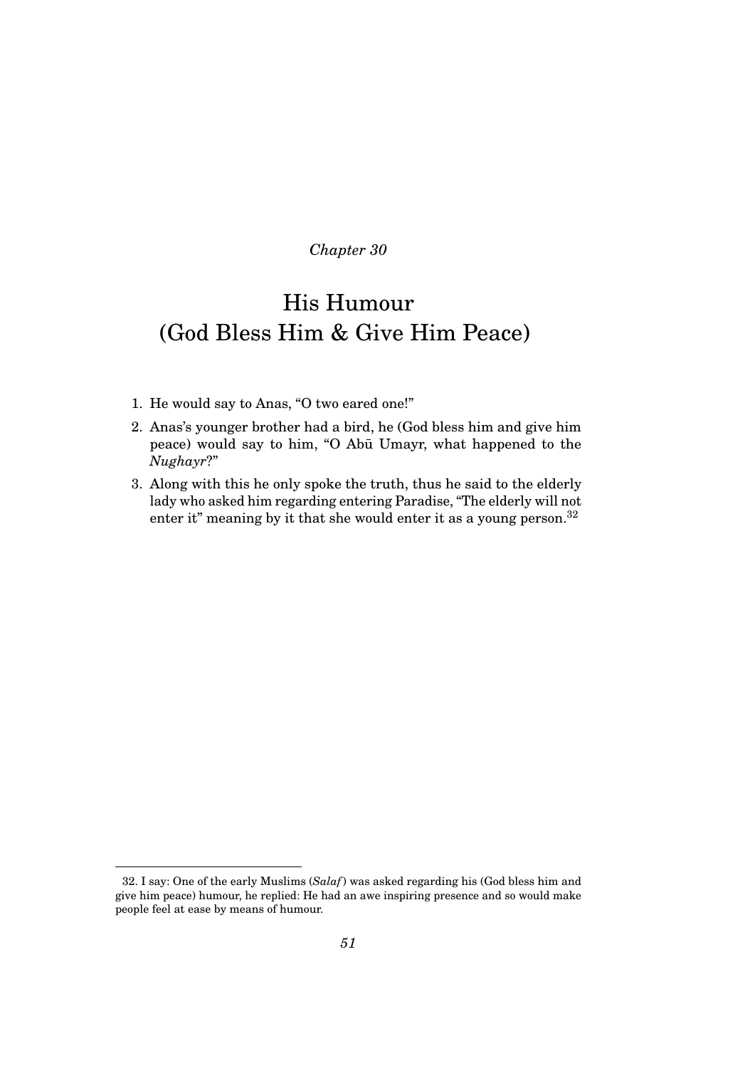*Chapter 30*

# His Humour (God Bless Him & Give Him Peace)

1. He would say to Anas, "O two eared one!"
2. Anas's younger brother had a bird, he (God bless him and give him peace) would say to him, "O Abū Umayr, what happened to the *Nughayr*?"
3. Along with this he only spoke the truth, thus he said to the elderly lady who asked him regarding entering Paradise, "The elderly will not enter it" meaning by it that she would enter it as a young person.[32]

---

32. I say: One of the early Muslims (*Salaf*) was asked regarding his (God bless him and give him peace) humour, he replied: He had an awe inspiring presence and so would make people feel at ease by means of humour.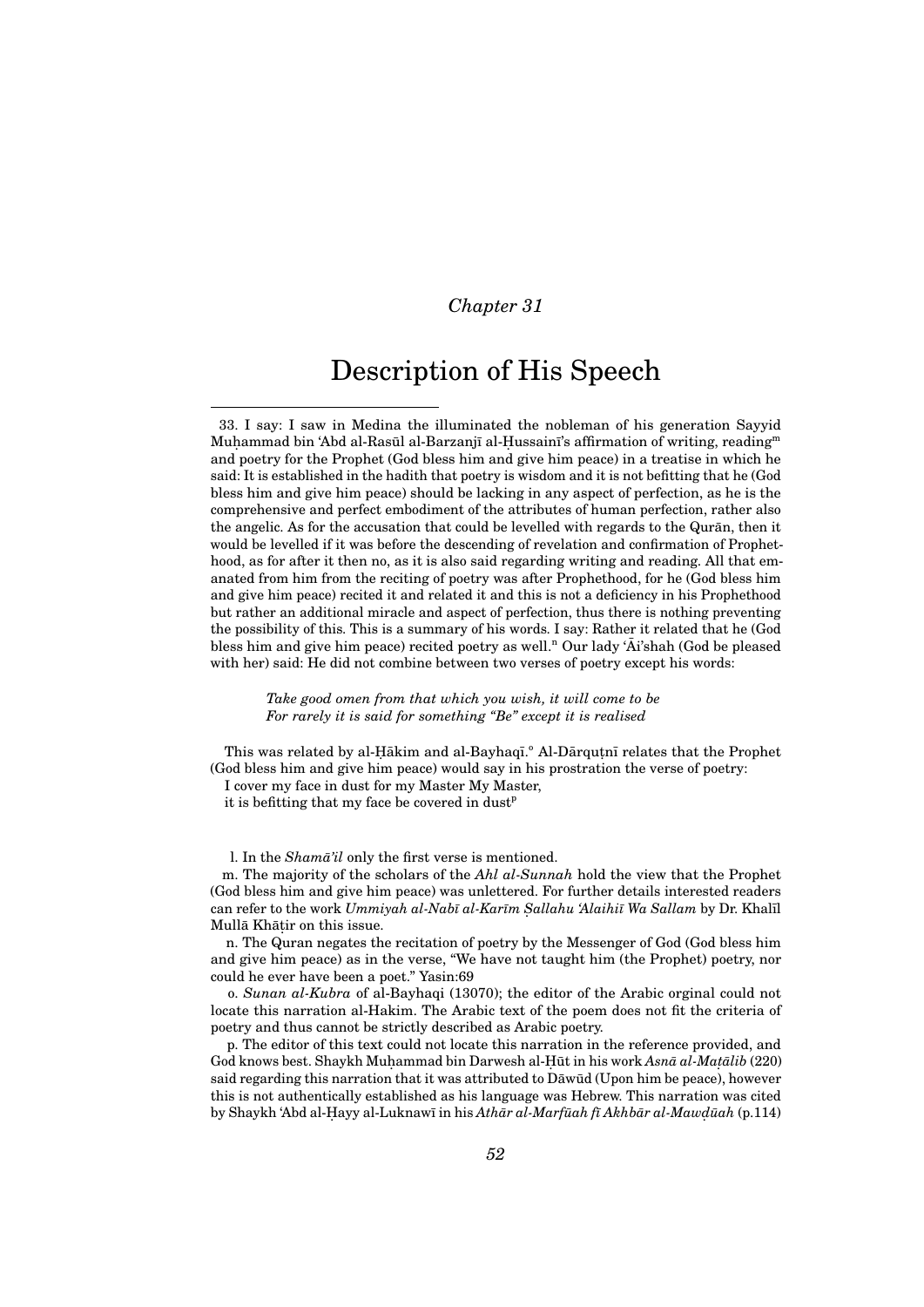*Chapter 31*

# Description of His Speech

33. I say: I saw in Medina the illuminated the nobleman of his generation Sayyid Muḥammad bin ʿAbd al-Rasūl al-Barzanjī al-Ḥussainī's affirmation of writing, reading[m] and poetry for the Prophet (God bless him and give him peace) in a treatise in which he said: It is established in the hadith that poetry is wisdom and it is not befitting that he (God bless him and give him peace) should be lacking in any aspect of perfection, as he is the comprehensive and perfect embodiment of the attributes of human perfection, rather also the angelic. As for the accusation that could be levelled with regards to the Qurān, then it would be levelled if it was before the descending of revelation and confirmation of Prophethood, as for after it then no, as it is also said regarding writing and reading. All that emanated from him from the reciting of poetry was after Prophethood, for he (God bless him and give him peace) recited it and related it and this is not a deficiency in his Prophethood but rather an additional miracle and aspect of perfection, thus there is nothing preventing the possibility of this. This is a summary of his words. I say: Rather it related that he (God bless him and give him peace) recited poetry as well.[n] Our lady ʿĀi'shah (God be pleased with her) said: He did not combine between two verses of poetry except his words:

> *Take good omen from that which you wish, it will come to be*
> *For rarely it is said for something "Be" except it is realised*

This was related by al-Ḥākim and al-Bayhaqī.[o] Al-Dārquṭnī relates that the Prophet (God bless him and give him peace) would say in his prostration the verse of poetry:
I cover my face in dust for my Master My Master,
it is befitting that my face be covered in dust[p]

l. In the *Shamā'il* only the first verse is mentioned.

m. The majority of the scholars of the *Ahl al-Sunnah* hold the view that the Prophet (God bless him and give him peace) was unlettered. For further details interested readers can refer to the work *Ummiyah al-Nabī al-Karīm Ṣallahu ʿAlaihiī Wa Sallam* by Dr. Khalīl Mullā Khāṭir on this issue.

n. The Quran negates the recitation of poetry by the Messenger of God (God bless him and give him peace) as in the verse, "We have not taught him (the Prophet) poetry, nor could he ever have been a poet." Yasin:69

o. *Sunan al-Kubra* of al-Bayhaqi (13070); the editor of the Arabic orginal could not locate this narration al-Hakim. The Arabic text of the poem does not fit the criteria of poetry and thus cannot be strictly described as Arabic poetry.

p. The editor of this text could not locate this narration in the reference provided, and God knows best. Shaykh Muḥammad bin Darwesh al-Ḥūt in his work *Asnā al-Maṭālib* (220) said regarding this narration that it was attributed to Dāwūd (Upon him be peace), however this is not authentically established as his language was Hebrew. This narration was cited by Shaykh ʿAbd al-Ḥayy al-Luknawī in his *Athār al-Marfūah fī Akhbār al-Mawḍūah* (p.114)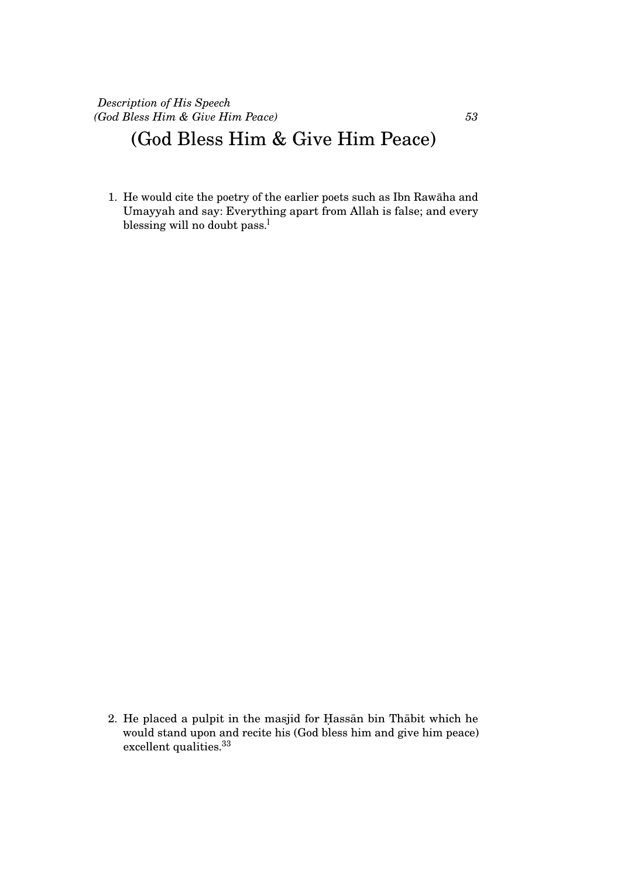## (God Bless Him & Give Him Peace)

1. He would cite the poetry of the earlier poets such as Ibn Rawāha and Umayyah and say: Everything apart from Allah is false; and every blessing will no doubt pass.[1]

2. He placed a pulpit in the masjid for Ḥassān bin Thābit which he would stand upon and recite his (God bless him and give him peace) excellent qualities.[33]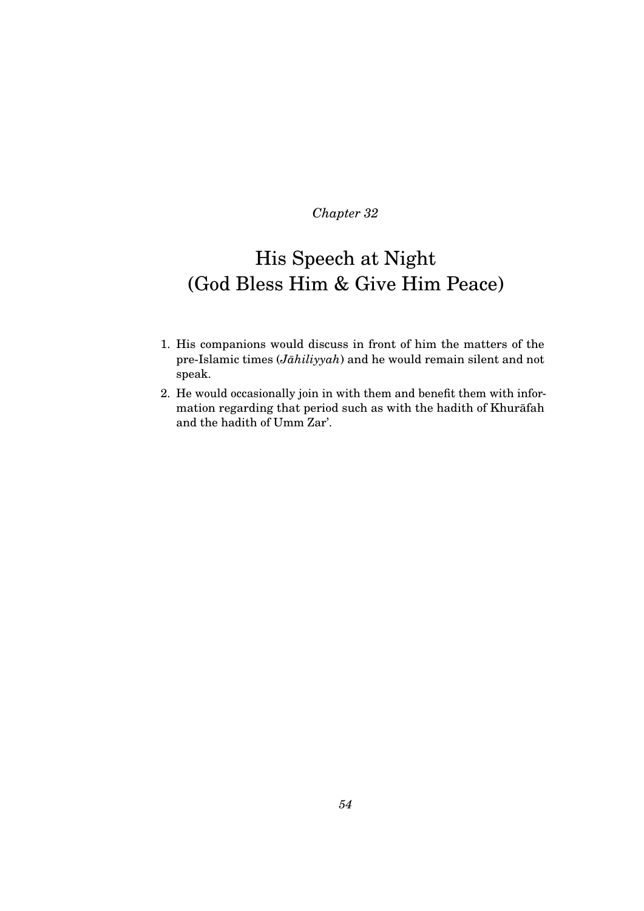*Chapter 32*

# His Speech at Night (God Bless Him & Give Him Peace)

1. His companions would discuss in front of him the matters of the pre-Islamic times (*Jāhiliyyah*) and he would remain silent and not speak.
2. He would occasionally join in with them and benefit them with information regarding that period such as with the hadith of Khurāfah and the hadith of Umm Zar'.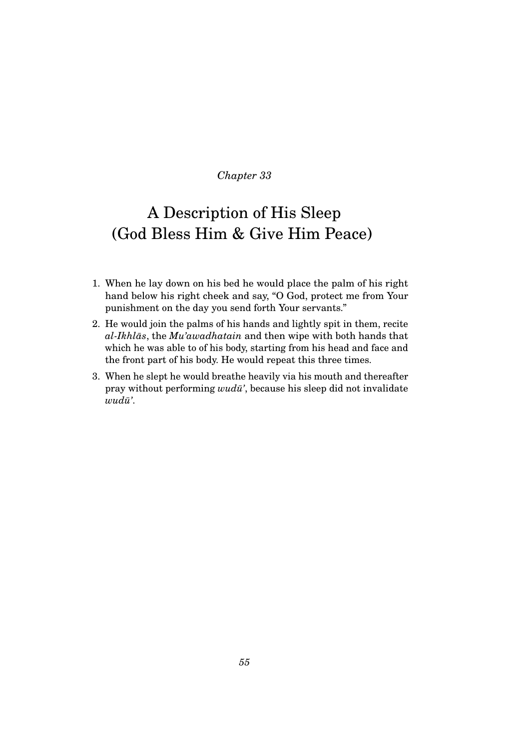*Chapter 33*

# A Description of His Sleep (God Bless Him & Give Him Peace)

1. When he lay down on his bed he would place the palm of his right hand below his right cheek and say, "O God, protect me from Your punishment on the day you send forth Your servants."
2. He would join the palms of his hands and lightly spit in them, recite *al-Ikhlās*, the *Mu'awadhatain* and then wipe with both hands that which he was able to of his body, starting from his head and face and the front part of his body. He would repeat this three times.
3. When he slept he would breathe heavily via his mouth and thereafter pray without performing *wuḍū'*, because his sleep did not invalidate *wuḍū'*.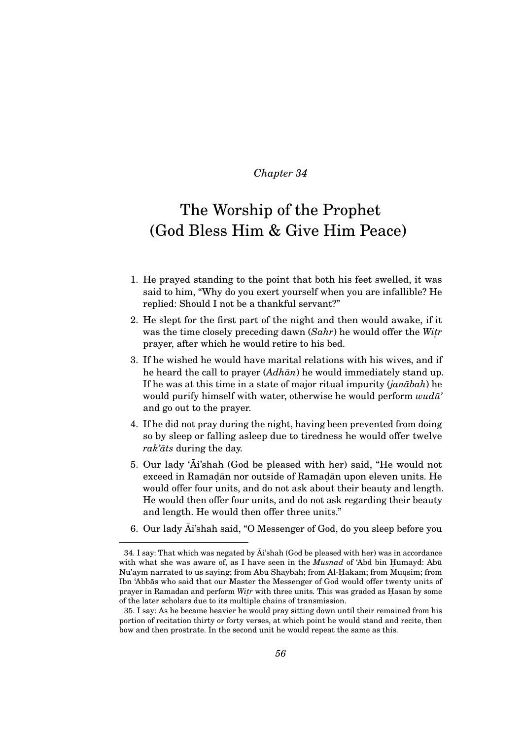*Chapter 34*

# The Worship of the Prophet (God Bless Him & Give Him Peace)

1. He prayed standing to the point that both his feet swelled, it was said to him, "Why do you exert yourself when you are infallible? He replied: Should I not be a thankful servant?"
2. He slept for the first part of the night and then would awake, if it was the time closely preceding dawn (*Sahr*) he would offer the *Wiṭr* prayer, after which he would retire to his bed.
3. If he wished he would have marital relations with his wives, and if he heard the call to prayer (*Adhān*) he would immediately stand up. If he was at this time in a state of major ritual impurity (*janābah*) he would purify himself with water, otherwise he would perform *wuḍū'* and go out to the prayer.
4. If he did not pray during the night, having been prevented from doing so by sleep or falling asleep due to tiredness he would offer twelve *rak'āts* during the day.
5. Our lady 'Āi'shah (God be pleased with her) said, "He would not exceed in Ramaḍān nor outside of Ramaḍān upon eleven units. He would offer four units, and do not ask about their beauty and length. He would then offer four units, and do not ask regarding their beauty and length. He would then offer three units."
6. Our lady Āi'shah said, "O Messenger of God, do you sleep before you

---

34. I say: That which was negated by Āi'shah (God be pleased with her) was in accordance with what she was aware of, as I have seen in the *Musnad* of 'Abd bin Ḥumayd: Abū Nu'aym narrated to us saying; from Abū Shaybah; from Al-Ḥakam; from Muqsim; from Ibn 'Abbās who said that our Master the Messenger of God would offer twenty units of prayer in Ramadan and perform *Wiṭr* with three units. This was graded as Ḥasan by some of the later scholars due to its multiple chains of transmission.

35. I say: As he became heavier he would pray sitting down until their remained from his portion of recitation thirty or forty verses, at which point he would stand and recite, then bow and then prostrate. In the second unit he would repeat the same as this.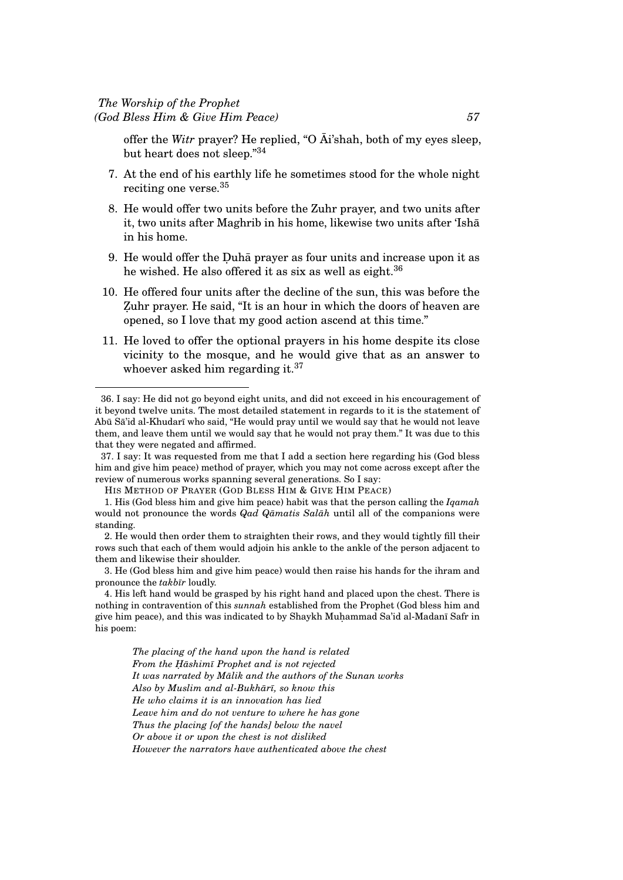offer the *Witr* prayer? He replied, "O Āi'shah, both of my eyes sleep, but heart does not sleep."[34]

7. At the end of his earthly life he sometimes stood for the whole night reciting one verse.[35]

8. He would offer two units before the Zuhr prayer, and two units after it, two units after Maghrib in his home, likewise two units after 'Ishā in his home.

9. He would offer the Ḍuhā prayer as four units and increase upon it as he wished. He also offered it as six as well as eight.[36]

10. He offered four units after the decline of the sun, this was before the Ẓuhr prayer. He said, "It is an hour in which the doors of heaven are opened, so I love that my good action ascend at this time."

11. He loved to offer the optional prayers in his home despite its close vicinity to the mosque, and he would give that as an answer to whoever asked him regarding it.[37]

---

36. I say: He did not go beyond eight units, and did not exceed in his encouragement of it beyond twelve units. The most detailed statement in regards to it is the statement of Abū Sā'id al-Khudarī who said, "He would pray until we would say that he would not leave them, and leave them until we would say that he would not pray them." It was due to this that they were negated and affirmed.

37. I say: It was requested from me that I add a section here regarding his (God bless him and give him peace) method of prayer, which you may not come across except after the review of numerous works spanning several generations. So I say:

HIS METHOD OF PRAYER (GOD BLESS HIM & GIVE HIM PEACE)

1. His (God bless him and give him peace) habit was that the person calling the *Iqamah* would not pronounce the words *Qad Qāmatis Salāh* until all of the companions were standing.

2. He would then order them to straighten their rows, and they would tightly fill their rows such that each of them would adjoin his ankle to the ankle of the person adjacent to them and likewise their shoulder.

3. He (God bless him and give him peace) would then raise his hands for the ihram and pronounce the *takbīr* loudly.

4. His left hand would be grasped by his right hand and placed upon the chest. There is nothing in contravention of this *sunnah* established from the Prophet (God bless him and give him peace), and this was indicated to by Shaykh Muḥammad Sa'id al-Madanī Safr in his poem:

> *The placing of the hand upon the hand is related*
> *From the Ḥāshimī Prophet and is not rejected*
> *It was narrated by Mālik and the authors of the Sunan works*
> *Also by Muslim and al-Bukhārī, so know this*
> *He who claims it is an innovation has lied*
> *Leave him and do not venture to where he has gone*
> *Thus the placing [of the hands] below the navel*
> *Or above it or upon the chest is not disliked*
> *However the narrators have authenticated above the chest*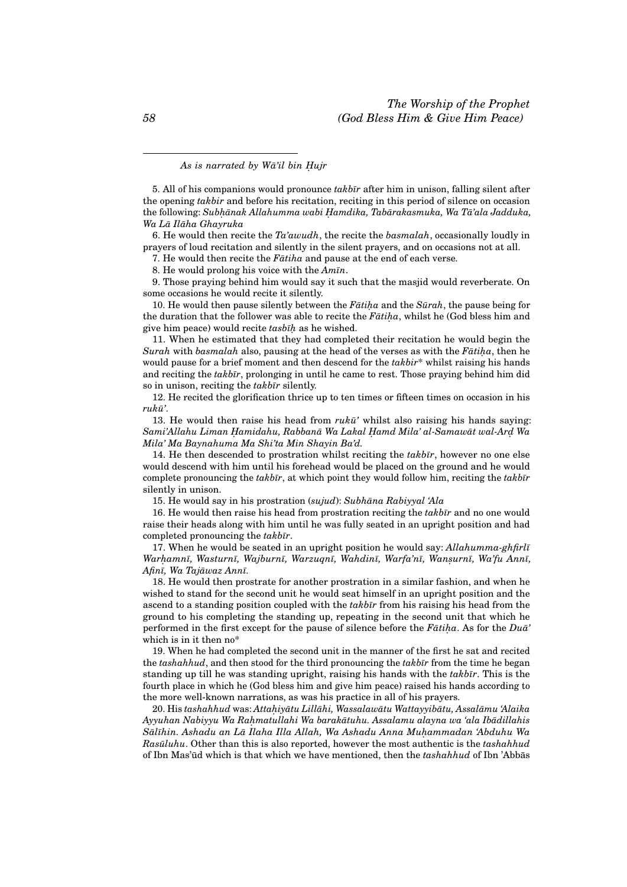*As is narrated by Wā'il bin Ḥujr*

5. All of his companions would pronounce *takbīr* after him in unison, falling silent after the opening *takbir* and before his recitation, reciting in this period of silence on occasion the following: *Subḥānak Allahumma wabi Ḥamdika, Tabārakasmuka, Wa Tā'ala Jadduka, Wa Lā Ilāha Ghayruka*

6. He would then recite the *Ta'awudh*, the recite the *basmalah*, occasionally loudly in prayers of loud recitation and silently in the silent prayers, and on occasions not at all.

7. He would then recite the *Fātiha* and pause at the end of each verse.

8. He would prolong his voice with the *Amīn*.

9. Those praying behind him would say it such that the masjid would reverberate. On some occasions he would recite it silently.

10. He would then pause silently between the *Fātiḥa* and the *Sūrah*, the pause being for the duration that the follower was able to recite the *Fātiḥa*, whilst he (God bless him and give him peace) would recite *tasbīḥ* as he wished.

11. When he estimated that they had completed their recitation he would begin the *Surah* with *basmalah* also, pausing at the head of the verses as with the *Fātiḥa*, then he would pause for a brief moment and then descend for the *takbir*\* whilst raising his hands and reciting the *takbīr*, prolonging in until he came to rest. Those praying behind him did so in unison, reciting the *takbīr* silently.

12. He recited the glorification thrice up to ten times or fifteen times on occasion in his *rukū'*.

13. He would then raise his head from *rukū'* whilst also raising his hands saying: *Sami'Allahu Liman Ḥamidahu, Rabbanā Wa Lakal Ḥamd Mila' al-Samawāt wal-Arḍ Wa Mila' Ma Baynahuma Ma Shi'ta Min Shayin Ba'd.*

14. He then descended to prostration whilst reciting the *takbīr*, however no one else would descend with him until his forehead would be placed on the ground and he would complete pronouncing the *takbīr*, at which point they would follow him, reciting the *takbīr* silently in unison.

15. He would say in his prostration (*sujud*): *Subḥāna Rabiyyal 'Ala*

16. He would then raise his head from prostration reciting the *takbīr* and no one would raise their heads along with him until he was fully seated in an upright position and had completed pronouncing the *takbīr*.

17. When he would be seated in an upright position he would say: *Allahumma-ghfirlī Warḥamnī, Wasturnī, Wajburnī, Warzuqnī, Wahdinī, Warfa'nī, Wanṣurnī, Wa'fu Annī, Afinī, Wa Tajāwaz Annī.*

18. He would then prostrate for another prostration in a similar fashion, and when he wished to stand for the second unit he would seat himself in an upright position and the ascend to a standing position coupled with the *takbīr* from his raising his head from the ground to his completing the standing up, repeating in the second unit that which he performed in the first except for the pause of silence before the *Fātiḥa*. As for the *Duā'* which is in it then no\*

19. When he had completed the second unit in the manner of the first he sat and recited the *tashahhud*, and then stood for the third pronouncing the *takbīr* from the time he began standing up till he was standing upright, raising his hands with the *takbīr*. This is the fourth place in which he (God bless him and give him peace) raised his hands according to the more well-known narrations, as was his practice in all of his prayers.

20. His *tashahhud* was: *Attaḥiyātu Lillāhi, Wassalawātu Wattayyibātu, Assalāmu 'Alaika Ayyuhan Nabiyyu Wa Raḥmatullahi Wa barakātuhu. Assalamu alayna wa 'ala Ibādillahis Sālīhin. Ashadu an Lā Ilaha Illa Allah, Wa Ashadu Anna Muḥammadan 'Abduhu Wa Rasūluhu*. Other than this is also reported, however the most authentic is the *tashahhud* of Ibn Mas'ūd which is that which we have mentioned, then the *tashahhud* of Ibn 'Abbās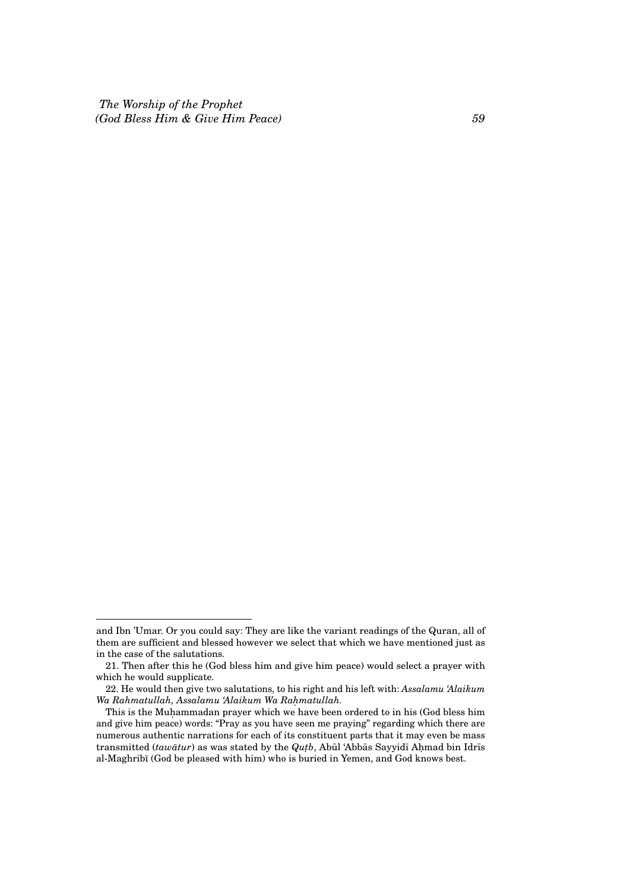and Ibn 'Umar. Or you could say: They are like the variant readings of the Quran, all of them are sufficient and blessed however we select that which we have mentioned just as in the case of the salutations.

21. Then after this he (God bless him and give him peace) would select a prayer with which he would supplicate.

22. He would then give two salutations, to his right and his left with: *Assalamu 'Alaikum Wa Rahmatullah, Assalamu 'Alaikum Wa Raḥmatullah.*

This is the Muḥammadan prayer which we have been ordered to in his (God bless him and give him peace) words: "Pray as you have seen me praying" regarding which there are numerous authentic narrations for each of its constituent parts that it may even be mass transmitted (*tawātur*) as was stated by the ***Quṭb***, Abūl 'Abbās Sayyidī Aḥmad bin Idrīs al-Maghribī (God be pleased with him) who is buried in Yemen, and God knows best.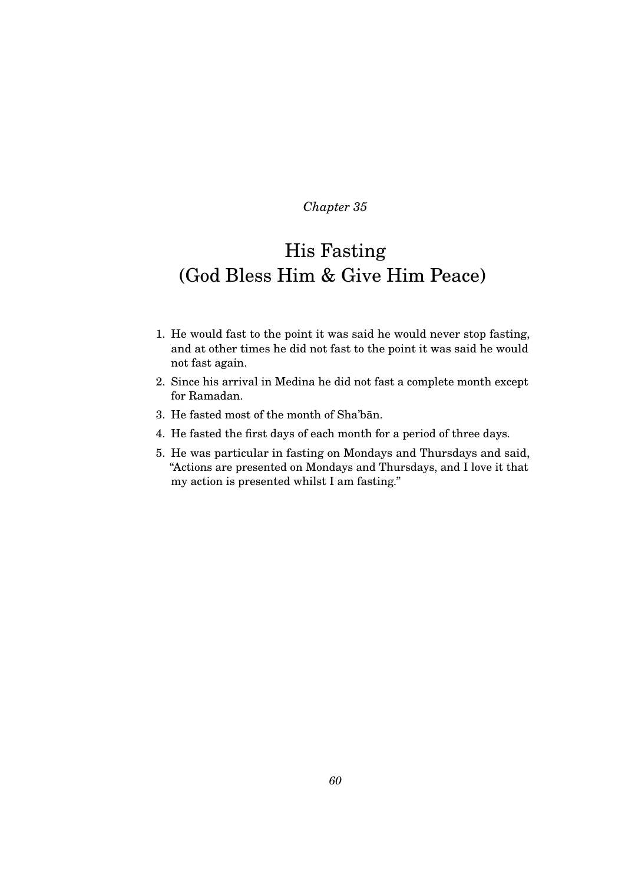*Chapter 35*

# His Fasting (God Bless Him & Give Him Peace)

1. He would fast to the point it was said he would never stop fasting, and at other times he did not fast to the point it was said he would not fast again.
2. Since his arrival in Medina he did not fast a complete month except for Ramadan.
3. He fasted most of the month of Sha'bān.
4. He fasted the first days of each month for a period of three days.
5. He was particular in fasting on Mondays and Thursdays and said, "Actions are presented on Mondays and Thursdays, and I love it that my action is presented whilst I am fasting."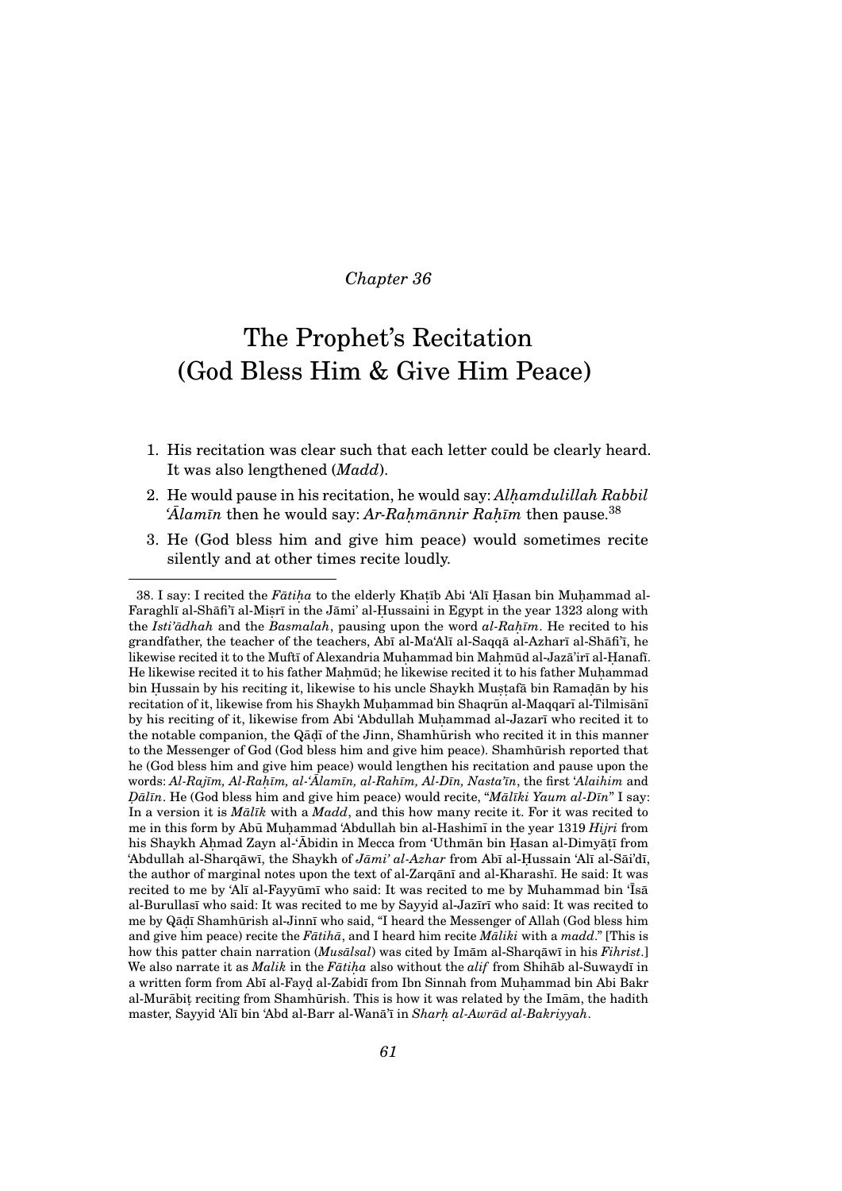*Chapter 36*

# The Prophet's Recitation (God Bless Him & Give Him Peace)

1. His recitation was clear such that each letter could be clearly heard. It was also lengthened (*Madd*).
2. He would pause in his recitation, he would say: *Alḥamdulillah Rabbil 'Ālamīn* then he would say: *Ar-Raḥmānnir Raḥīm* then pause.[38]
3. He (God bless him and give him peace) would sometimes recite silently and at other times recite loudly.

---

38. I say: I recited the *Fātiḥa* to the elderly Khaṭīb Abi 'Alī Ḥasan bin Muḥammad al-Faraghlī al-Shāfi'ī al-Miṣrī in the Jāmi' al-Ḥussaini in Egypt in the year 1323 along with the *Isti'ādhah* and the *Basmalah*, pausing upon the word *al-Raḥīm*. He recited to his grandfather, the teacher of the teachers, Abī al-Ma'Alī al-Saqqā al-Azharī al-Shāfi'ī, he likewise recited it to the Muftī of Alexandria Muḥammad bin Maḥmūd al-Jazā'irī al-Ḥanafī. He likewise recited it to his father Maḥmūd; he likewise recited it to his father Muḥammad bin Ḥussain by his reciting it, likewise to his uncle Shaykh Muṣṭafā bin Ramaḍān by his recitation of it, likewise from his Shaykh Muḥammad bin Shaqrūn al-Maqqarī al-Tilmisānī by his reciting of it, likewise from Abi 'Abdullah Muḥammad al-Jazarī who recited it to the notable companion, the Qāḍī of the Jinn, Shamhūrish who recited it in this manner to the Messenger of God (God bless him and give him peace). Shamhūrish reported that he (God bless him and give him peace) would lengthen his recitation and pause upon the words: *Al-Rajīm, Al-Raḥīm, al-'Ālamīn, al-Rahīm, Al-Dīn, Nasta'īn*, the first *'Alaihim* and *Ḍālīn*. He (God bless him and give him peace) would recite, "*Mālīki Yaum al-Dīn*" I say: In a version it is *Mālīk* with a *Madd*, and this how many recite it. For it was recited to me in this form by Abū Muḥammad 'Abdullah bin al-Hashimī in the year 1319 *Hijri* from his Shaykh Aḥmad Zayn al-'Ābidin in Mecca from 'Uthmān bin Ḥasan al-Dimyāṭī from 'Abdullah al-Sharqāwī, the Shaykh of *Jāmi' al-Azhar* from Abī al-Ḥussain 'Alī al-Sāi'dī, the author of marginal notes upon the text of al-Zarqānī and al-Kharashī. He said: It was recited to me by 'Alī al-Fayyūmī who said: It was recited to me by Muhammad bin 'Īsā al-Burullasī who said: It was recited to me by Sayyid al-Jazīrī who said: It was recited to me by Qāḍī Shamhūrish al-Jinnī who said, "I heard the Messenger of Allah (God bless him and give him peace) recite the *Fātihā*, and I heard him recite *Māliki* with a *madd*." [This is how this patter chain narration (*Musālsal*) was cited by Imām al-Sharqāwī in his *Fihrist*.] We also narrate it as *Malik* in the *Fātiḥa* also without the *alif* from Shihāb al-Suwaydī in a written form from Abī al-Fayḍ al-Zabidī from Ibn Sinnah from Muḥammad bin Abi Bakr al-Murābiṭ reciting from Shamhūrish. This is how it was related by the Imām, the hadith master, Sayyid 'Alī bin 'Abd al-Barr al-Wanā'ī in *Sharḥ al-Awrād al-Bakriyyah*.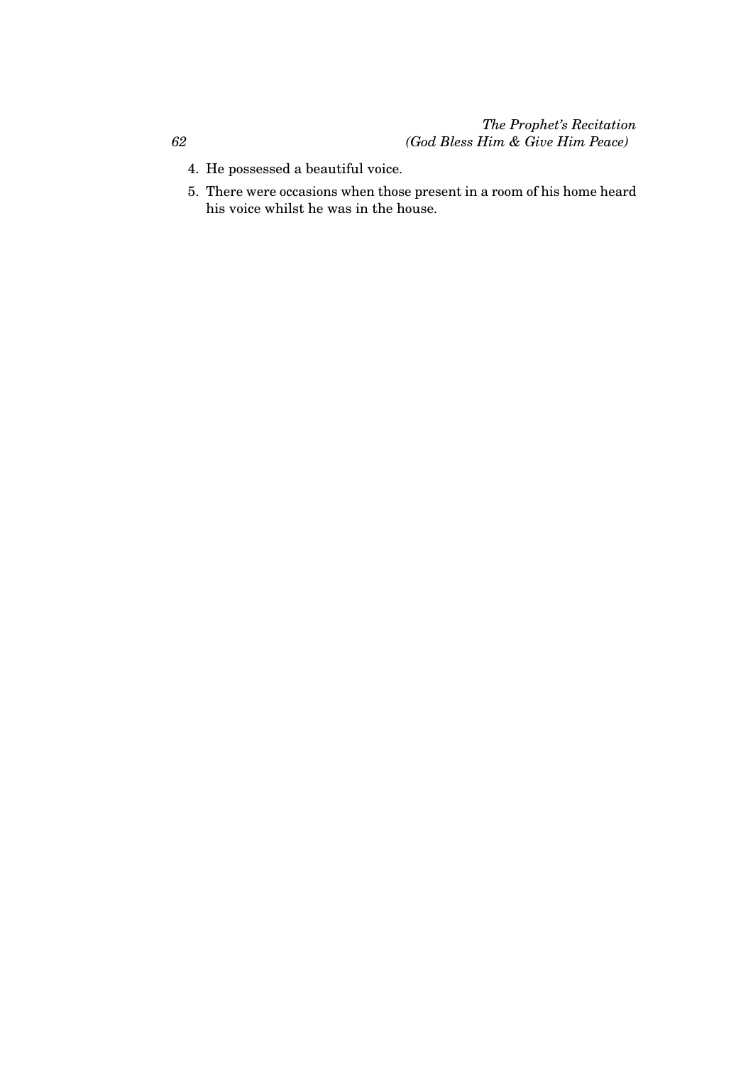4. He possessed a beautiful voice.
5. There were occasions when those present in a room of his home heard his voice whilst he was in the house.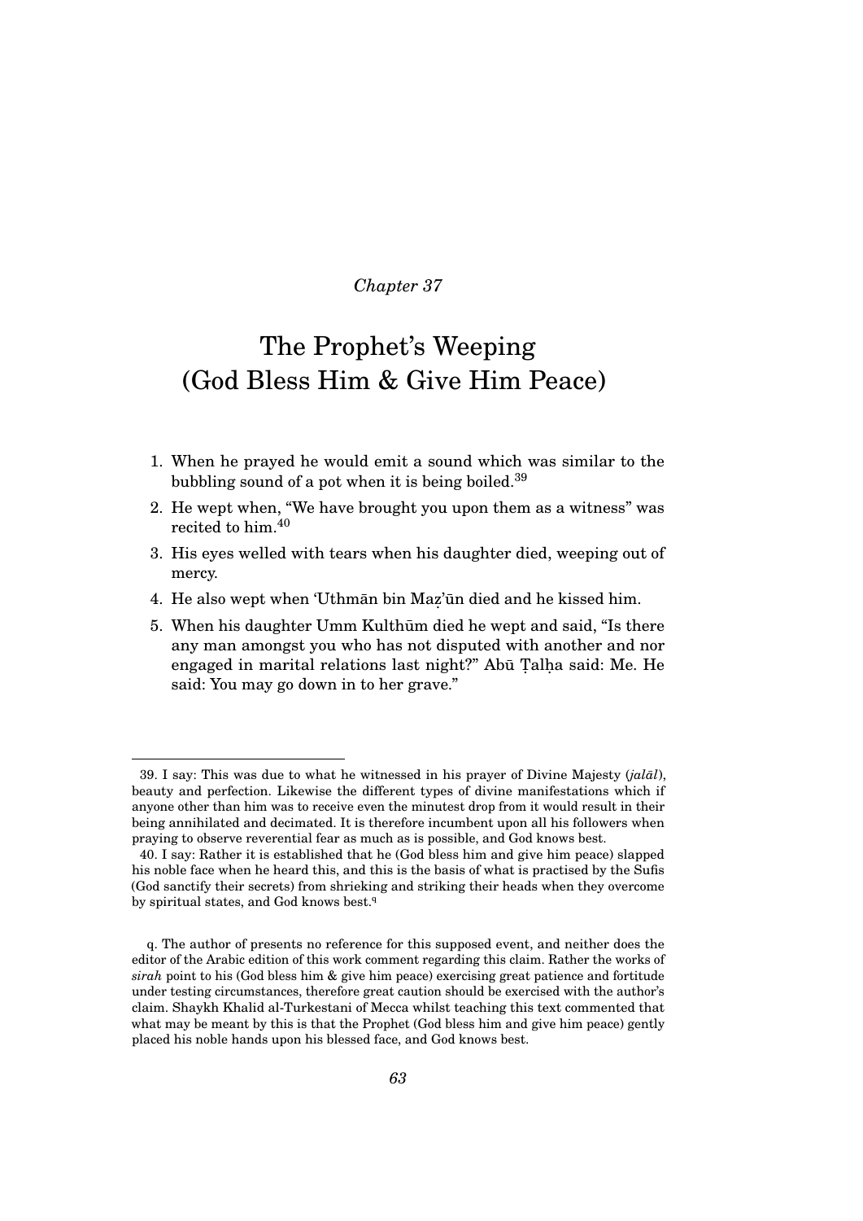*Chapter 37*

# The Prophet's Weeping (God Bless Him & Give Him Peace)

1. When he prayed he would emit a sound which was similar to the bubbling sound of a pot when it is being boiled.[39]
2. He wept when, "We have brought you upon them as a witness" was recited to him.[40]
3. His eyes welled with tears when his daughter died, weeping out of mercy.
4. He also wept when 'Uthmān bin Maẓ'ūn died and he kissed him.
5. When his daughter Umm Kulthūm died he wept and said, "Is there any man amongst you who has not disputed with another and nor engaged in marital relations last night?" Abū Ṭalḥa said: Me. He said: You may go down in to her grave."

---

39. I say: This was due to what he witnessed in his prayer of Divine Majesty (*jalāl*), beauty and perfection. Likewise the different types of divine manifestations which if anyone other than him was to receive even the minutest drop from it would result in their being annihilated and decimated. It is therefore incumbent upon all his followers when praying to observe reverential fear as much as is possible, and God knows best.

40. I say: Rather it is established that he (God bless him and give him peace) slapped his noble face when he heard this, and this is the basis of what is practised by the Sufis (God sanctify their secrets) from shrieking and striking their heads when they overcome by spiritual states, and God knows best.[q]

q. The author of presents no reference for this supposed event, and neither does the editor of the Arabic edition of this work comment regarding this claim. Rather the works of *sirah* point to his (God bless him & give him peace) exercising great patience and fortitude under testing circumstances, therefore great caution should be exercised with the author's claim. Shaykh Khalid al-Turkestani of Mecca whilst teaching this text commented that what may be meant by this is that the Prophet (God bless him and give him peace) gently placed his noble hands upon his blessed face, and God knows best.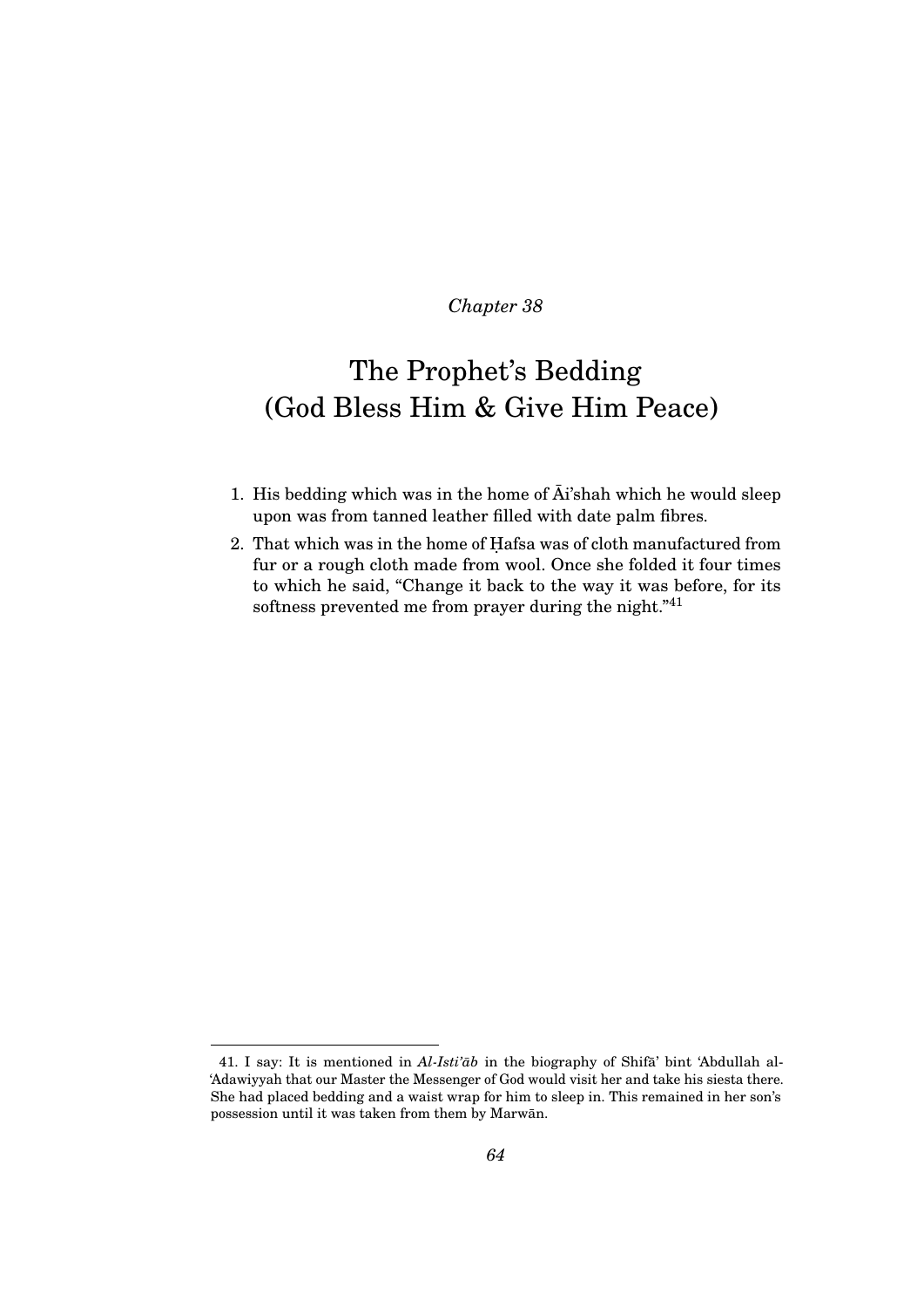*Chapter 38*

# The Prophet's Bedding (God Bless Him & Give Him Peace)

1. His bedding which was in the home of Āi'shah which he would sleep upon was from tanned leather filled with date palm fibres.
2. That which was in the home of Ḥafsa was of cloth manufactured from fur or a rough cloth made from wool. Once she folded it four times to which he said, "Change it back to the way it was before, for its softness prevented me from prayer during the night."[41]

---

41. I say: It is mentioned in *Al-Isti'āb* in the biography of Shifā' bint 'Abdullah al-'Adawiyyah that our Master the Messenger of God would visit her and take his siesta there. She had placed bedding and a waist wrap for him to sleep in. This remained in her son's possession until it was taken from them by Marwān.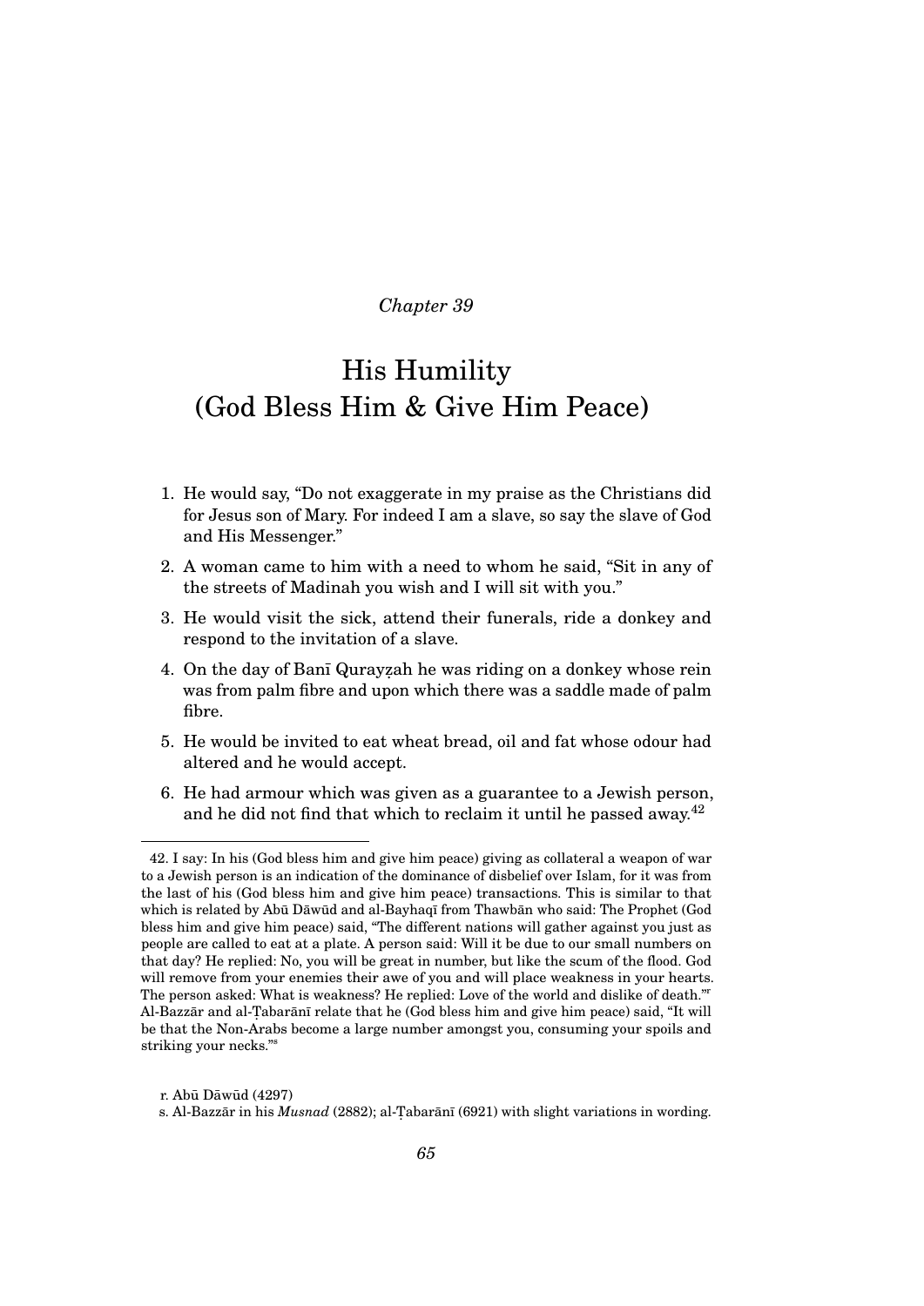*Chapter 39*

# His Humility (God Bless Him & Give Him Peace)

1. He would say, "Do not exaggerate in my praise as the Christians did for Jesus son of Mary. For indeed I am a slave, so say the slave of God and His Messenger."
2. A woman came to him with a need to whom he said, "Sit in any of the streets of Madinah you wish and I will sit with you."
3. He would visit the sick, attend their funerals, ride a donkey and respond to the invitation of a slave.
4. On the day of Banī Qurayẓah he was riding on a donkey whose rein was from palm fibre and upon which there was a saddle made of palm fibre.
5. He would be invited to eat wheat bread, oil and fat whose odour had altered and he would accept.
6. He had armour which was given as a guarantee to a Jewish person, and he did not find that which to reclaim it until he passed away.[42]

---

42. I say: In his (God bless him and give him peace) giving as collateral a weapon of war to a Jewish person is an indication of the dominance of disbelief over Islam, for it was from the last of his (God bless him and give him peace) transactions. This is similar to that which is related by Abū Dāwūd and al-Bayhaqī from Thawbān who said: The Prophet (God bless him and give him peace) said, "The different nations will gather against you just as people are called to eat at a plate. A person said: Will it be due to our small numbers on that day? He replied: No, you will be great in number, but like the scum of the flood. God will remove from your enemies their awe of you and will place weakness in your hearts. The person asked: What is weakness? He replied: Love of the world and dislike of death."[r] Al-Bazzār and al-Ṭabarānī relate that he (God bless him and give him peace) said, "It will be that the Non-Arabs become a large number amongst you, consuming your spoils and striking your necks."[s]

r. Abū Dāwūd (4297)

s. Al-Bazzār in his *Musnad* (2882); al-Ṭabarānī (6921) with slight variations in wording.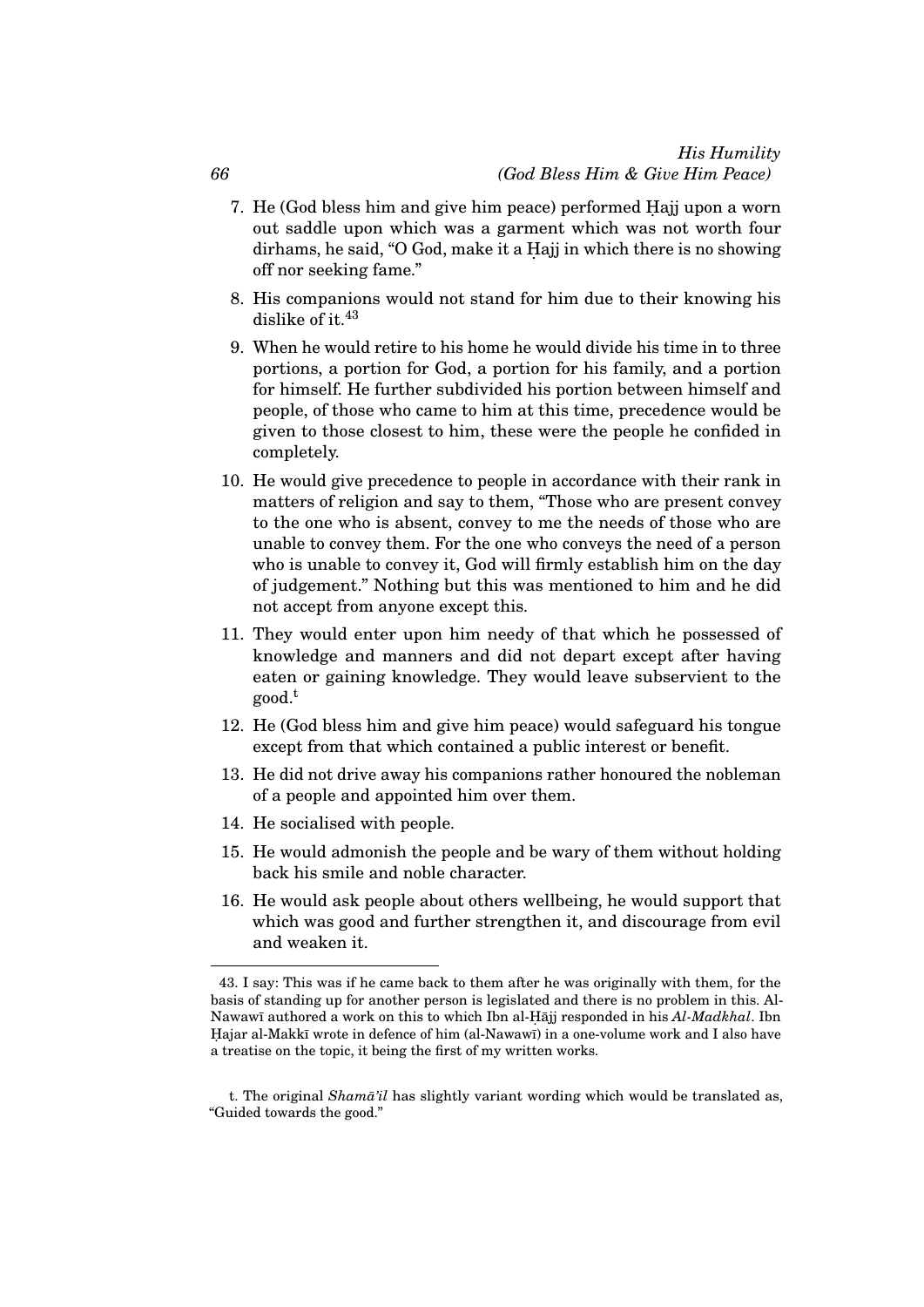7. He (God bless him and give him peace) performed Ḥajj upon a worn out saddle upon which was a garment which was not worth four dirhams, he said, "O God, make it a Ḥajj in which there is no showing off nor seeking fame."

8. His companions would not stand for him due to their knowing his dislike of it.[43]

9. When he would retire to his home he would divide his time in to three portions, a portion for God, a portion for his family, and a portion for himself. He further subdivided his portion between himself and people, of those who came to him at this time, precedence would be given to those closest to him, these were the people he confided in completely.

10. He would give precedence to people in accordance with their rank in matters of religion and say to them, "Those who are present convey to the one who is absent, convey to me the needs of those who are unable to convey them. For the one who conveys the need of a person who is unable to convey it, God will firmly establish him on the day of judgement." Nothing but this was mentioned to him and he did not accept from anyone except this.

11. They would enter upon him needy of that which he possessed of knowledge and manners and did not depart except after having eaten or gaining knowledge. They would leave subservient to the good.[t]

12. He (God bless him and give him peace) would safeguard his tongue except from that which contained a public interest or benefit.

13. He did not drive away his companions rather honoured the nobleman of a people and appointed him over them.

14. He socialised with people.

15. He would admonish the people and be wary of them without holding back his smile and noble character.

16. He would ask people about others wellbeing, he would support that which was good and further strengthen it, and discourage from evil and weaken it.

---

43. I say: This was if he came back to them after he was originally with them, for the basis of standing up for another person is legislated and there is no problem in this. Al-Nawawī authored a work on this to which Ibn al-Ḥājj responded in his *Al-Madkhal*. Ibn Ḥajar al-Makkī wrote in defence of him (al-Nawawī) in a one-volume work and I also have a treatise on the topic, it being the first of my written works.

t. The original *Shamā'il* has slightly variant wording which would be translated as, "Guided towards the good."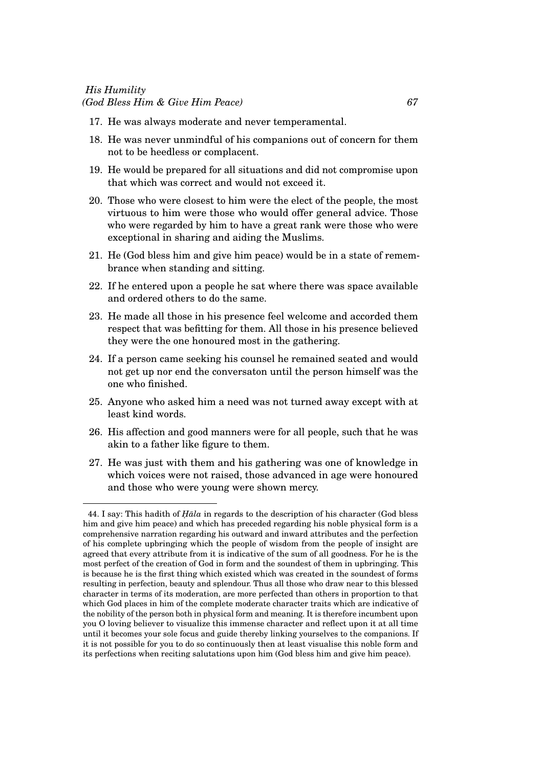17. He was always moderate and never temperamental.
18. He was never unmindful of his companions out of concern for them not to be heedless or complacent.
19. He would be prepared for all situations and did not compromise upon that which was correct and would not exceed it.
20. Those who were closest to him were the elect of the people, the most virtuous to him were those who would offer general advice. Those who were regarded by him to have a great rank were those who were exceptional in sharing and aiding the Muslims.
21. He (God bless him and give him peace) would be in a state of remembrance when standing and sitting.
22. If he entered upon a people he sat where there was space available and ordered others to do the same.
23. He made all those in his presence feel welcome and accorded them respect that was befitting for them. All those in his presence believed they were the one honoured most in the gathering.
24. If a person came seeking his counsel he remained seated and would not get up nor end the conversaton until the person himself was the one who finished.
25. Anyone who asked him a need was not turned away except with at least kind words.
26. His affection and good manners were for all people, such that he was akin to a father like figure to them.
27. He was just with them and his gathering was one of knowledge in which voices were not raised, those advanced in age were honoured and those who were young were shown mercy.

---

44. I say: This hadith of *Ḥāla* in regards to the description of his character (God bless him and give him peace) and which has preceded regarding his noble physical form is a comprehensive narration regarding his outward and inward attributes and the perfection of his complete upbringing which the people of wisdom from the people of insight are agreed that every attribute from it is indicative of the sum of all goodness. For he is the most perfect of the creation of God in form and the soundest of them in upbringing. This is because he is the first thing which existed which was created in the soundest of forms resulting in perfection, beauty and splendour. Thus all those who draw near to this blessed character in terms of its moderation, are more perfected than others in proportion to that which God places in him of the complete moderate character traits which are indicative of the nobility of the person both in physical form and meaning. It is therefore incumbent upon you O loving believer to visualize this immense character and reflect upon it at all time until it becomes your sole focus and guide thereby linking yourselves to the companions. If it is not possible for you to do so continuously then at least visualise this noble form and its perfections when reciting salutations upon him (God bless him and give him peace).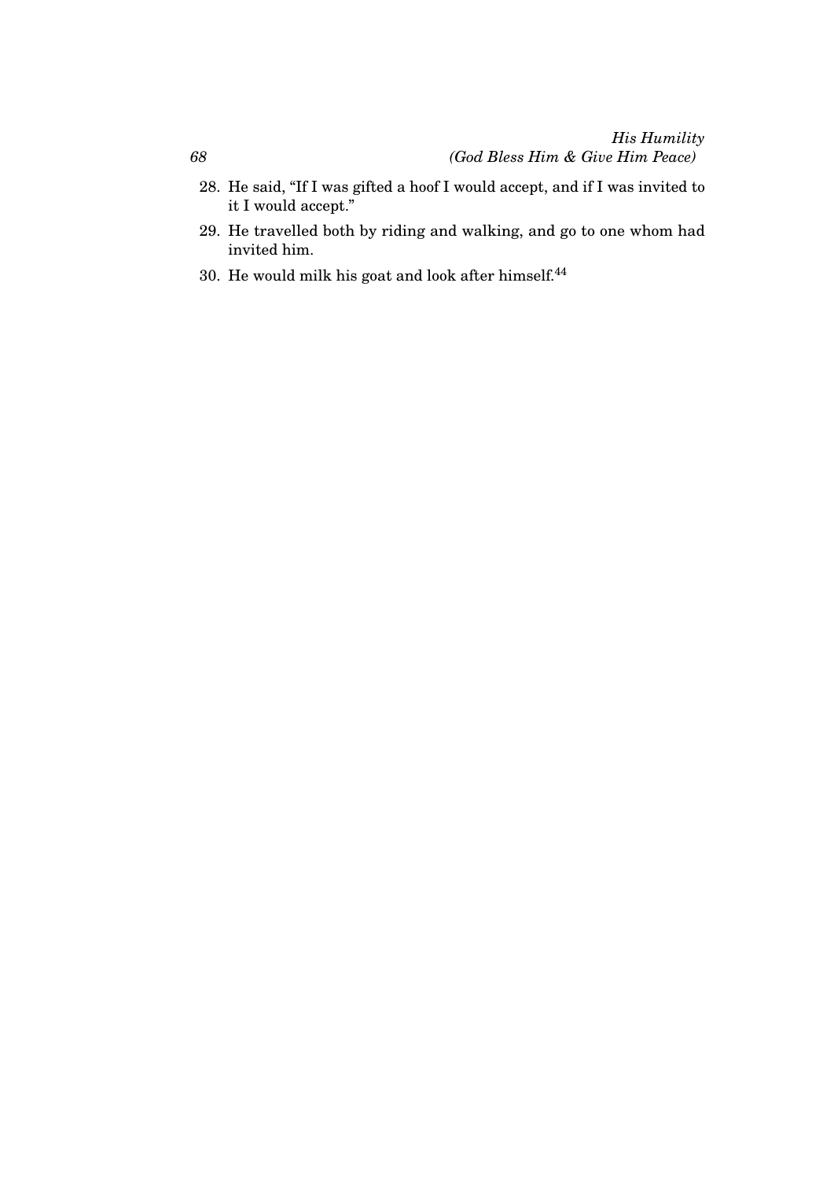28. He said, “If I was gifted a hoof I would accept, and if I was invited to it I would accept.”
29. He travelled both by riding and walking, and go to one whom had invited him.
30. He would milk his goat and look after himself.[44]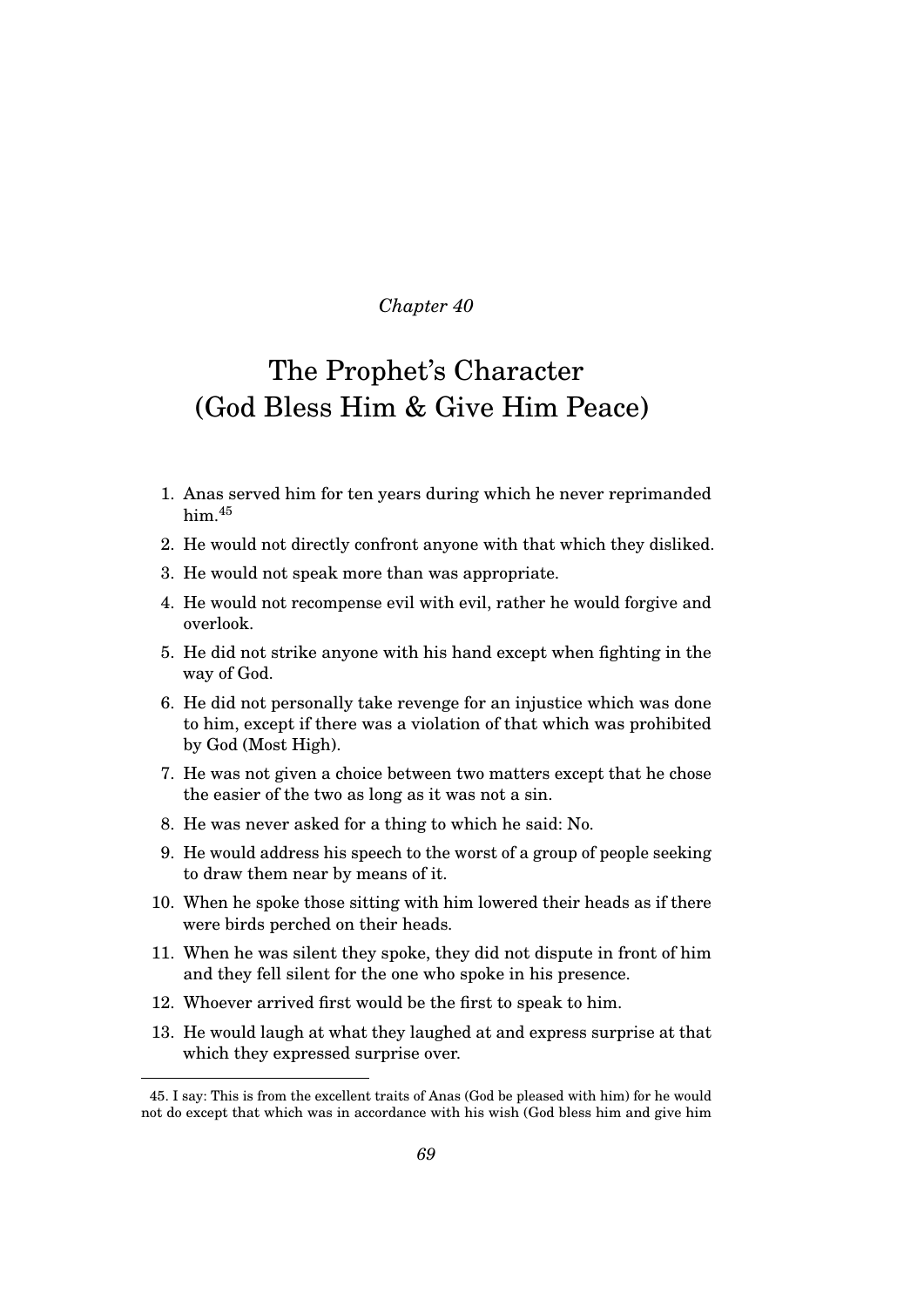*Chapter 40*

# The Prophet's Character (God Bless Him & Give Him Peace)

1. Anas served him for ten years during which he never reprimanded him.[45]
2. He would not directly confront anyone with that which they disliked.
3. He would not speak more than was appropriate.
4. He would not recompense evil with evil, rather he would forgive and overlook.
5. He did not strike anyone with his hand except when fighting in the way of God.
6. He did not personally take revenge for an injustice which was done to him, except if there was a violation of that which was prohibited by God (Most High).
7. He was not given a choice between two matters except that he chose the easier of the two as long as it was not a sin.
8. He was never asked for a thing to which he said: No.
9. He would address his speech to the worst of a group of people seeking to draw them near by means of it.
10. When he spoke those sitting with him lowered their heads as if there were birds perched on their heads.
11. When he was silent they spoke, they did not dispute in front of him and they fell silent for the one who spoke in his presence.
12. Whoever arrived first would be the first to speak to him.
13. He would laugh at what they laughed at and express surprise at that which they expressed surprise over.

---

45. I say: This is from the excellent traits of Anas (God be pleased with him) for he would not do except that which was in accordance with his wish (God bless him and give him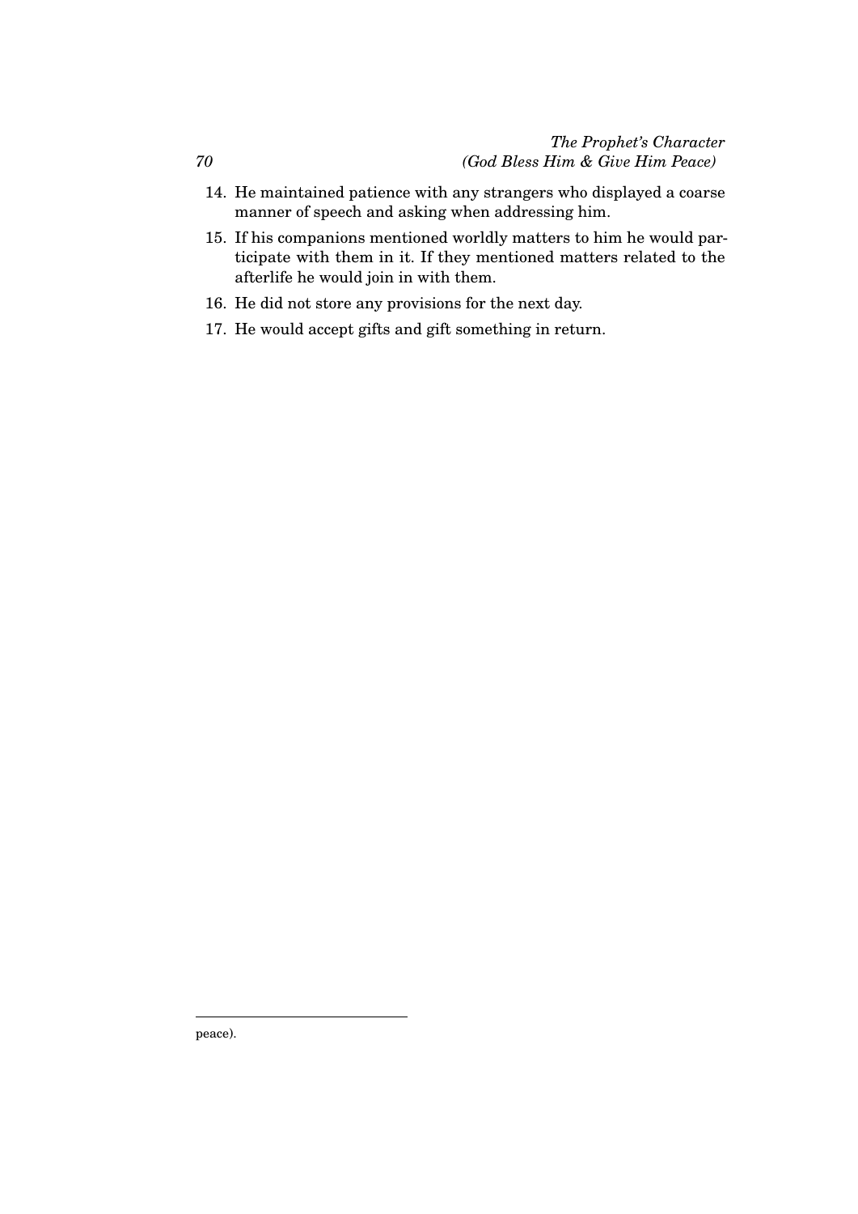14. He maintained patience with any strangers who displayed a coarse manner of speech and asking when addressing him.
15. If his companions mentioned worldly matters to him he would participate with them in it. If they mentioned matters related to the afterlife he would join in with them.
16. He did not store any provisions for the next day.
17. He would accept gifts and gift something in return.

---

peace).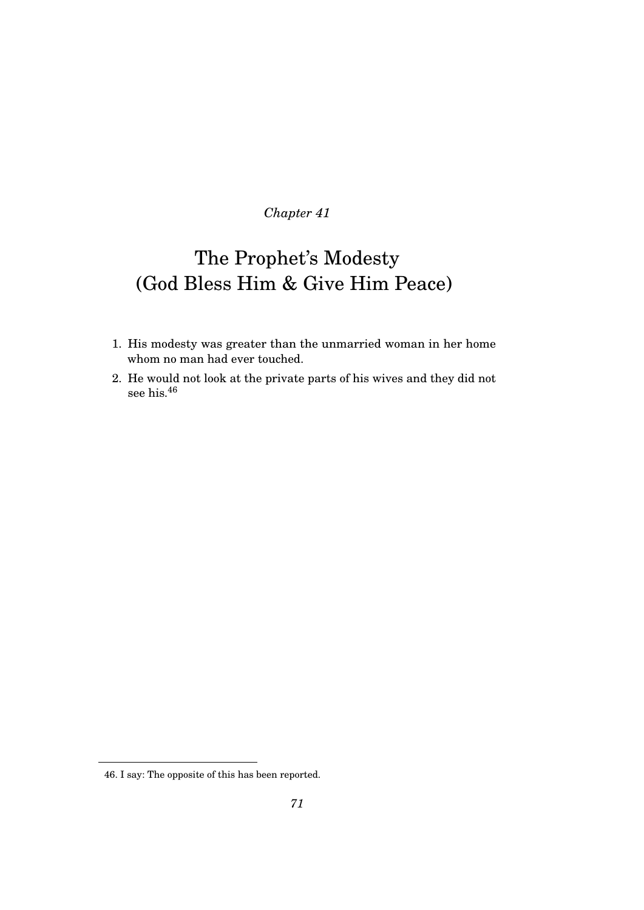*Chapter 41*

# The Prophet's Modesty (God Bless Him & Give Him Peace)

1. His modesty was greater than the unmarried woman in her home whom no man had ever touched.
2. He would not look at the private parts of his wives and they did not see his.[46]

---

46. I say: The opposite of this has been reported.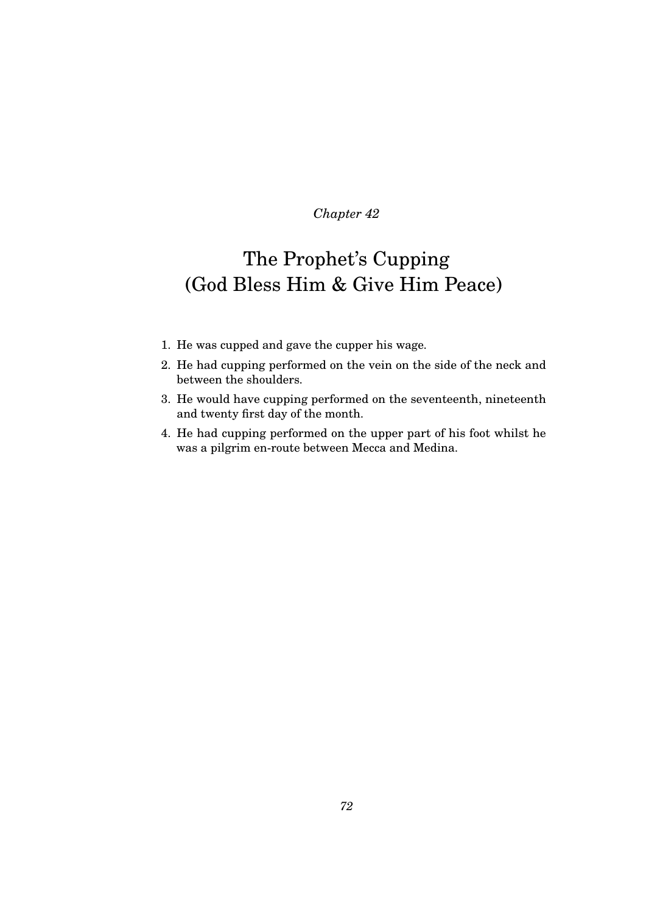*Chapter 42*

# The Prophet's Cupping (God Bless Him & Give Him Peace)

1. He was cupped and gave the cupper his wage.
2. He had cupping performed on the vein on the side of the neck and between the shoulders.
3. He would have cupping performed on the seventeenth, nineteenth and twenty first day of the month.
4. He had cupping performed on the upper part of his foot whilst he was a pilgrim en-route between Mecca and Medina.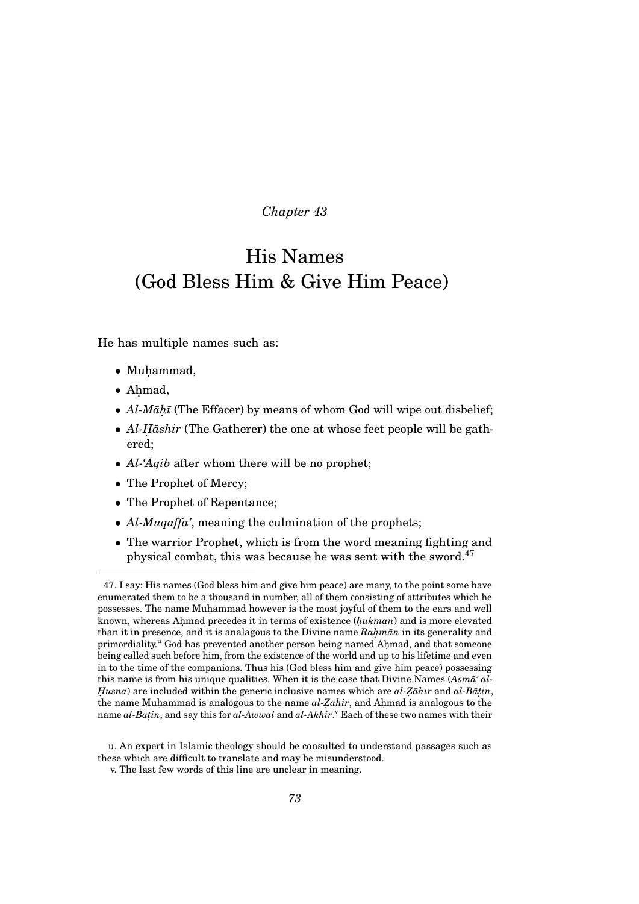*Chapter 43*

# His Names (God Bless Him & Give Him Peace)

He has multiple names such as:

- Muḥammad,
- Aḥmad,
- *Al-Māḥī* (The Effacer) by means of whom God will wipe out disbelief;
- *Al-Ḥāshir* (The Gatherer) the one at whose feet people will be gathered;
- *Al-'Āqib* after whom there will be no prophet;
- The Prophet of Mercy;
- The Prophet of Repentance;
- *Al-Muqaffa'*, meaning the culmination of the prophets;
- The warrior Prophet, which is from the word meaning fighting and physical combat, this was because he was sent with the sword.[47]

---

47. I say: His names (God bless him and give him peace) are many, to the point some have enumerated them to be a thousand in number, all of them consisting of attributes which he possesses. The name Muḥammad however is the most joyful of them to the ears and well known, whereas Aḥmad precedes it in terms of existence (*ḥukman*) and is more elevated than it in presence, and it is analagous to the Divine name *Raḥmān* in its generality and primordiality.[u] God has prevented another person being named Aḥmad, and that someone being called such before him, from the existence of the world and up to his lifetime and even in to the time of the companions. Thus his (God bless him and give him peace) possessing this name is from his unique qualities. When it is the case that Divine Names (*Asmā' al-Ḥusna*) are included within the generic inclusive names which are *al-Ẓāhir* and *al-Bāṭin*, the name Muḥammad is analogous to the name *al-Ẓāhir*, and Aḥmad is analogous to the name *al-Bāṭin*, and say this for *al-Awwal* and *al-Akhir*.[v] Each of these two names with their

u. An expert in Islamic theology should be consulted to understand passages such as these which are difficult to translate and may be misunderstood.

v. The last few words of this line are unclear in meaning.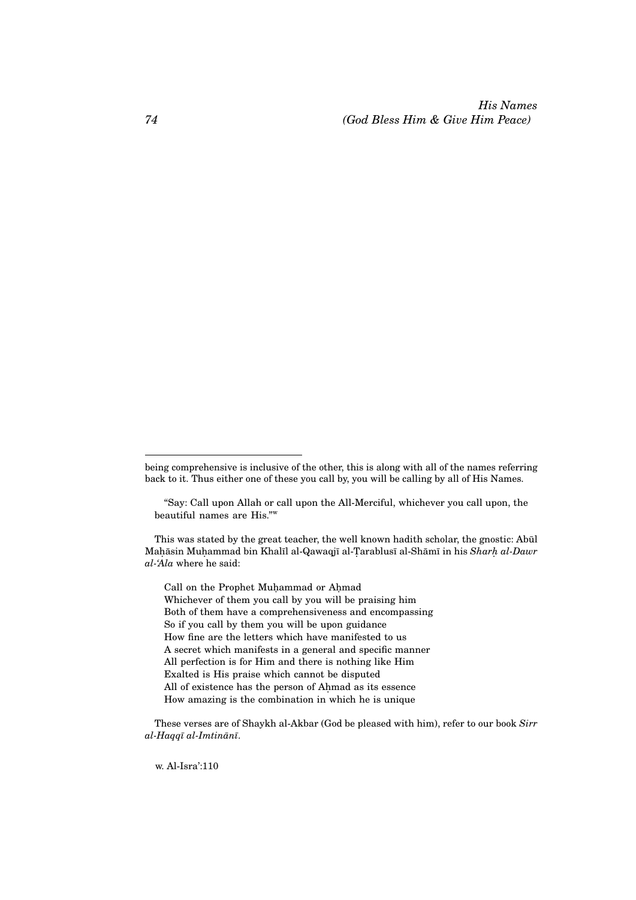being comprehensive is inclusive of the other, this is along with all of the names referring back to it. Thus either one of these you call by, you will be calling by all of His Names.

> "Say: Call upon Allah or call upon the All-Merciful, whichever you call upon, the beautiful names are His."[w]

This was stated by the great teacher, the well known hadith scholar, the gnostic: Abūl Maḥāsin Muḥammad bin Khalīl al-Qawaqjī al-Ṭarablusī al-Shāmī in his *Sharḥ al-Dawr al-'Āla* where he said:

> Call on the Prophet Muḥammad or Aḥmad
> Whichever of them you call by you will be praising him
> Both of them have a comprehensiveness and encompassing
> So if you call by them you will be upon guidance
> How fine are the letters which have manifested to us
> A secret which manifests in a general and specific manner
> All perfection is for Him and there is nothing like Him
> Exalted is His praise which cannot be disputed
> All of existence has the person of Aḥmad as its essence
> How amazing is the combination in which he is unique

These verses are of Shaykh al-Akbar (God be pleased with him), refer to our book *Sirr al-Haqqī al-Imtinānī*.

w. Al-Isra':110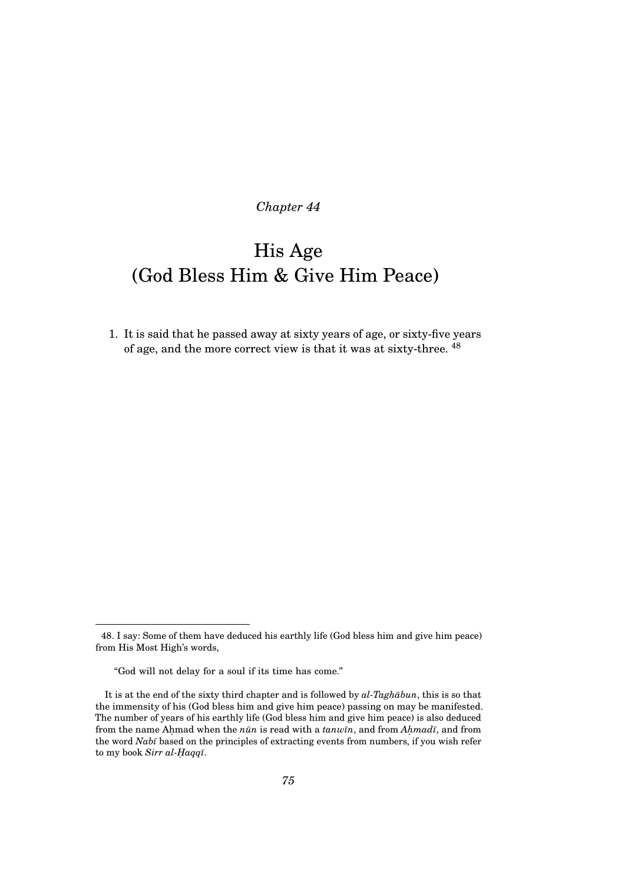*Chapter 44*

# His Age (God Bless Him & Give Him Peace)

1. It is said that he passed away at sixty years of age, or sixty-five years of age, and the more correct view is that it was at sixty-three. [48]

---

48. I say: Some of them have deduced his earthly life (God bless him and give him peace) from His Most High's words,

"God will not delay for a soul if its time has come."

It is at the end of the sixty third chapter and is followed by *al-Taghābun*, this is so that the immensity of his (God bless him and give him peace) passing on may be manifested. The number of years of his earthly life (God bless him and give him peace) is also deduced from the name Aḥmad when the *nūn* is read with a *tanwīn*, and from *Aḥmadī*, and from the word *Nabī* based on the principles of extracting events from numbers, if you wish refer to my book *Sirr al-Ḥaqqī*.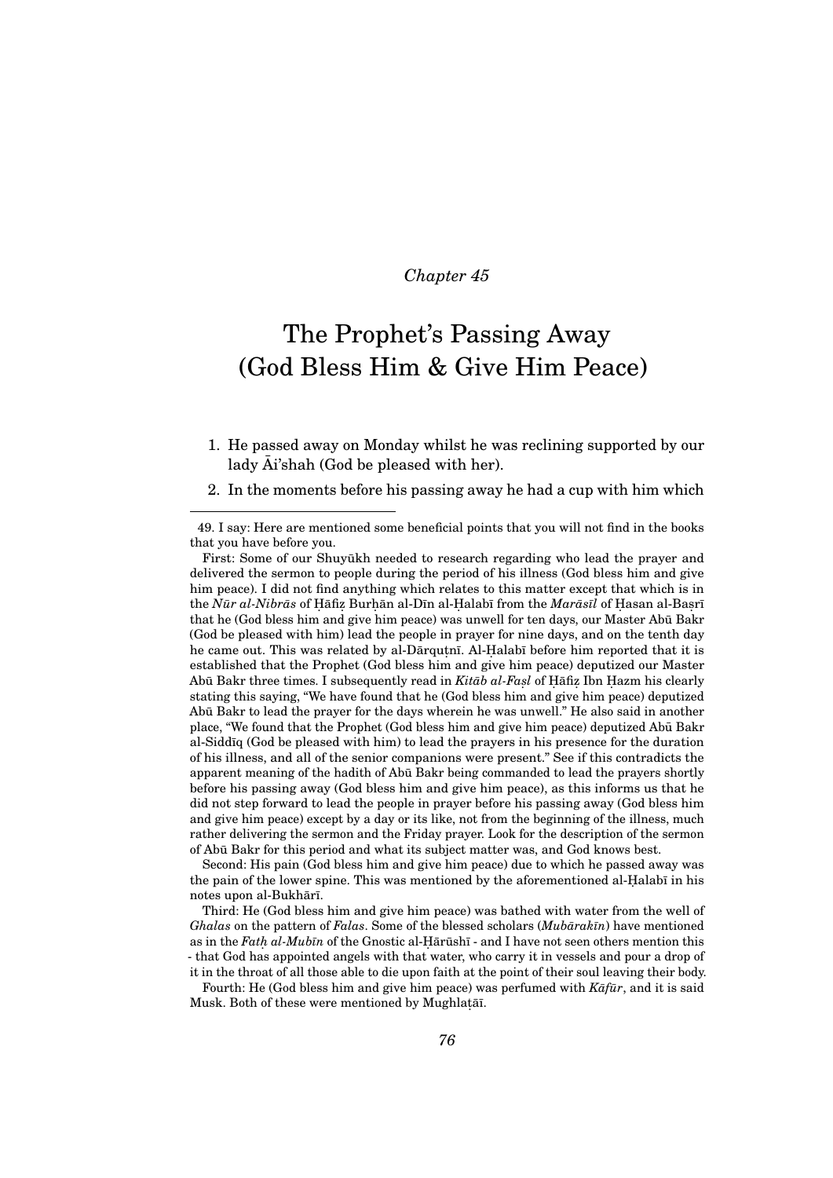*Chapter 45*

# The Prophet's Passing Away (God Bless Him & Give Him Peace)

1. He passed away on Monday whilst he was reclining supported by our lady Āi'shah (God be pleased with her).
2. In the moments before his passing away he had a cup with him which

---

49. I say: Here are mentioned some beneficial points that you will not find in the books that you have before you.

First: Some of our Shuyūkh needed to research regarding who lead the prayer and delivered the sermon to people during the period of his illness (God bless him and give him peace). I did not find anything which relates to this matter except that which is in the *Nūr al-Nibrās* of Ḥāfiẓ Burhān al-Dīn al-Ḥalabī from the *Marāsīl* of Ḥasan al-Baṣrī that he (God bless him and give him peace) was unwell for ten days, our Master Abū Bakr (God be pleased with him) lead the people in prayer for nine days, and on the tenth day he came out. This was related by al-Dārquṭnī. Al-Ḥalabī before him reported that it is established that the Prophet (God bless him and give him peace) deputized our Master Abū Bakr three times. I subsequently read in *Kitāb al-Faṣl* of Ḥāfiẓ Ibn Ḥazm his clearly stating this saying, "We have found that he (God bless him and give him peace) deputized Abū Bakr to lead the prayer for the days wherein he was unwell." He also said in another place, "We found that the Prophet (God bless him and give him peace) deputized Abū Bakr al-Siddīq (God be pleased with him) to lead the prayers in his presence for the duration of his illness, and all of the senior companions were present." See if this contradicts the apparent meaning of the hadith of Abū Bakr being commanded to lead the prayers shortly before his passing away (God bless him and give him peace), as this informs us that he did not step forward to lead the people in prayer before his passing away (God bless him and give him peace) except by a day or its like, not from the beginning of the illness, much rather delivering the sermon and the Friday prayer. Look for the description of the sermon of Abū Bakr for this period and what its subject matter was, and God knows best.

Second: His pain (God bless him and give him peace) due to which he passed away was the pain of the lower spine. This was mentioned by the aforementioned al-Ḥalabī in his notes upon al-Bukhārī.

Third: He (God bless him and give him peace) was bathed with water from the well of *Ghalas* on the pattern of *Falas*. Some of the blessed scholars (*Mubārakīn*) have mentioned as in the *Fatḥ al-Mubīn* of the Gnostic al-Ḥārūshī - and I have not seen others mention this - that God has appointed angels with that water, who carry it in vessels and pour a drop of it in the throat of all those able to die upon faith at the point of their soul leaving their body.

Fourth: He (God bless him and give him peace) was perfumed with *Kāfūr*, and it is said Musk. Both of these were mentioned by Mughlaṭāī.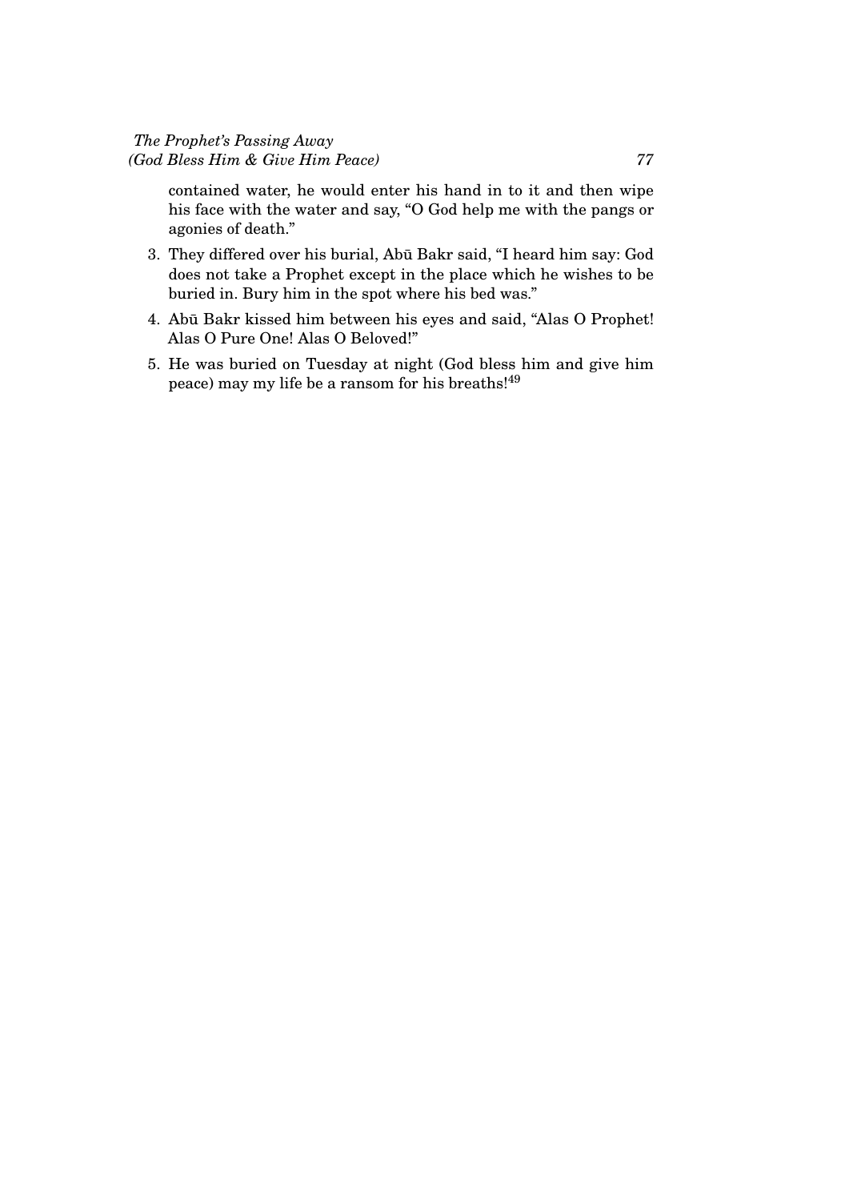contained water, he would enter his hand in to it and then wipe his face with the water and say, "O God help me with the pangs or agonies of death."

3. They differed over his burial, Abū Bakr said, "I heard him say: God does not take a Prophet except in the place which he wishes to be buried in. Bury him in the spot where his bed was."
4. Abū Bakr kissed him between his eyes and said, "Alas O Prophet! Alas O Pure One! Alas O Beloved!"
5. He was buried on Tuesday at night (God bless him and give him peace) may my life be a ransom for his breaths![49]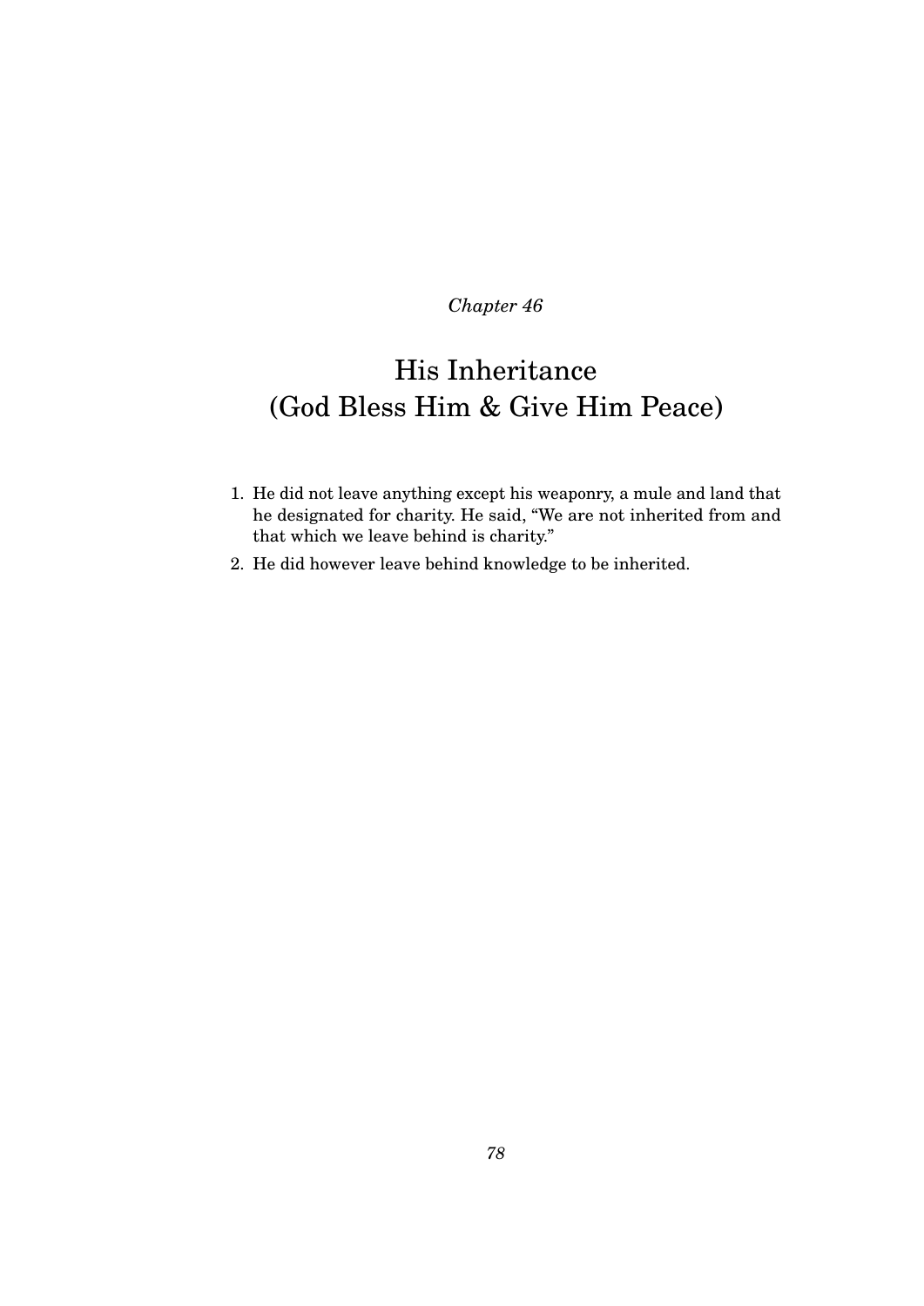*Chapter 46*

# His Inheritance (God Bless Him & Give Him Peace)

1. He did not leave anything except his weaponry, a mule and land that he designated for charity. He said, "We are not inherited from and that which we leave behind is charity."
2. He did however leave behind knowledge to be inherited.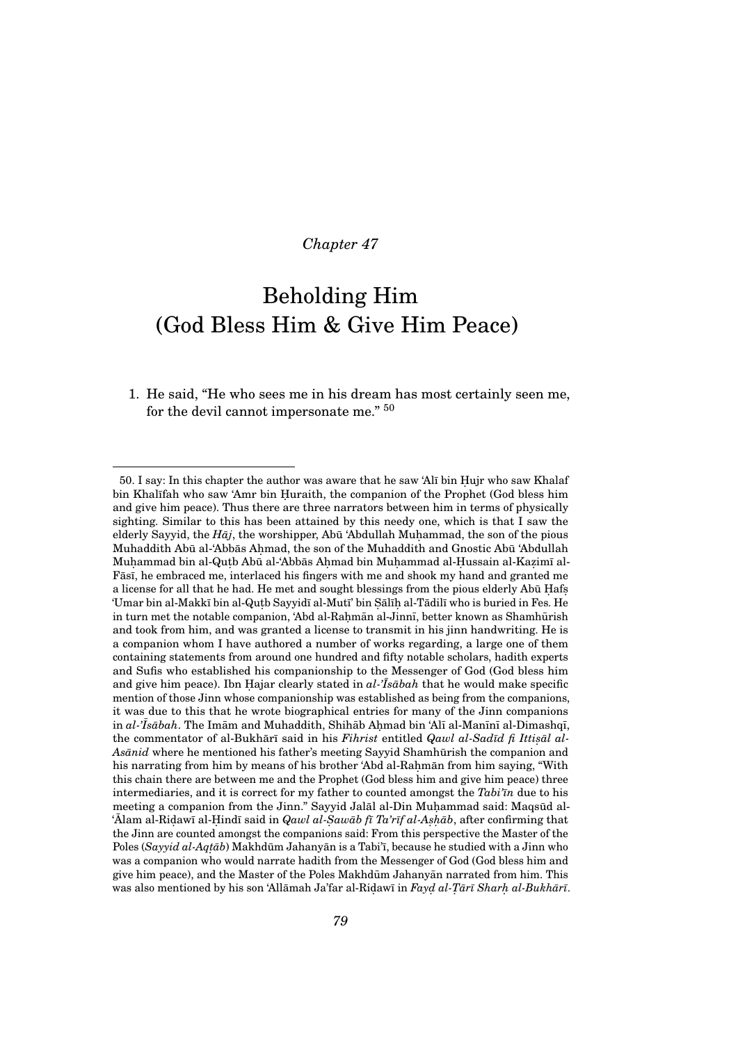*Chapter 47*

# Beholding Him (God Bless Him & Give Him Peace)

1. He said, "He who sees me in his dream has most certainly seen me, for the devil cannot impersonate me." [50]

---

50. I say: In this chapter the author was aware that he saw 'Alī bin Ḥujr who saw Khalaf bin Khalīfah who saw 'Amr bin Ḥuraith, the companion of the Prophet (God bless him and give him peace). Thus there are three narrators between him in terms of physically sighting. Similar to this has been attained by this needy one, which is that I saw the elderly Sayyid, the *Ḥāj*, the worshipper, Abū 'Abdullah Muḥammad, the son of the pious Muhaddith Abū al-'Abbās Aḥmad, the son of the Muhaddith and Gnostic Abū 'Abdullah Muḥammad bin al-Quṭb Abū al-'Abbās Aḥmad bin Muḥammad al-Ḥussain al-Kaẓimī al-Fāsī, he embraced me, interlaced his fingers with me and shook my hand and granted me a license for all that he had. He met and sought blessings from the pious elderly Abū Ḥafṣ 'Umar bin al-Makkī bin al-Quṭb Sayyidī al-Mutī' bin Ṣālīḥ al-Tādilī who is buried in Fes. He in turn met the notable companion, 'Abd al-Raḥmān al-Jinnī, better known as Shamhūrish and took from him, and was granted a license to transmit in his jinn handwriting. He is a companion whom I have authored a number of works regarding, a large one of them containing statements from around one hundred and fifty notable scholars, hadith experts and Sufis who established his companionship to the Messenger of God (God bless him and give him peace). Ibn Ḥajar clearly stated in *al-'Īsābah* that he would make specific mention of those Jinn whose companionship was established as being from the companions, it was due to this that he wrote biographical entries for many of the Jinn companions in *al-'Īsābah*. The Imām and Muhaddith, Shihāb Aḥmad bin 'Alī al-Manīnī al-Dimashqī, the commentator of al-Bukhārī said in his *Fihrist* entitled *Qawl al-Sadīd fi Ittiṣāl al-Asānid* where he mentioned his father's meeting Sayyid Shamhūrish the companion and his narrating from him by means of his brother 'Abd al-Raḥmān from him saying, "With this chain there are between me and the Prophet (God bless him and give him peace) three intermediaries, and it is correct for my father to counted amongst the *Tabi'īn* due to his meeting a companion from the Jinn." Sayyid Jalāl al-Din Muḥammad said: Maqsūd al-'Ālam al-Riḍawī al-Ḥindī said in *Qawl al-Ṣawāb fī Ta'rīf al-Aṣḥāb*, after confirming that the Jinn are counted amongst the companions said: From this perspective the Master of the Poles (*Sayyid al-Aqṭāb*) Makhdūm Jahanyān is a Tabi'ī, because he studied with a Jinn who was a companion who would narrate hadith from the Messenger of God (God bless him and give him peace), and the Master of the Poles Makhdūm Jahanyān narrated from him. This was also mentioned by his son 'Allāmah Ja'far al-Riḍawī in *Fayḍ al-Ṭārī Sharḥ al-Bukhārī*.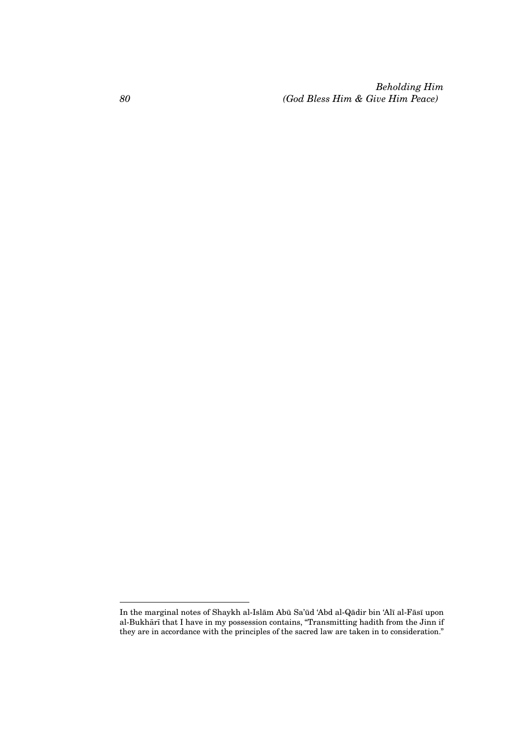In the marginal notes of Shaykh al-Islām Abū Sa'ūd 'Abd al-Qādir bin 'Alī al-Fāsī upon al-Bukhārī that I have in my possession contains, "Transmitting hadith from the Jinn if they are in accordance with the principles of the sacred law are taken in to consideration."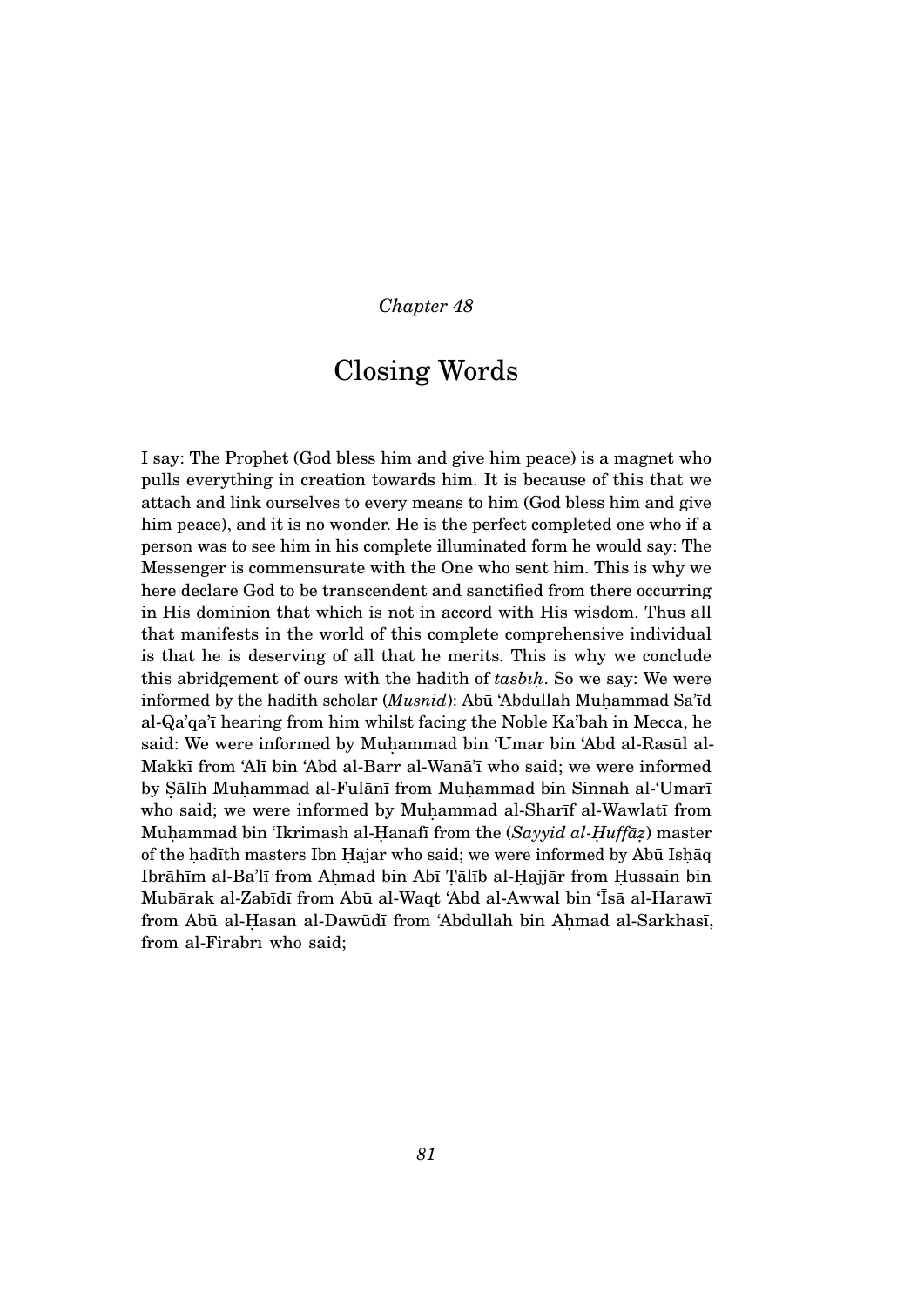*Chapter 48*

# Closing Words

I say: The Prophet (God bless him and give him peace) is a magnet who pulls everything in creation towards him. It is because of this that we attach and link ourselves to every means to him (God bless him and give him peace), and it is no wonder. He is the perfect completed one who if a person was to see him in his complete illuminated form he would say: The Messenger is commensurate with the One who sent him. This is why we here declare God to be transcendent and sanctified from there occurring in His dominion that which is not in accord with His wisdom. Thus all that manifests in the world of this complete comprehensive individual is that he is deserving of all that he merits. This is why we conclude this abridgement of ours with the hadith of *tasbīḥ*. So we say: We were informed by the hadith scholar (*Musnid*): Abū 'Abdullah Muḥammad Sa'īd al-Qa'qa'ī hearing from him whilst facing the Noble Ka'bah in Mecca, he said: We were informed by Muḥammad bin 'Umar bin 'Abd al-Rasūl al-Makkī from 'Alī bin 'Abd al-Barr al-Wanā'ī who said; we were informed by Ṣālīh Muḥammad al-Fulānī from Muḥammad bin Sinnah al-'Umarī who said; we were informed by Muḥammad al-Sharīf al-Wawlatī from Muḥammad bin 'Ikrimash al-Ḥanafī from the (*Sayyid al-Ḥuffāẓ*) master of the ḥadīth masters Ibn Ḥajar who said; we were informed by Abū Isḥāq Ibrāhīm al-Ba'lī from Aḥmad bin Abī Ṭālīb al-Ḥajjār from Ḥussain bin Mubārak al-Zabīdī from Abū al-Waqt 'Abd al-Awwal bin 'Īsā al-Harawī from Abū al-Ḥasan al-Dawūdī from 'Abdullah bin Aḥmad al-Sarkhasī, from al-Firabrī who said;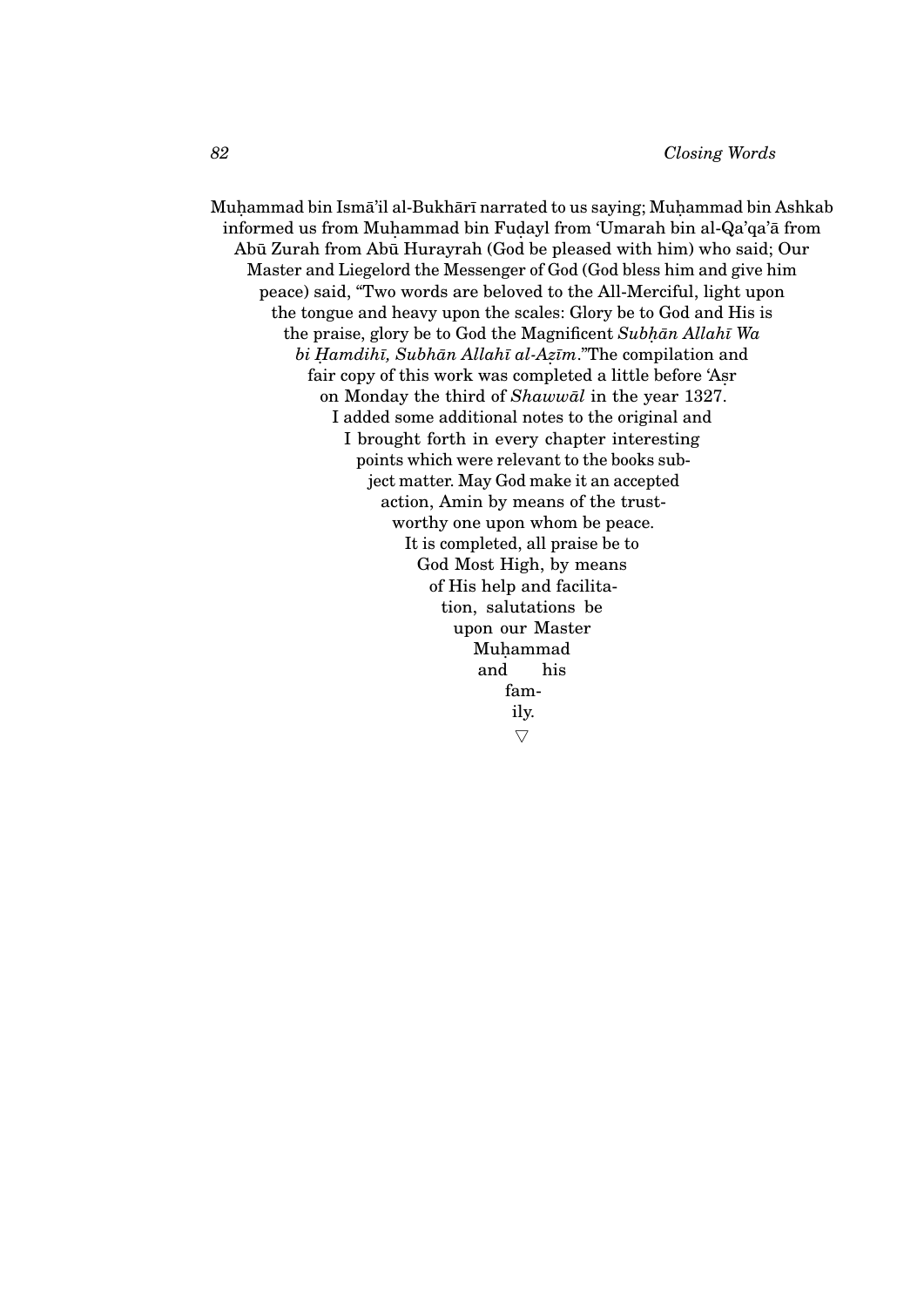Muḥammad bin Ismā'il al-Bukhārī narrated to us saying; Muḥammad bin Ashkab informed us from Muḥammad bin Fuḍayl from 'Umarah bin al-Qa'qa'ā from Abū Zurah from Abū Hurayrah (God be pleased with him) who said; Our Master and Liegelord the Messenger of God (God bless him and give him peace) said, "Two words are beloved to the All-Merciful, light upon the tongue and heavy upon the scales: Glory be to God and His is the praise, glory be to God the Magnificent *Subḥān Allahī Wa bi Ḥamdihī, Subhān Allahī al-Aẓīm*."The compilation and fair copy of this work was completed a little before 'Aṣr on Monday the third of *Shawwāl* in the year 1327. I added some additional notes to the original and I brought forth in every chapter interesting points which were relevant to the books subject matter. May God make it an accepted action, Amin by means of the trustworthy one upon whom be peace. It is completed, all praise be to God Most High, by means of His help and facilitation, salutations be upon our Master Muḥammad and his family.

▽